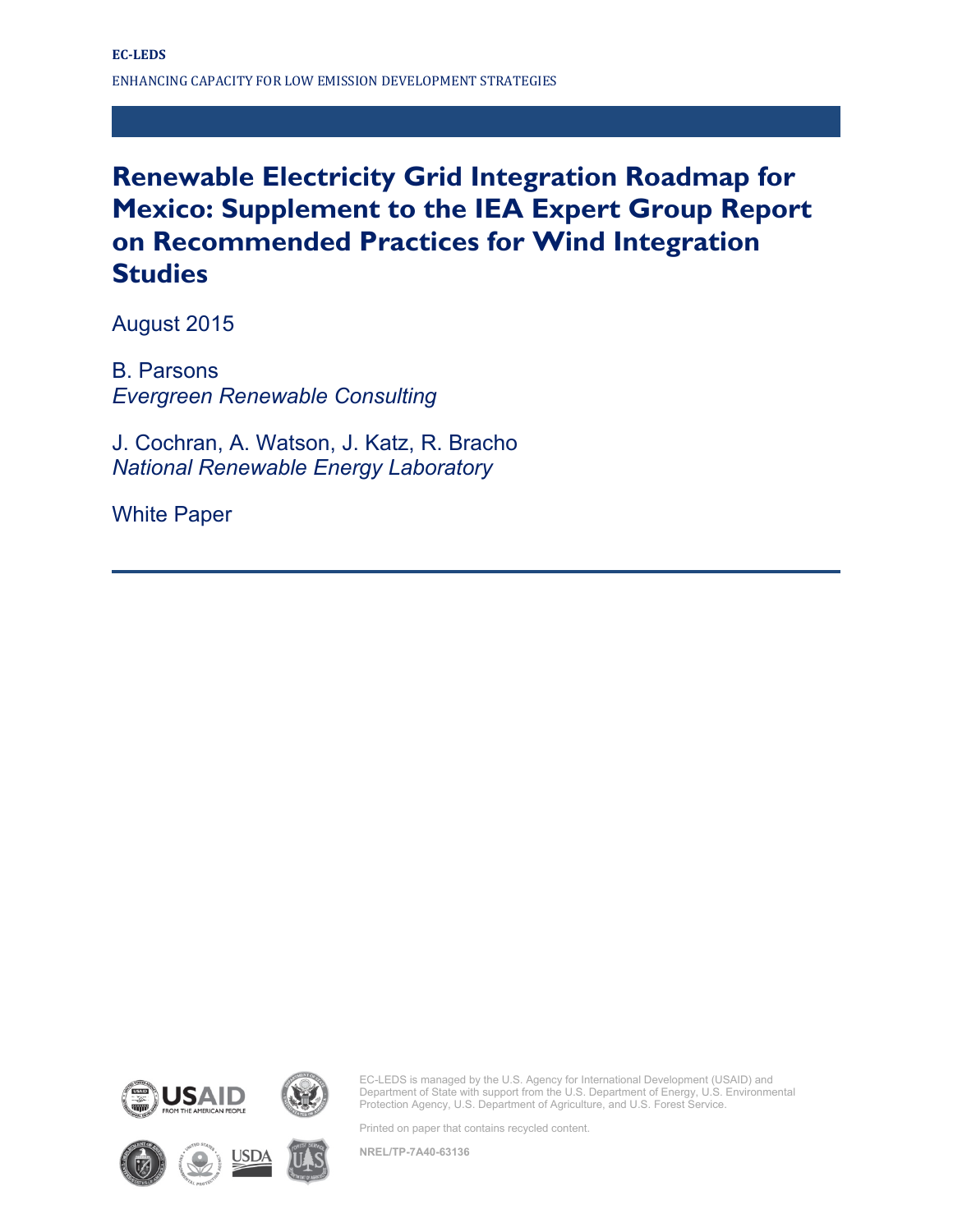**EC-LEDS**

ENHANCING CAPACITY FOR LOW EMISSION DEVELOPMENT STRATEGIES

# Renewable Electricity Grid Integration Roadmap for Mexico: Supplement to the IEA Expert Group Report on Recommended Practices for Wind Integration Studies

August 2015

B. Parsons
*Evergreen Renewable Consulting*

J. Cochran, A. Watson, J. Katz, R. Bracho
*National Renewable Energy Laboratory*

White Paper

EC-LEDS is managed by the U.S. Agency for International Development (USAID) and Department of State with support from the U.S. Department of Energy, U.S. Environmental Protection Agency, U.S. Department of Agriculture, and U.S. Forest Service.

Printed on paper that contains recycled content.

**NREL/TP-7A40-63136**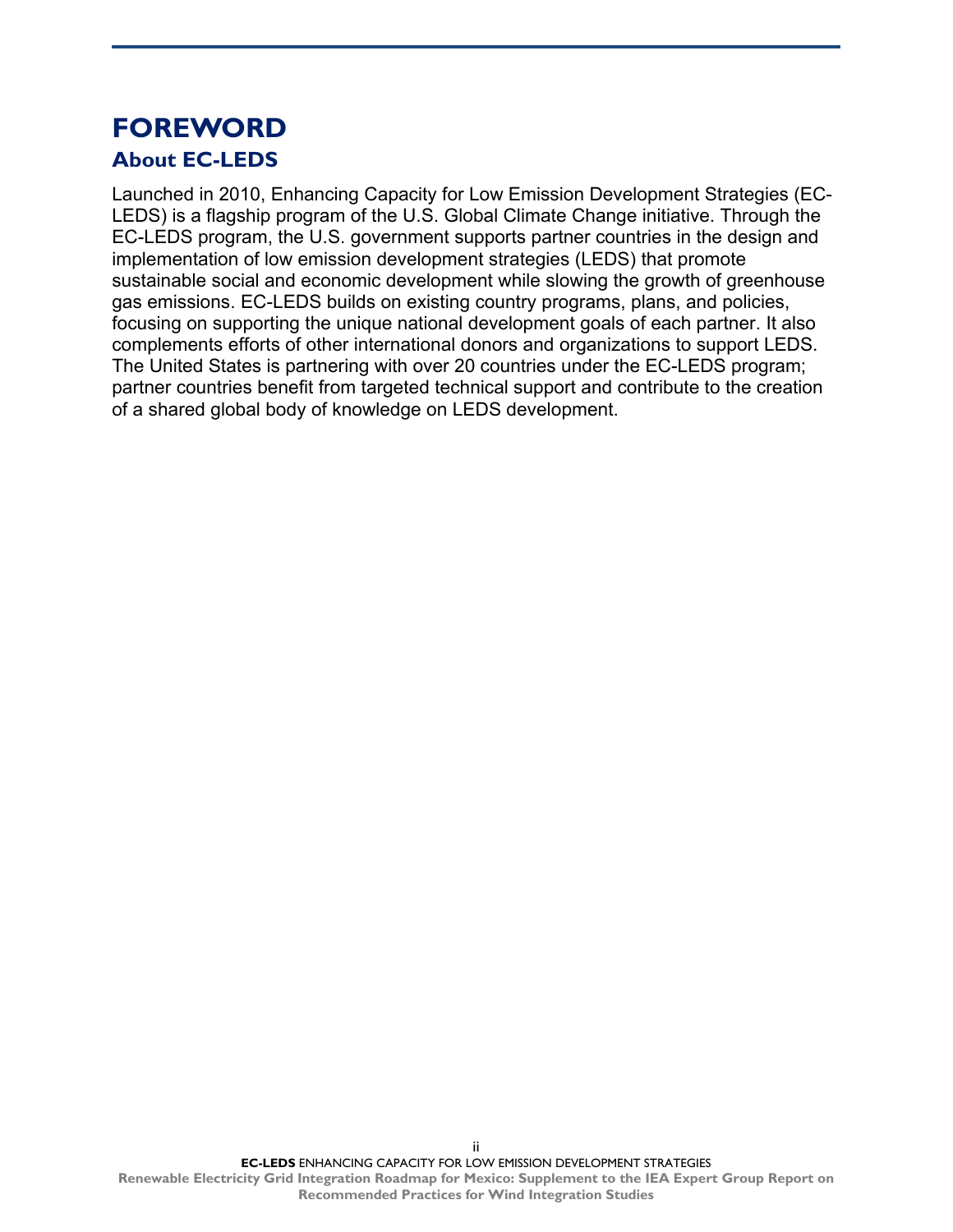# FOREWORD

## About EC-LEDS

Launched in 2010, Enhancing Capacity for Low Emission Development Strategies (EC-LEDS) is a flagship program of the U.S. Global Climate Change initiative. Through the EC-LEDS program, the U.S. government supports partner countries in the design and implementation of low emission development strategies (LEDS) that promote sustainable social and economic development while slowing the growth of greenhouse gas emissions. EC-LEDS builds on existing country programs, plans, and policies, focusing on supporting the unique national development goals of each partner. It also complements efforts of other international donors and organizations to support LEDS. The United States is partnering with over 20 countries under the EC-LEDS program; partner countries benefit from targeted technical support and contribute to the creation of a shared global body of knowledge on LEDS development.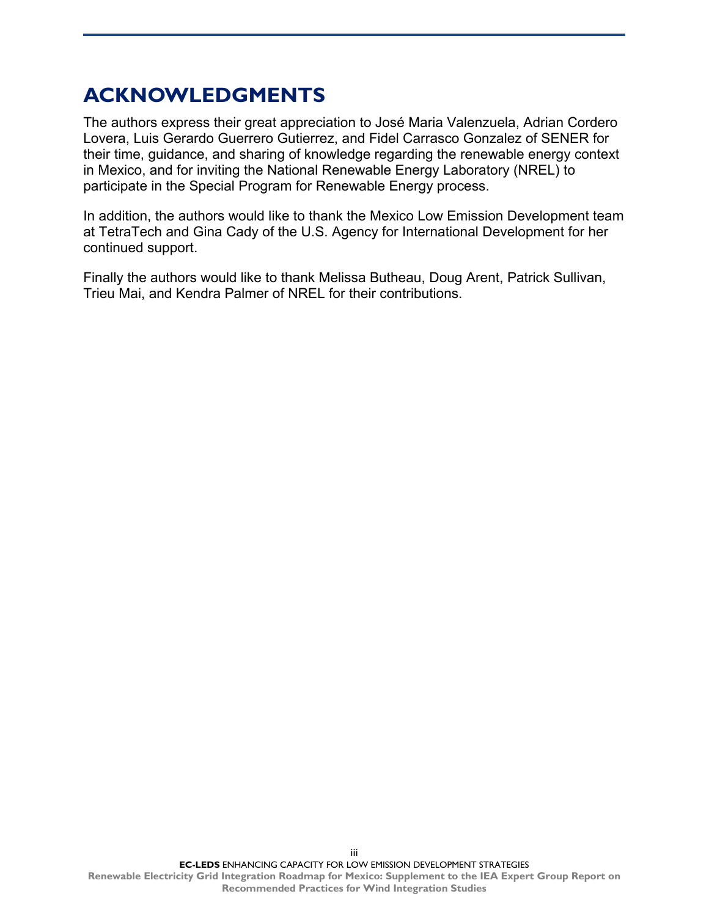# ACKNOWLEDGMENTS

The authors express their great appreciation to José Maria Valenzuela, Adrian Cordero Lovera, Luis Gerardo Guerrero Gutierrez, and Fidel Carrasco Gonzalez of SENER for their time, guidance, and sharing of knowledge regarding the renewable energy context in Mexico, and for inviting the National Renewable Energy Laboratory (NREL) to participate in the Special Program for Renewable Energy process.

In addition, the authors would like to thank the Mexico Low Emission Development team at TetraTech and Gina Cady of the U.S. Agency for International Development for her continued support.

Finally the authors would like to thank Melissa Butheau, Doug Arent, Patrick Sullivan, Trieu Mai, and Kendra Palmer of NREL for their contributions.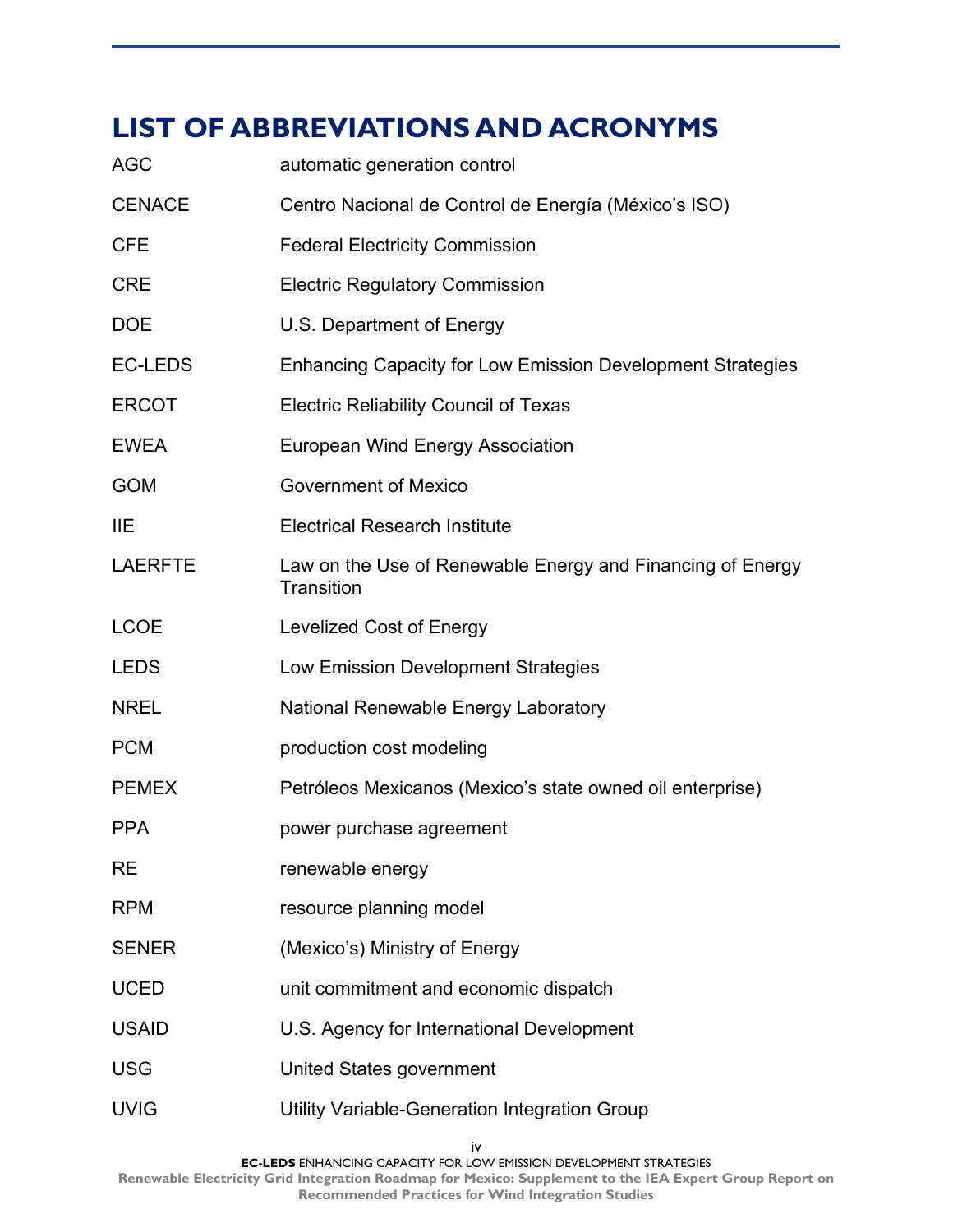# LIST OF ABBREVIATIONS AND ACRONYMS

| | |
|---|---|
| AGC | automatic generation control |
| CENACE | Centro Nacional de Control de Energía (México's ISO) |
| CFE | Federal Electricity Commission |
| CRE | Electric Regulatory Commission |
| DOE | U.S. Department of Energy |
| EC-LEDS | Enhancing Capacity for Low Emission Development Strategies |
| ERCOT | Electric Reliability Council of Texas |
| EWEA | European Wind Energy Association |
| GOM | Government of Mexico |
| IIE | Electrical Research Institute |
| LAERFTE | Law on the Use of Renewable Energy and Financing of Energy Transition |
| LCOE | Levelized Cost of Energy |
| LEDS | Low Emission Development Strategies |
| NREL | National Renewable Energy Laboratory |
| PCM | production cost modeling |
| PEMEX | Petróleos Mexicanos (Mexico's state owned oil enterprise) |
| PPA | power purchase agreement |
| RE | renewable energy |
| RPM | resource planning model |
| SENER | (Mexico's) Ministry of Energy |
| UCED | unit commitment and economic dispatch |
| USAID | U.S. Agency for International Development |
| USG | United States government |
| UVIG | Utility Variable-Generation Integration Group |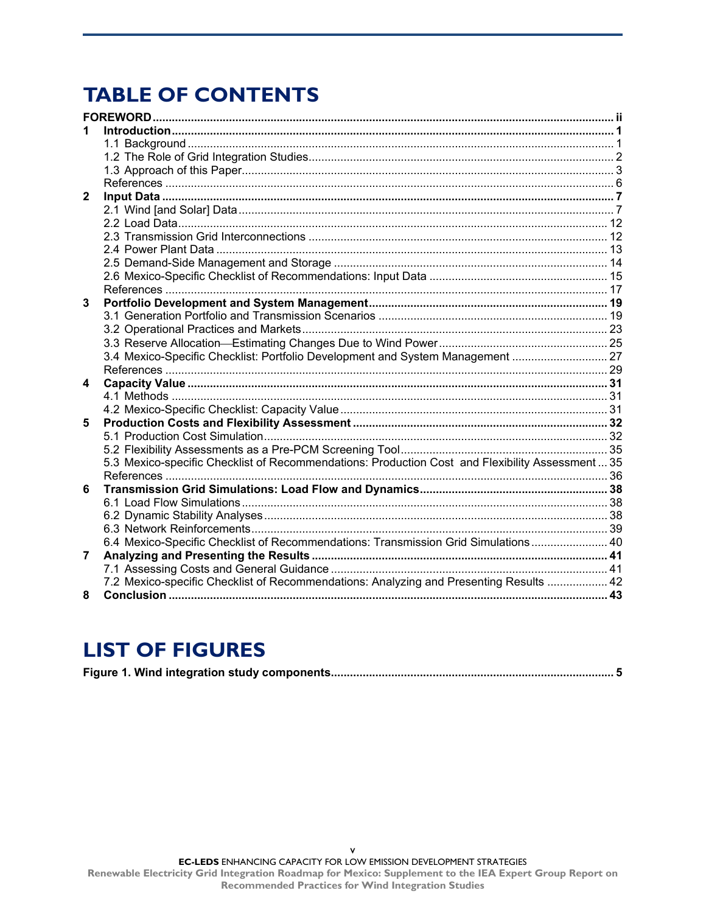# TABLE OF CONTENTS

**FOREWORD** .......... **ii**

**1 Introduction** .......... **1**
- 1.1 Background .......... 1
- 1.2 The Role of Grid Integration Studies .......... 2
- 1.3 Approach of this Paper .......... 3
- References .......... 6

**2 Input Data** .......... **7**
- 2.1 Wind [and Solar] Data .......... 7
- 2.2 Load Data .......... 12
- 2.3 Transmission Grid Interconnections .......... 12
- 2.4 Power Plant Data .......... 13
- 2.5 Demand-Side Management and Storage .......... 14
- 2.6 Mexico-Specific Checklist of Recommendations: Input Data .......... 15
- References .......... 17

**3 Portfolio Development and System Management** .......... **19**
- 3.1 Generation Portfolio and Transmission Scenarios .......... 19
- 3.2 Operational Practices and Markets .......... 23
- 3.3 Reserve Allocation—Estimating Changes Due to Wind Power .......... 25
- 3.4 Mexico-Specific Checklist: Portfolio Development and System Management .......... 27
- References .......... 29

**4 Capacity Value** .......... **31**
- 4.1 Methods .......... 31
- 4.2 Mexico-Specific Checklist: Capacity Value .......... 31

**5 Production Costs and Flexibility Assessment** .......... **32**
- 5.1 Production Cost Simulation .......... 32
- 5.2 Flexibility Assessments as a Pre-PCM Screening Tool .......... 35
- 5.3 Mexico-specific Checklist of Recommendations: Production Cost and Flexibility Assessment .......... 35
- References .......... 36

**6 Transmission Grid Simulations: Load Flow and Dynamics** .......... **38**
- 6.1 Load Flow Simulations .......... 38
- 6.2 Dynamic Stability Analyses .......... 38
- 6.3 Network Reinforcements .......... 39
- 6.4 Mexico-Specific Checklist of Recommendations: Transmission Grid Simulations .......... 40

**7 Analyzing and Presenting the Results** .......... **41**
- 7.1 Assessing Costs and General Guidance .......... 41
- 7.2 Mexico-specific Checklist of Recommendations: Analyzing and Presenting Results .......... 42

**8 Conclusion** .......... **43**

# LIST OF FIGURES

**Figure 1. Wind integration study components** .......... **5**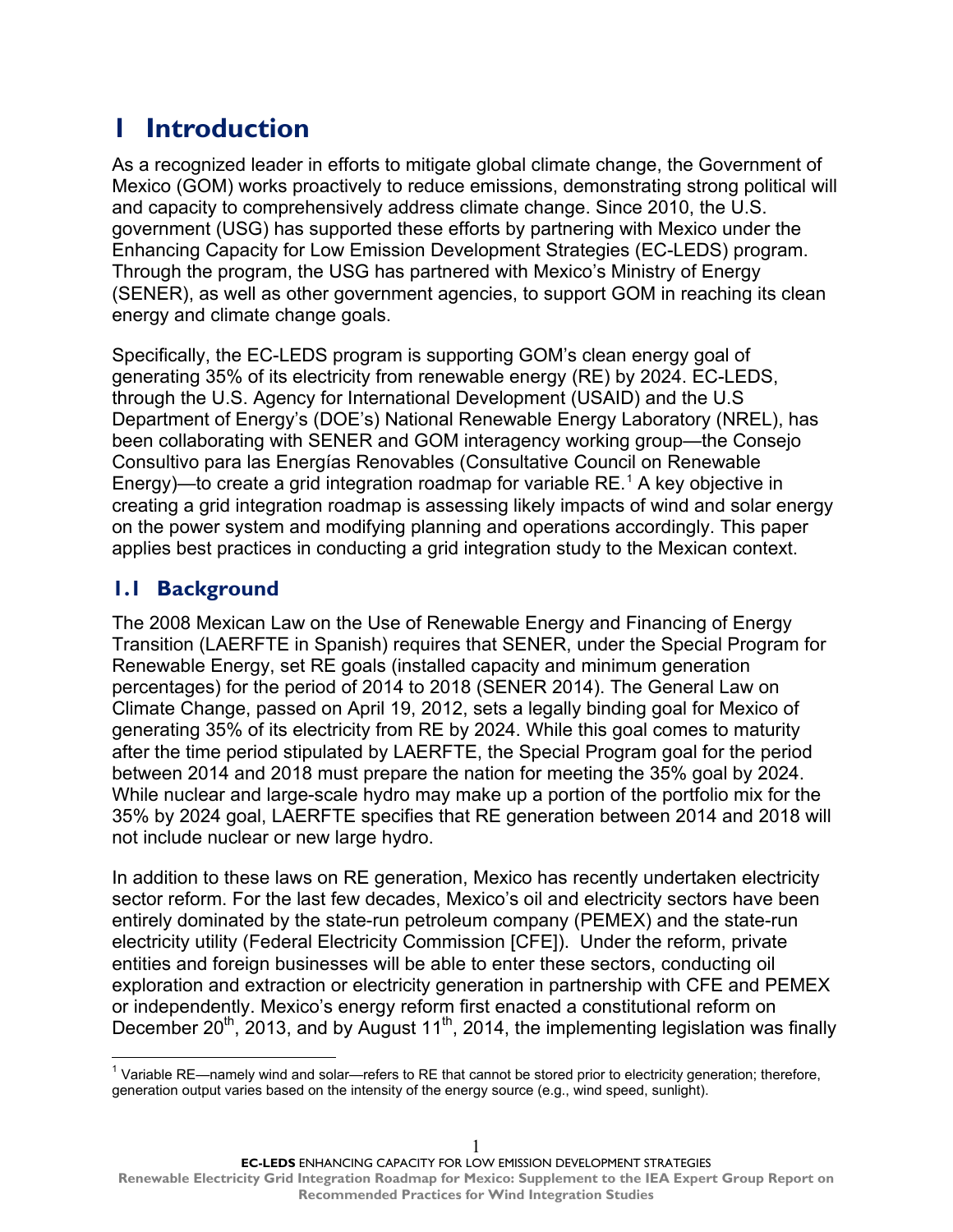# 1 Introduction

As a recognized leader in efforts to mitigate global climate change, the Government of Mexico (GOM) works proactively to reduce emissions, demonstrating strong political will and capacity to comprehensively address climate change. Since 2010, the U.S. government (USG) has supported these efforts by partnering with Mexico under the Enhancing Capacity for Low Emission Development Strategies (EC-LEDS) program. Through the program, the USG has partnered with Mexico's Ministry of Energy (SENER), as well as other government agencies, to support GOM in reaching its clean energy and climate change goals.

Specifically, the EC-LEDS program is supporting GOM's clean energy goal of generating 35% of its electricity from renewable energy (RE) by 2024. EC-LEDS, through the U.S. Agency for International Development (USAID) and the U.S Department of Energy's (DOE's) National Renewable Energy Laboratory (NREL), has been collaborating with SENER and GOM interagency working group—the Consejo Consultivo para las Energías Renovables (Consultative Council on Renewable Energy)—to create a grid integration roadmap for variable RE.[1] A key objective in creating a grid integration roadmap is assessing likely impacts of wind and solar energy on the power system and modifying planning and operations accordingly. This paper applies best practices in conducting a grid integration study to the Mexican context.

## 1.1 Background

The 2008 Mexican Law on the Use of Renewable Energy and Financing of Energy Transition (LAERFTE in Spanish) requires that SENER, under the Special Program for Renewable Energy, set RE goals (installed capacity and minimum generation percentages) for the period of 2014 to 2018 (SENER 2014). The General Law on Climate Change, passed on April 19, 2012, sets a legally binding goal for Mexico of generating 35% of its electricity from RE by 2024. While this goal comes to maturity after the time period stipulated by LAERFTE, the Special Program goal for the period between 2014 and 2018 must prepare the nation for meeting the 35% goal by 2024. While nuclear and large-scale hydro may make up a portion of the portfolio mix for the 35% by 2024 goal, LAERFTE specifies that RE generation between 2014 and 2018 will not include nuclear or new large hydro.

In addition to these laws on RE generation, Mexico has recently undertaken electricity sector reform. For the last few decades, Mexico's oil and electricity sectors have been entirely dominated by the state-run petroleum company (PEMEX) and the state-run electricity utility (Federal Electricity Commission [CFE]). Under the reform, private entities and foreign businesses will be able to enter these sectors, conducting oil exploration and extraction or electricity generation in partnership with CFE and PEMEX or independently. Mexico's energy reform first enacted a constitutional reform on December 20th, 2013, and by August 11th, 2014, the implementing legislation was finally

[1] Variable RE—namely wind and solar—refers to RE that cannot be stored prior to electricity generation; therefore, generation output varies based on the intensity of the energy source (e.g., wind speed, sunlight).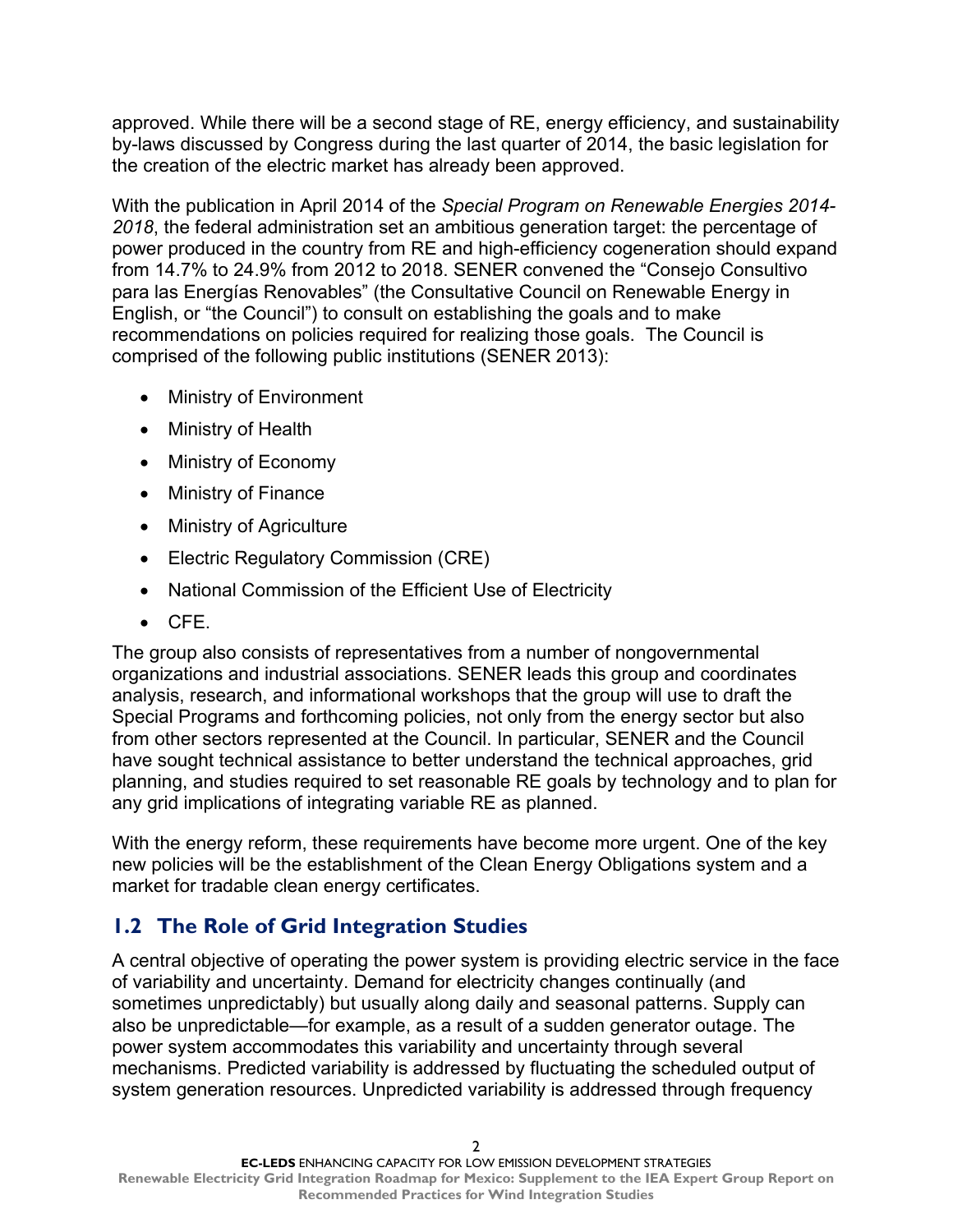approved. While there will be a second stage of RE, energy efficiency, and sustainability by-laws discussed by Congress during the last quarter of 2014, the basic legislation for the creation of the electric market has already been approved.

With the publication in April 2014 of the *Special Program on Renewable Energies 2014-2018*, the federal administration set an ambitious generation target: the percentage of power produced in the country from RE and high-efficiency cogeneration should expand from 14.7% to 24.9% from 2012 to 2018. SENER convened the "Consejo Consultivo para las Energías Renovables" (the Consultative Council on Renewable Energy in English, or "the Council") to consult on establishing the goals and to make recommendations on policies required for realizing those goals. The Council is comprised of the following public institutions (SENER 2013):

- Ministry of Environment
- Ministry of Health
- Ministry of Economy
- Ministry of Finance
- Ministry of Agriculture
- Electric Regulatory Commission (CRE)
- National Commission of the Efficient Use of Electricity
- CFE.

The group also consists of representatives from a number of nongovernmental organizations and industrial associations. SENER leads this group and coordinates analysis, research, and informational workshops that the group will use to draft the Special Programs and forthcoming policies, not only from the energy sector but also from other sectors represented at the Council. In particular, SENER and the Council have sought technical assistance to better understand the technical approaches, grid planning, and studies required to set reasonable RE goals by technology and to plan for any grid implications of integrating variable RE as planned.

With the energy reform, these requirements have become more urgent. One of the key new policies will be the establishment of the Clean Energy Obligations system and a market for tradable clean energy certificates.

## 1.2 The Role of Grid Integration Studies

A central objective of operating the power system is providing electric service in the face of variability and uncertainty. Demand for electricity changes continually (and sometimes unpredictably) but usually along daily and seasonal patterns. Supply can also be unpredictable—for example, as a result of a sudden generator outage. The power system accommodates this variability and uncertainty through several mechanisms. Predicted variability is addressed by fluctuating the scheduled output of system generation resources. Unpredicted variability is addressed through frequency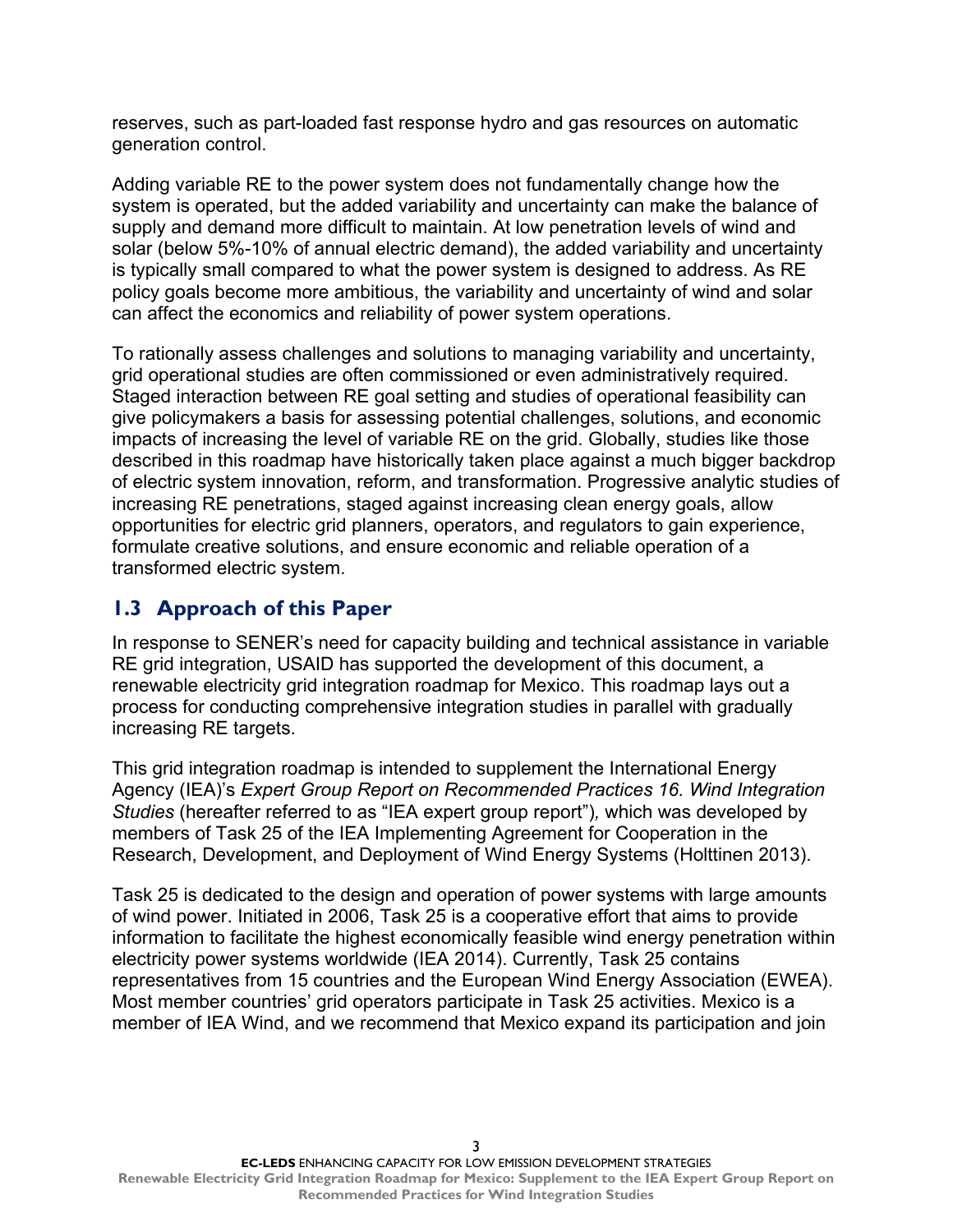reserves, such as part-loaded fast response hydro and gas resources on automatic generation control.

Adding variable RE to the power system does not fundamentally change how the system is operated, but the added variability and uncertainty can make the balance of supply and demand more difficult to maintain. At low penetration levels of wind and solar (below 5%-10% of annual electric demand), the added variability and uncertainty is typically small compared to what the power system is designed to address. As RE policy goals become more ambitious, the variability and uncertainty of wind and solar can affect the economics and reliability of power system operations.

To rationally assess challenges and solutions to managing variability and uncertainty, grid operational studies are often commissioned or even administratively required. Staged interaction between RE goal setting and studies of operational feasibility can give policymakers a basis for assessing potential challenges, solutions, and economic impacts of increasing the level of variable RE on the grid. Globally, studies like those described in this roadmap have historically taken place against a much bigger backdrop of electric system innovation, reform, and transformation. Progressive analytic studies of increasing RE penetrations, staged against increasing clean energy goals, allow opportunities for electric grid planners, operators, and regulators to gain experience, formulate creative solutions, and ensure economic and reliable operation of a transformed electric system.

## 1.3 Approach of this Paper

In response to SENER's need for capacity building and technical assistance in variable RE grid integration, USAID has supported the development of this document, a renewable electricity grid integration roadmap for Mexico. This roadmap lays out a process for conducting comprehensive integration studies in parallel with gradually increasing RE targets.

This grid integration roadmap is intended to supplement the International Energy Agency (IEA)'s *Expert Group Report on Recommended Practices 16. Wind Integration Studies* (hereafter referred to as "IEA expert group report"), which was developed by members of Task 25 of the IEA Implementing Agreement for Cooperation in the Research, Development, and Deployment of Wind Energy Systems (Holttinen 2013).

Task 25 is dedicated to the design and operation of power systems with large amounts of wind power. Initiated in 2006, Task 25 is a cooperative effort that aims to provide information to facilitate the highest economically feasible wind energy penetration within electricity power systems worldwide (IEA 2014). Currently, Task 25 contains representatives from 15 countries and the European Wind Energy Association (EWEA). Most member countries' grid operators participate in Task 25 activities. Mexico is a member of IEA Wind, and we recommend that Mexico expand its participation and join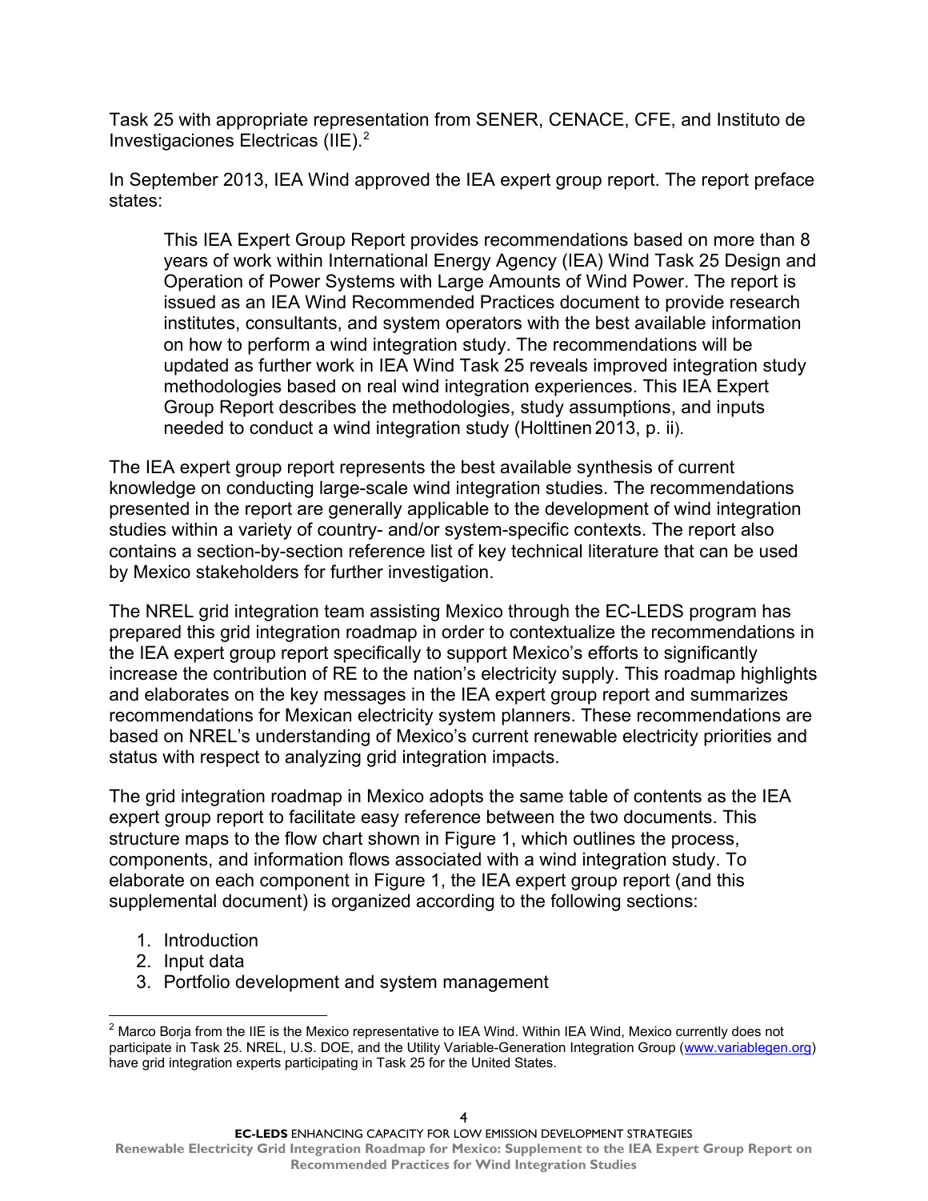Task 25 with appropriate representation from SENER, CENACE, CFE, and Instituto de Investigaciones Electricas (IIE).[2]

In September 2013, IEA Wind approved the IEA expert group report. The report preface states:

> This IEA Expert Group Report provides recommendations based on more than 8 years of work within International Energy Agency (IEA) Wind Task 25 Design and Operation of Power Systems with Large Amounts of Wind Power. The report is issued as an IEA Wind Recommended Practices document to provide research institutes, consultants, and system operators with the best available information on how to perform a wind integration study. The recommendations will be updated as further work in IEA Wind Task 25 reveals improved integration study methodologies based on real wind integration experiences. This IEA Expert Group Report describes the methodologies, study assumptions, and inputs needed to conduct a wind integration study (Holttinen 2013, p. ii).

The IEA expert group report represents the best available synthesis of current knowledge on conducting large-scale wind integration studies. The recommendations presented in the report are generally applicable to the development of wind integration studies within a variety of country- and/or system-specific contexts. The report also contains a section-by-section reference list of key technical literature that can be used by Mexico stakeholders for further investigation.

The NREL grid integration team assisting Mexico through the EC-LEDS program has prepared this grid integration roadmap in order to contextualize the recommendations in the IEA expert group report specifically to support Mexico's efforts to significantly increase the contribution of RE to the nation's electricity supply. This roadmap highlights and elaborates on the key messages in the IEA expert group report and summarizes recommendations for Mexican electricity system planners. These recommendations are based on NREL's understanding of Mexico's current renewable electricity priorities and status with respect to analyzing grid integration impacts.

The grid integration roadmap in Mexico adopts the same table of contents as the IEA expert group report to facilitate easy reference between the two documents. This structure maps to the flow chart shown in Figure 1, which outlines the process, components, and information flows associated with a wind integration study. To elaborate on each component in Figure 1, the IEA expert group report (and this supplemental document) is organized according to the following sections:

1. Introduction
2. Input data
3. Portfolio development and system management

[2] Marco Borja from the IIE is the Mexico representative to IEA Wind. Within IEA Wind, Mexico currently does not participate in Task 25. NREL, U.S. DOE, and the Utility Variable-Generation Integration Group (www.variablegen.org) have grid integration experts participating in Task 25 for the United States.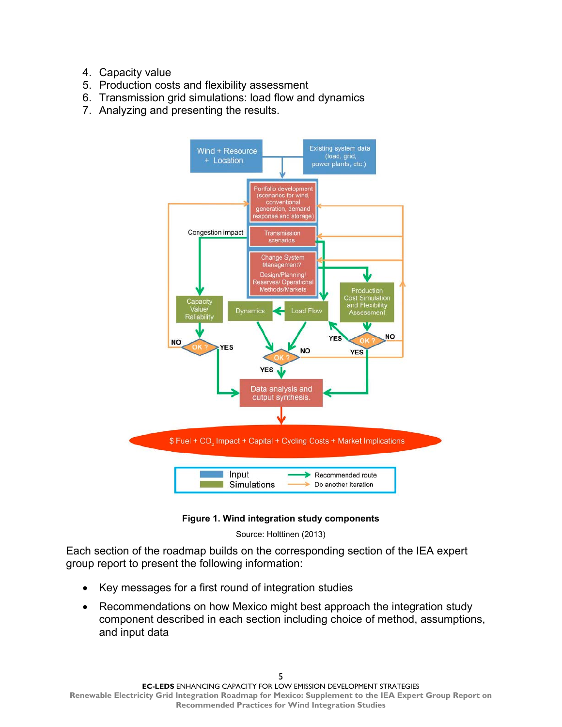4. Capacity value
5. Production costs and flexibility assessment
6. Transmission grid simulations: load flow and dynamics
7. Analyzing and presenting the results.

Wind + Resource + Location

Existing system data (load, grid, power plants, etc.)

Portfolio development (scenarios for wind, conventional generation, demand response and storage)

Transmission scenarios

Change System Management? Design/Planning/ Reserves/ Operational Methods/Markets

Congestion impact

Capacity Value/ Reliability

Dynamics

Load Flow

Production Cost Simulation and Flexibility Assessment

NO

OK ?

YES

OK ?

NO

YES

YES

OK ?

NO

YES

Data analysis and output synthesis.

$ Fuel + $CO_2$ Impact + Capital + Cycling Costs + Market Implications

Input

Simulations

Recommended route

Do another Iteration

**Figure 1. Wind integration study components**

Source: Holttinen (2013)

Each section of the roadmap builds on the corresponding section of the IEA expert group report to present the following information:

- Key messages for a first round of integration studies
- Recommendations on how Mexico might best approach the integration study component described in each section including choice of method, assumptions, and input data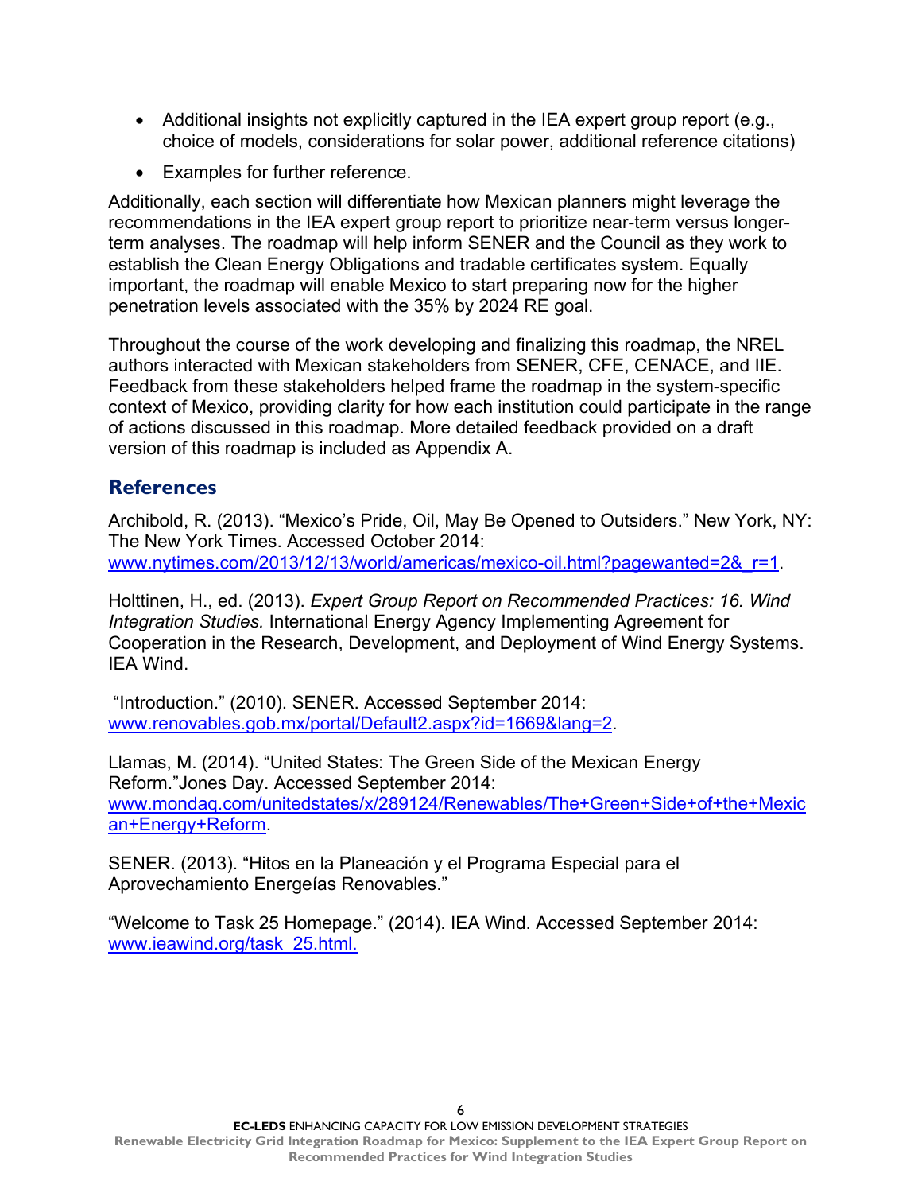- Additional insights not explicitly captured in the IEA expert group report (e.g., choice of models, considerations for solar power, additional reference citations)
- Examples for further reference.

Additionally, each section will differentiate how Mexican planners might leverage the recommendations in the IEA expert group report to prioritize near-term versus longer-term analyses. The roadmap will help inform SENER and the Council as they work to establish the Clean Energy Obligations and tradable certificates system. Equally important, the roadmap will enable Mexico to start preparing now for the higher penetration levels associated with the 35% by 2024 RE goal.

Throughout the course of the work developing and finalizing this roadmap, the NREL authors interacted with Mexican stakeholders from SENER, CFE, CENACE, and IIE. Feedback from these stakeholders helped frame the roadmap in the system-specific context of Mexico, providing clarity for how each institution could participate in the range of actions discussed in this roadmap. More detailed feedback provided on a draft version of this roadmap is included as Appendix A.

## References

Archibold, R. (2013). "Mexico's Pride, Oil, May Be Opened to Outsiders." New York, NY: The New York Times. Accessed October 2014: www.nytimes.com/2013/12/13/world/americas/mexico-oil.html?pagewanted=2&_r=1.

Holttinen, H., ed. (2013). *Expert Group Report on Recommended Practices: 16. Wind Integration Studies.* International Energy Agency Implementing Agreement for Cooperation in the Research, Development, and Deployment of Wind Energy Systems. IEA Wind.

"Introduction." (2010). SENER. Accessed September 2014: www.renovables.gob.mx/portal/Default2.aspx?id=1669&lang=2.

Llamas, M. (2014). "United States: The Green Side of the Mexican Energy Reform."Jones Day. Accessed September 2014: www.mondaq.com/unitedstates/x/289124/Renewables/The+Green+Side+of+the+Mexican+Energy+Reform.

SENER. (2013). "Hitos en la Planeación y el Programa Especial para el Aprovechamiento Energeías Renovables."

"Welcome to Task 25 Homepage." (2014). IEA Wind. Accessed September 2014: www.ieawind.org/task_25.html.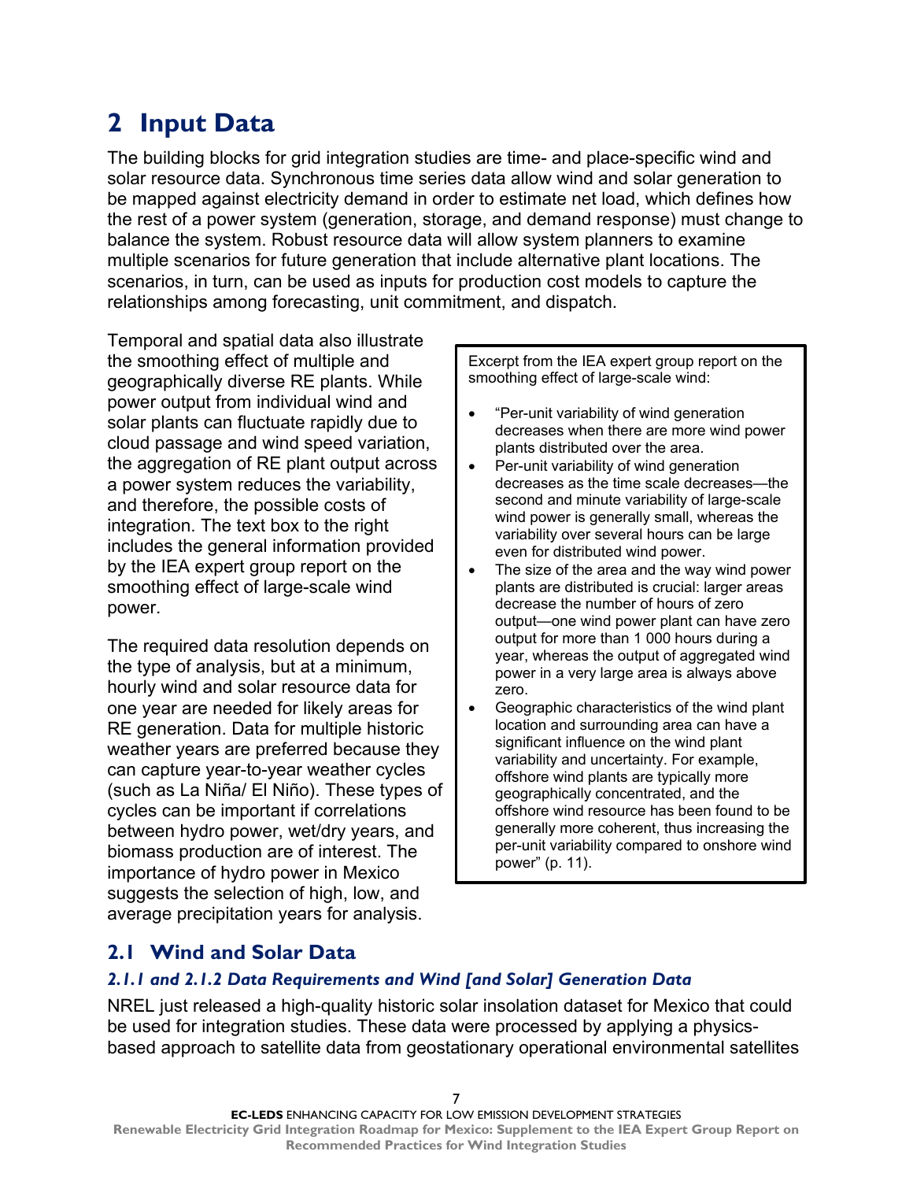# 2 Input Data

The building blocks for grid integration studies are time- and place-specific wind and solar resource data. Synchronous time series data allow wind and solar generation to be mapped against electricity demand in order to estimate net load, which defines how the rest of a power system (generation, storage, and demand response) must change to balance the system. Robust resource data will allow system planners to examine multiple scenarios for future generation that include alternative plant locations. The scenarios, in turn, can be used as inputs for production cost models to capture the relationships among forecasting, unit commitment, and dispatch.

Temporal and spatial data also illustrate the smoothing effect of multiple and geographically diverse RE plants. While power output from individual wind and solar plants can fluctuate rapidly due to cloud passage and wind speed variation, the aggregation of RE plant output across a power system reduces the variability, and therefore, the possible costs of integration. The text box to the right includes the general information provided by the IEA expert group report on the smoothing effect of large-scale wind power.

> Excerpt from the IEA expert group report on the smoothing effect of large-scale wind:
>
> - "Per-unit variability of wind generation decreases when there are more wind power plants distributed over the area.
> - Per-unit variability of wind generation decreases as the time scale decreases—the second and minute variability of large-scale wind power is generally small, whereas the variability over several hours can be large even for distributed wind power.
> - The size of the area and the way wind power plants are distributed is crucial: larger areas decrease the number of hours of zero output—one wind power plant can have zero output for more than 1 000 hours during a year, whereas the output of aggregated wind power in a very large area is always above zero.
> - Geographic characteristics of the wind plant location and surrounding area can have a significant influence on the wind plant variability and uncertainty. For example, offshore wind plants are typically more geographically concentrated, and the offshore wind resource has been found to be generally more coherent, thus increasing the per-unit variability compared to onshore wind power" (p. 11).

The required data resolution depends on the type of analysis, but at a minimum, hourly wind and solar resource data for one year are needed for likely areas for RE generation. Data for multiple historic weather years are preferred because they can capture year-to-year weather cycles (such as La Niña/ El Niño). These types of cycles can be important if correlations between hydro power, wet/dry years, and biomass production are of interest. The importance of hydro power in Mexico suggests the selection of high, low, and average precipitation years for analysis.

## 2.1 Wind and Solar Data

### *2.1.1 and 2.1.2 Data Requirements and Wind [and Solar] Generation Data*

NREL just released a high-quality historic solar insolation dataset for Mexico that could be used for integration studies. These data were processed by applying a physics-based approach to satellite data from geostationary operational environmental satellites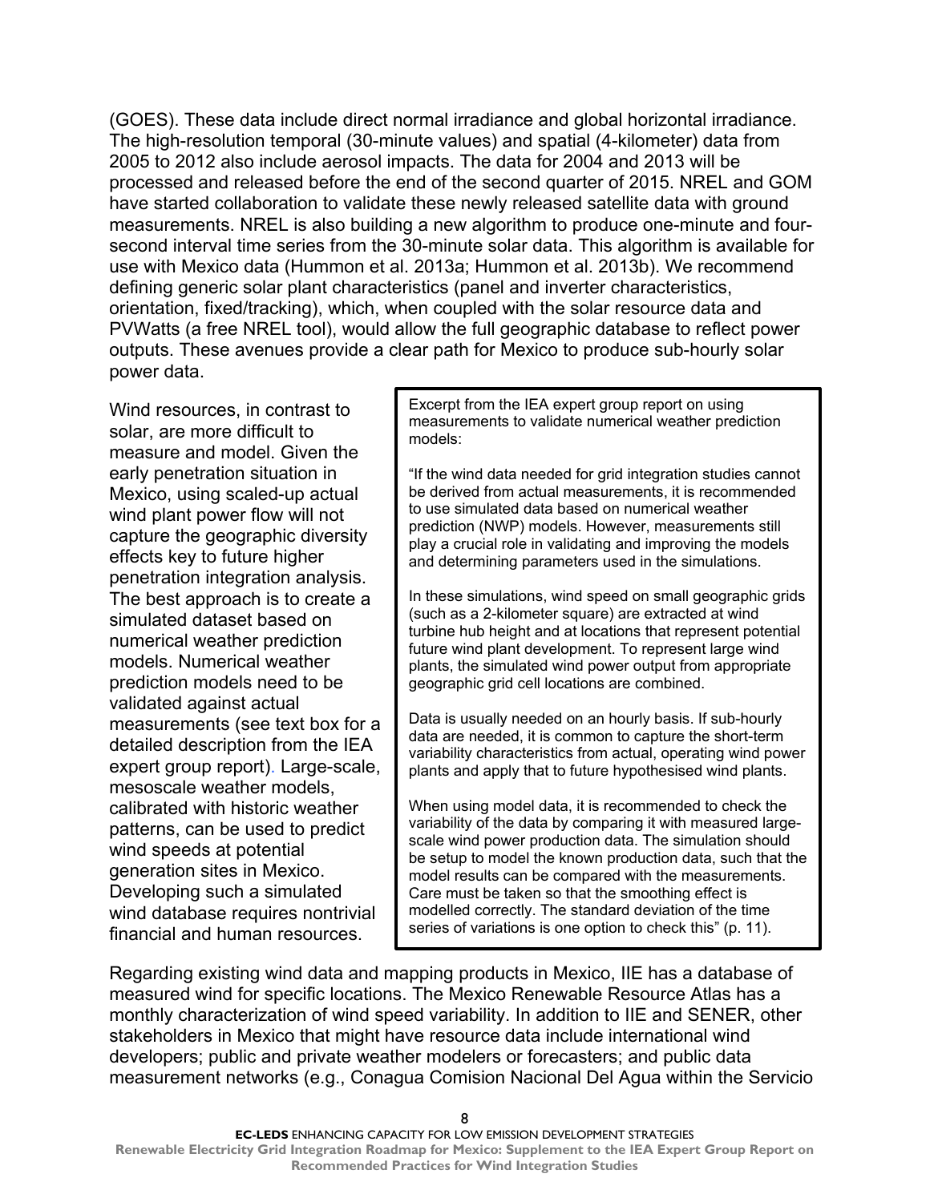(GOES). These data include direct normal irradiance and global horizontal irradiance. The high-resolution temporal (30-minute values) and spatial (4-kilometer) data from 2005 to 2012 also include aerosol impacts. The data for 2004 and 2013 will be processed and released before the end of the second quarter of 2015. NREL and GOM have started collaboration to validate these newly released satellite data with ground measurements. NREL is also building a new algorithm to produce one-minute and four-second interval time series from the 30-minute solar data. This algorithm is available for use with Mexico data (Hummon et al. 2013a; Hummon et al. 2013b). We recommend defining generic solar plant characteristics (panel and inverter characteristics, orientation, fixed/tracking), which, when coupled with the solar resource data and PVWatts (a free NREL tool), would allow the full geographic database to reflect power outputs. These avenues provide a clear path for Mexico to produce sub-hourly solar power data.

Wind resources, in contrast to solar, are more difficult to measure and model. Given the early penetration situation in Mexico, using scaled-up actual wind plant power flow will not capture the geographic diversity effects key to future higher penetration integration analysis. The best approach is to create a simulated dataset based on numerical weather prediction models. Numerical weather prediction models need to be validated against actual measurements (see text box for a detailed description from the IEA expert group report). Large-scale, mesoscale weather models, calibrated with historic weather patterns, can be used to predict wind speeds at potential generation sites in Mexico. Developing such a simulated wind database requires nontrivial financial and human resources.

> Excerpt from the IEA expert group report on using measurements to validate numerical weather prediction models:
>
> "If the wind data needed for grid integration studies cannot be derived from actual measurements, it is recommended to use simulated data based on numerical weather prediction (NWP) models. However, measurements still play a crucial role in validating and improving the models and determining parameters used in the simulations.
>
> In these simulations, wind speed on small geographic grids (such as a 2-kilometer square) are extracted at wind turbine hub height and at locations that represent potential future wind plant development. To represent large wind plants, the simulated wind power output from appropriate geographic grid cell locations are combined.
>
> Data is usually needed on an hourly basis. If sub-hourly data are needed, it is common to capture the short-term variability characteristics from actual, operating wind power plants and apply that to future hypothesised wind plants.
>
> When using model data, it is recommended to check the variability of the data by comparing it with measured large-scale wind power production data. The simulation should be setup to model the known production data, such that the model results can be compared with the measurements. Care must be taken so that the smoothing effect is modelled correctly. The standard deviation of the time series of variations is one option to check this" (p. 11).

Regarding existing wind data and mapping products in Mexico, IIE has a database of measured wind for specific locations. The Mexico Renewable Resource Atlas has a monthly characterization of wind speed variability. In addition to IIE and SENER, other stakeholders in Mexico that might have resource data include international wind developers; public and private weather modelers or forecasters; and public data measurement networks (e.g., Conagua Comision Nacional Del Agua within the Servicio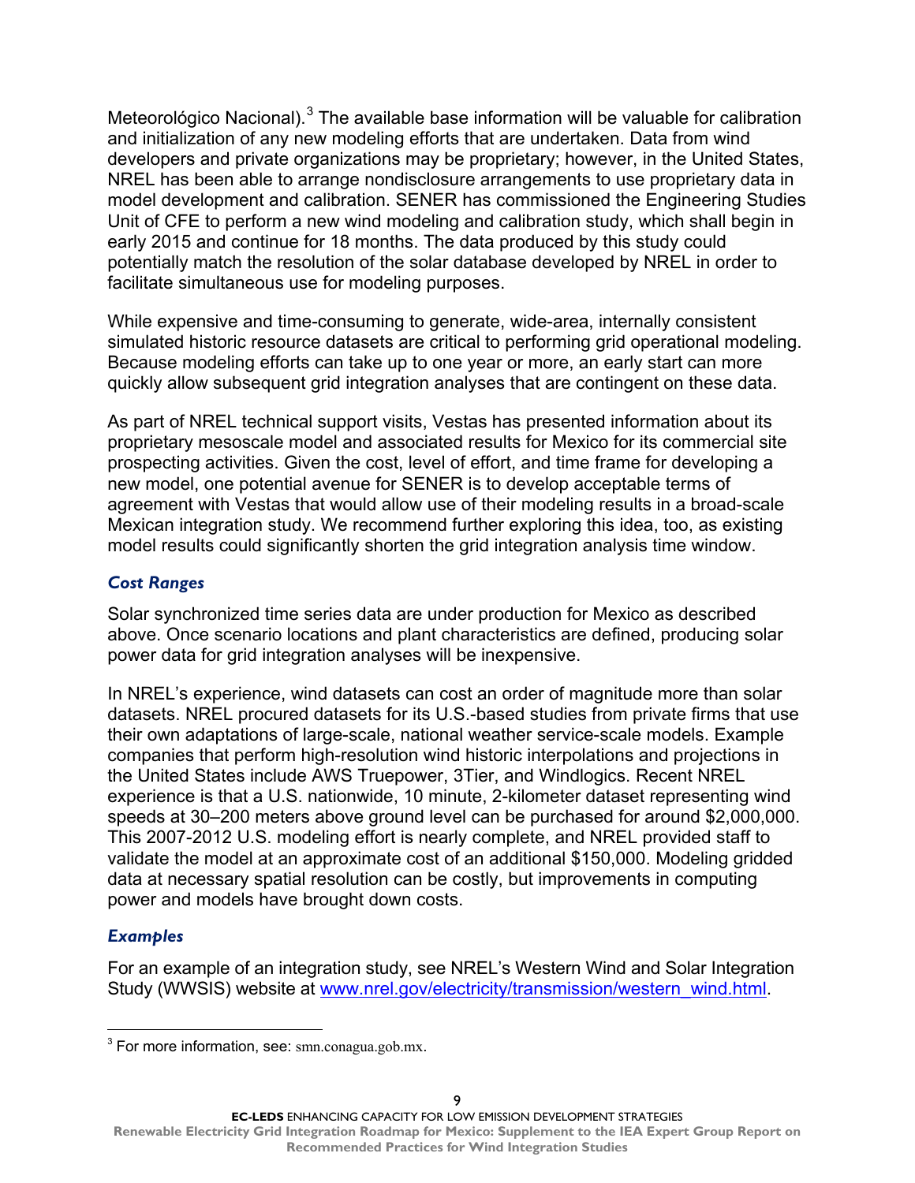Meteorológico Nacional).[3] The available base information will be valuable for calibration and initialization of any new modeling efforts that are undertaken. Data from wind developers and private organizations may be proprietary; however, in the United States, NREL has been able to arrange nondisclosure arrangements to use proprietary data in model development and calibration. SENER has commissioned the Engineering Studies Unit of CFE to perform a new wind modeling and calibration study, which shall begin in early 2015 and continue for 18 months. The data produced by this study could potentially match the resolution of the solar database developed by NREL in order to facilitate simultaneous use for modeling purposes.

While expensive and time-consuming to generate, wide-area, internally consistent simulated historic resource datasets are critical to performing grid operational modeling. Because modeling efforts can take up to one year or more, an early start can more quickly allow subsequent grid integration analyses that are contingent on these data.

As part of NREL technical support visits, Vestas has presented information about its proprietary mesoscale model and associated results for Mexico for its commercial site prospecting activities. Given the cost, level of effort, and time frame for developing a new model, one potential avenue for SENER is to develop acceptable terms of agreement with Vestas that would allow use of their modeling results in a broad-scale Mexican integration study. We recommend further exploring this idea, too, as existing model results could significantly shorten the grid integration analysis time window.

### *Cost Ranges*

Solar synchronized time series data are under production for Mexico as described above. Once scenario locations and plant characteristics are defined, producing solar power data for grid integration analyses will be inexpensive.

In NREL's experience, wind datasets can cost an order of magnitude more than solar datasets. NREL procured datasets for its U.S.-based studies from private firms that use their own adaptations of large-scale, national weather service-scale models. Example companies that perform high-resolution wind historic interpolations and projections in the United States include AWS Truepower, 3Tier, and Windlogics. Recent NREL experience is that a U.S. nationwide, 10 minute, 2-kilometer dataset representing wind speeds at 30–200 meters above ground level can be purchased for around $2,000,000. This 2007-2012 U.S. modeling effort is nearly complete, and NREL provided staff to validate the model at an approximate cost of an additional $150,000. Modeling gridded data at necessary spatial resolution can be costly, but improvements in computing power and models have brought down costs.

### *Examples*

For an example of an integration study, see NREL's Western Wind and Solar Integration Study (WWSIS) website at [www.nrel.gov/electricity/transmission/western_wind.html](www.nrel.gov/electricity/transmission/western_wind.html).

---

[3] For more information, see: smn.conagua.gob.mx.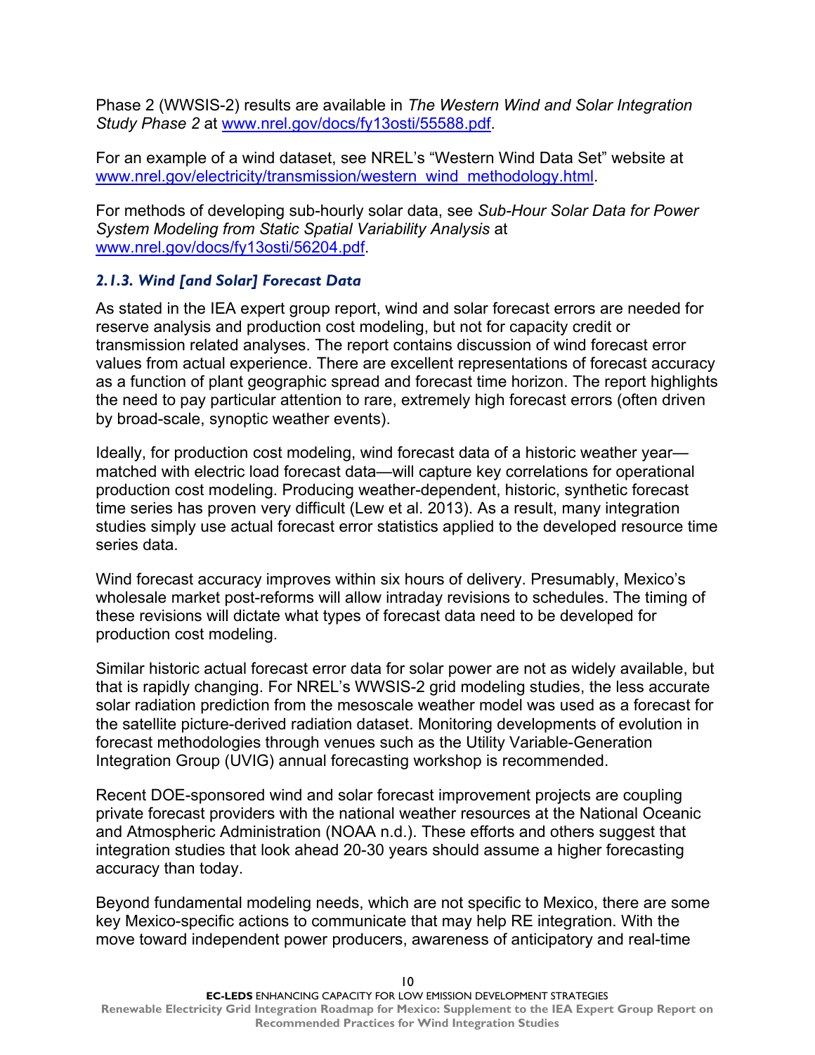Phase 2 (WWSIS-2) results are available in *The Western Wind and Solar Integration Study Phase 2* at www.nrel.gov/docs/fy13osti/55588.pdf.

For an example of a wind dataset, see NREL's "Western Wind Data Set" website at www.nrel.gov/electricity/transmission/western_wind_methodology.html.

For methods of developing sub-hourly solar data, see *Sub-Hour Solar Data for Power System Modeling from Static Spatial Variability Analysis* at www.nrel.gov/docs/fy13osti/56204.pdf.

### *2.1.3. Wind [and Solar] Forecast Data*

As stated in the IEA expert group report, wind and solar forecast errors are needed for reserve analysis and production cost modeling, but not for capacity credit or transmission related analyses. The report contains discussion of wind forecast error values from actual experience. There are excellent representations of forecast accuracy as a function of plant geographic spread and forecast time horizon. The report highlights the need to pay particular attention to rare, extremely high forecast errors (often driven by broad-scale, synoptic weather events).

Ideally, for production cost modeling, wind forecast data of a historic weather year—matched with electric load forecast data—will capture key correlations for operational production cost modeling. Producing weather-dependent, historic, synthetic forecast time series has proven very difficult (Lew et al. 2013). As a result, many integration studies simply use actual forecast error statistics applied to the developed resource time series data.

Wind forecast accuracy improves within six hours of delivery. Presumably, Mexico's wholesale market post-reforms will allow intraday revisions to schedules. The timing of these revisions will dictate what types of forecast data need to be developed for production cost modeling.

Similar historic actual forecast error data for solar power are not as widely available, but that is rapidly changing. For NREL's WWSIS-2 grid modeling studies, the less accurate solar radiation prediction from the mesoscale weather model was used as a forecast for the satellite picture-derived radiation dataset. Monitoring developments of evolution in forecast methodologies through venues such as the Utility Variable-Generation Integration Group (UVIG) annual forecasting workshop is recommended.

Recent DOE-sponsored wind and solar forecast improvement projects are coupling private forecast providers with the national weather resources at the National Oceanic and Atmospheric Administration (NOAA n.d.). These efforts and others suggest that integration studies that look ahead 20-30 years should assume a higher forecasting accuracy than today.

Beyond fundamental modeling needs, which are not specific to Mexico, there are some key Mexico-specific actions to communicate that may help RE integration. With the move toward independent power producers, awareness of anticipatory and real-time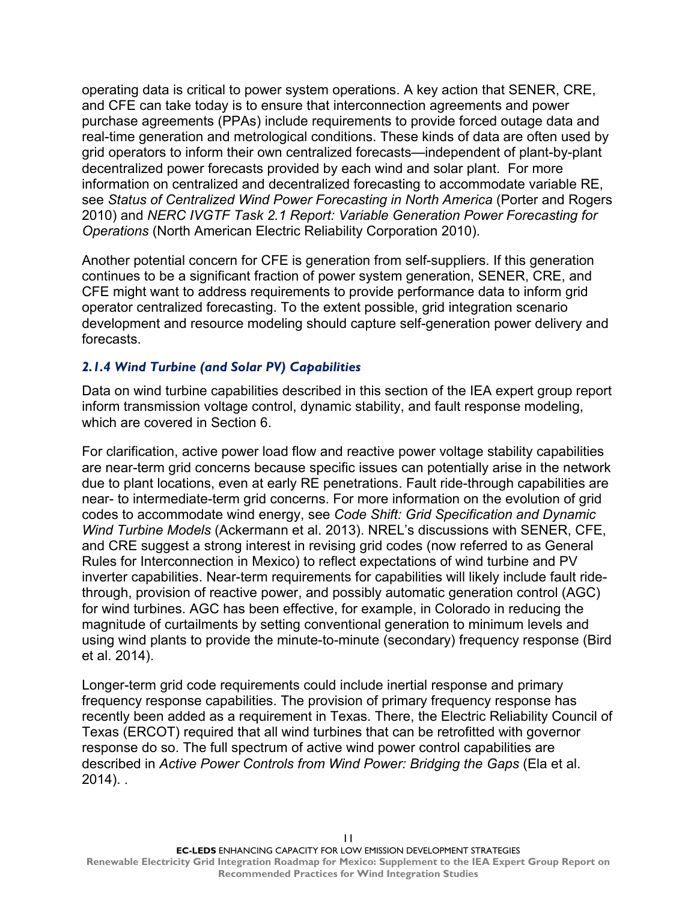operating data is critical to power system operations. A key action that SENER, CRE, and CFE can take today is to ensure that interconnection agreements and power purchase agreements (PPAs) include requirements to provide forced outage data and real-time generation and metrological conditions. These kinds of data are often used by grid operators to inform their own centralized forecasts—independent of plant-by-plant decentralized power forecasts provided by each wind and solar plant. For more information on centralized and decentralized forecasting to accommodate variable RE, see *Status of Centralized Wind Power Forecasting in North America* (Porter and Rogers 2010) and *NERC IVGTF Task 2.1 Report: Variable Generation Power Forecasting for Operations* (North American Electric Reliability Corporation 2010).

Another potential concern for CFE is generation from self-suppliers. If this generation continues to be a significant fraction of power system generation, SENER, CRE, and CFE might want to address requirements to provide performance data to inform grid operator centralized forecasting. To the extent possible, grid integration scenario development and resource modeling should capture self-generation power delivery and forecasts.

### *2.1.4 Wind Turbine (and Solar PV) Capabilities*

Data on wind turbine capabilities described in this section of the IEA expert group report inform transmission voltage control, dynamic stability, and fault response modeling, which are covered in Section 6.

For clarification, active power load flow and reactive power voltage stability capabilities are near-term grid concerns because specific issues can potentially arise in the network due to plant locations, even at early RE penetrations. Fault ride-through capabilities are near- to intermediate-term grid concerns. For more information on the evolution of grid codes to accommodate wind energy, see *Code Shift: Grid Specification and Dynamic Wind Turbine Models* (Ackermann et al. 2013). NREL's discussions with SENER, CFE, and CRE suggest a strong interest in revising grid codes (now referred to as General Rules for Interconnection in Mexico) to reflect expectations of wind turbine and PV inverter capabilities. Near-term requirements for capabilities will likely include fault ride-through, provision of reactive power, and possibly automatic generation control (AGC) for wind turbines. AGC has been effective, for example, in Colorado in reducing the magnitude of curtailments by setting conventional generation to minimum levels and using wind plants to provide the minute-to-minute (secondary) frequency response (Bird et al. 2014).

Longer-term grid code requirements could include inertial response and primary frequency response capabilities. The provision of primary frequency response has recently been added as a requirement in Texas. There, the Electric Reliability Council of Texas (ERCOT) required that all wind turbines that can be retrofitted with governor response do so. The full spectrum of active wind power control capabilities are described in *Active Power Controls from Wind Power: Bridging the Gaps* (Ela et al. 2014). .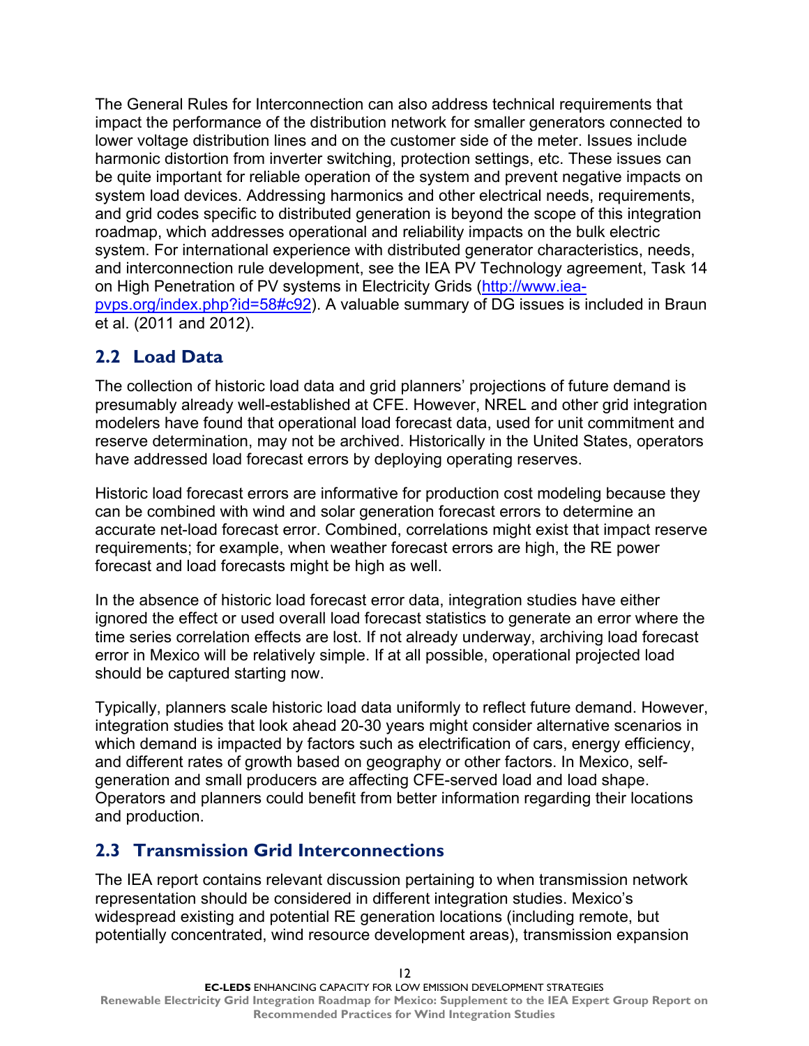The General Rules for Interconnection can also address technical requirements that impact the performance of the distribution network for smaller generators connected to lower voltage distribution lines and on the customer side of the meter. Issues include harmonic distortion from inverter switching, protection settings, etc. These issues can be quite important for reliable operation of the system and prevent negative impacts on system load devices. Addressing harmonics and other electrical needs, requirements, and grid codes specific to distributed generation is beyond the scope of this integration roadmap, which addresses operational and reliability impacts on the bulk electric system. For international experience with distributed generator characteristics, needs, and interconnection rule development, see the IEA PV Technology agreement, Task 14 on High Penetration of PV systems in Electricity Grids (http://www.iea-pvps.org/index.php?id=58#c92). A valuable summary of DG issues is included in Braun et al. (2011 and 2012).

## 2.2 Load Data

The collection of historic load data and grid planners' projections of future demand is presumably already well-established at CFE. However, NREL and other grid integration modelers have found that operational load forecast data, used for unit commitment and reserve determination, may not be archived. Historically in the United States, operators have addressed load forecast errors by deploying operating reserves.

Historic load forecast errors are informative for production cost modeling because they can be combined with wind and solar generation forecast errors to determine an accurate net-load forecast error. Combined, correlations might exist that impact reserve requirements; for example, when weather forecast errors are high, the RE power forecast and load forecasts might be high as well.

In the absence of historic load forecast error data, integration studies have either ignored the effect or used overall load forecast statistics to generate an error where the time series correlation effects are lost. If not already underway, archiving load forecast error in Mexico will be relatively simple. If at all possible, operational projected load should be captured starting now.

Typically, planners scale historic load data uniformly to reflect future demand. However, integration studies that look ahead 20-30 years might consider alternative scenarios in which demand is impacted by factors such as electrification of cars, energy efficiency, and different rates of growth based on geography or other factors. In Mexico, self-generation and small producers are affecting CFE-served load and load shape. Operators and planners could benefit from better information regarding their locations and production.

## 2.3 Transmission Grid Interconnections

The IEA report contains relevant discussion pertaining to when transmission network representation should be considered in different integration studies. Mexico's widespread existing and potential RE generation locations (including remote, but potentially concentrated, wind resource development areas), transmission expansion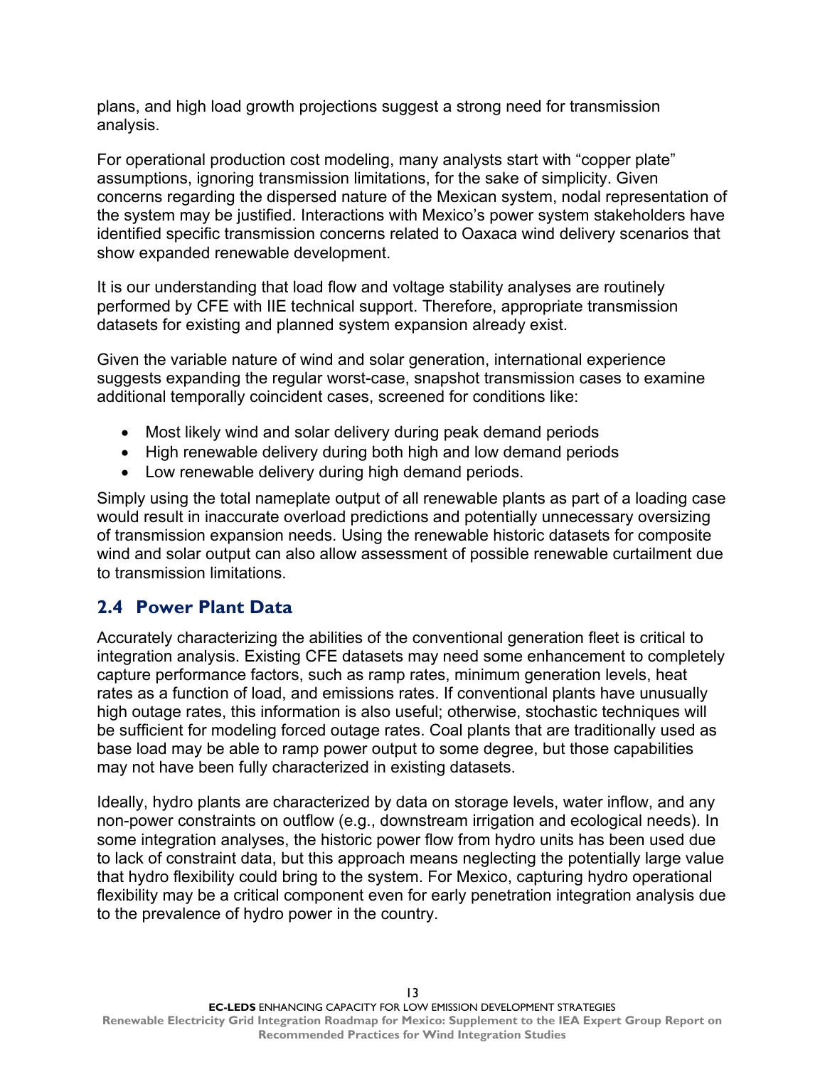plans, and high load growth projections suggest a strong need for transmission analysis.

For operational production cost modeling, many analysts start with "copper plate" assumptions, ignoring transmission limitations, for the sake of simplicity. Given concerns regarding the dispersed nature of the Mexican system, nodal representation of the system may be justified. Interactions with Mexico's power system stakeholders have identified specific transmission concerns related to Oaxaca wind delivery scenarios that show expanded renewable development.

It is our understanding that load flow and voltage stability analyses are routinely performed by CFE with IIE technical support. Therefore, appropriate transmission datasets for existing and planned system expansion already exist.

Given the variable nature of wind and solar generation, international experience suggests expanding the regular worst-case, snapshot transmission cases to examine additional temporally coincident cases, screened for conditions like:

- Most likely wind and solar delivery during peak demand periods
- High renewable delivery during both high and low demand periods
- Low renewable delivery during high demand periods.

Simply using the total nameplate output of all renewable plants as part of a loading case would result in inaccurate overload predictions and potentially unnecessary oversizing of transmission expansion needs. Using the renewable historic datasets for composite wind and solar output can also allow assessment of possible renewable curtailment due to transmission limitations.

## 2.4 Power Plant Data

Accurately characterizing the abilities of the conventional generation fleet is critical to integration analysis. Existing CFE datasets may need some enhancement to completely capture performance factors, such as ramp rates, minimum generation levels, heat rates as a function of load, and emissions rates. If conventional plants have unusually high outage rates, this information is also useful; otherwise, stochastic techniques will be sufficient for modeling forced outage rates. Coal plants that are traditionally used as base load may be able to ramp power output to some degree, but those capabilities may not have been fully characterized in existing datasets.

Ideally, hydro plants are characterized by data on storage levels, water inflow, and any non-power constraints on outflow (e.g., downstream irrigation and ecological needs). In some integration analyses, the historic power flow from hydro units has been used due to lack of constraint data, but this approach means neglecting the potentially large value that hydro flexibility could bring to the system. For Mexico, capturing hydro operational flexibility may be a critical component even for early penetration integration analysis due to the prevalence of hydro power in the country.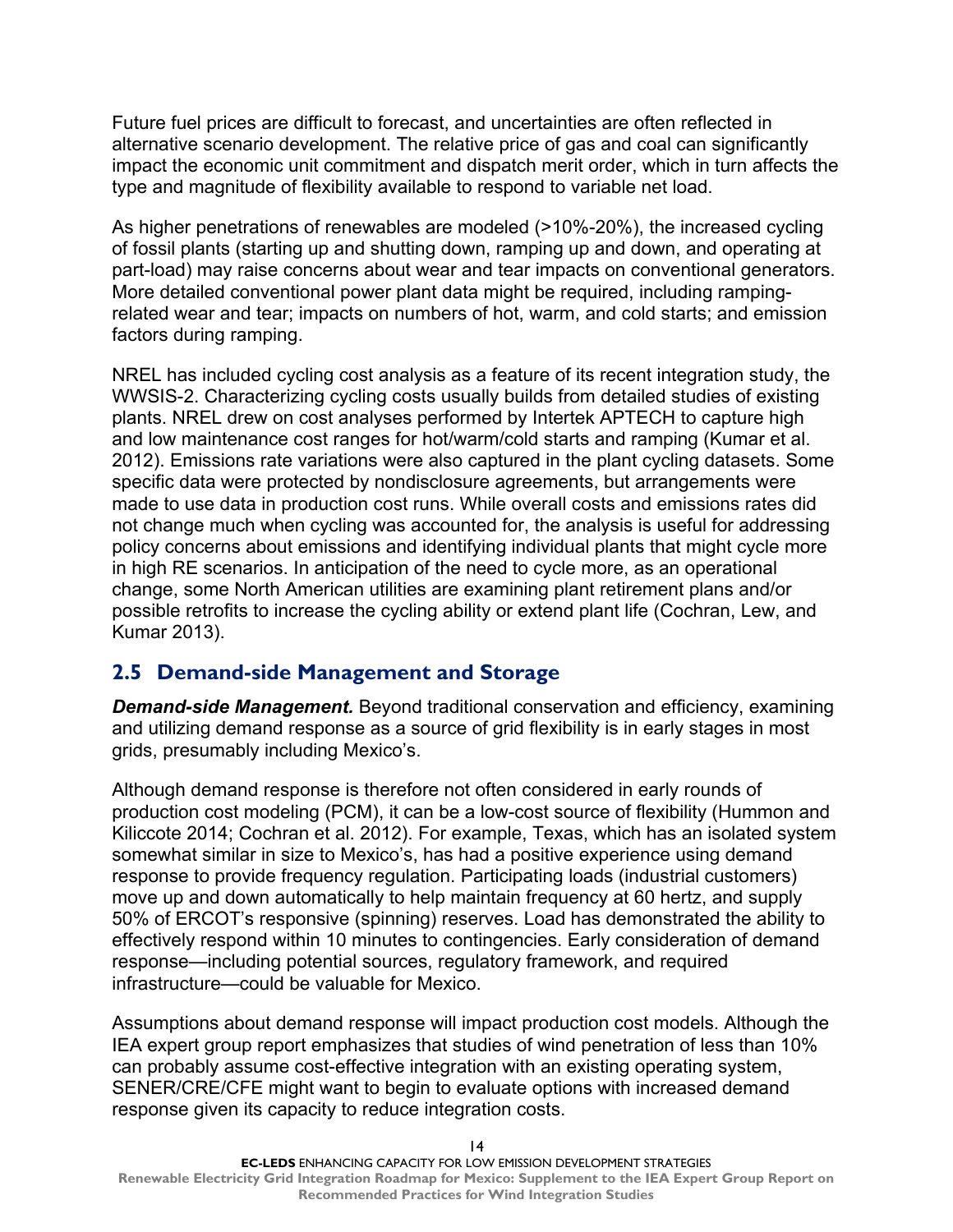Future fuel prices are difficult to forecast, and uncertainties are often reflected in alternative scenario development. The relative price of gas and coal can significantly impact the economic unit commitment and dispatch merit order, which in turn affects the type and magnitude of flexibility available to respond to variable net load.

As higher penetrations of renewables are modeled (>10%-20%), the increased cycling of fossil plants (starting up and shutting down, ramping up and down, and operating at part-load) may raise concerns about wear and tear impacts on conventional generators. More detailed conventional power plant data might be required, including ramping-related wear and tear; impacts on numbers of hot, warm, and cold starts; and emission factors during ramping.

NREL has included cycling cost analysis as a feature of its recent integration study, the WWSIS-2. Characterizing cycling costs usually builds from detailed studies of existing plants. NREL drew on cost analyses performed by Intertek APTECH to capture high and low maintenance cost ranges for hot/warm/cold starts and ramping (Kumar et al. 2012). Emissions rate variations were also captured in the plant cycling datasets. Some specific data were protected by nondisclosure agreements, but arrangements were made to use data in production cost runs. While overall costs and emissions rates did not change much when cycling was accounted for, the analysis is useful for addressing policy concerns about emissions and identifying individual plants that might cycle more in high RE scenarios. In anticipation of the need to cycle more, as an operational change, some North American utilities are examining plant retirement plans and/or possible retrofits to increase the cycling ability or extend plant life (Cochran, Lew, and Kumar 2013).

## 2.5 Demand-side Management and Storage

***Demand-side Management.*** Beyond traditional conservation and efficiency, examining and utilizing demand response as a source of grid flexibility is in early stages in most grids, presumably including Mexico's.

Although demand response is therefore not often considered in early rounds of production cost modeling (PCM), it can be a low-cost source of flexibility (Hummon and Kiliccote 2014; Cochran et al. 2012). For example, Texas, which has an isolated system somewhat similar in size to Mexico's, has had a positive experience using demand response to provide frequency regulation. Participating loads (industrial customers) move up and down automatically to help maintain frequency at 60 hertz, and supply 50% of ERCOT's responsive (spinning) reserves. Load has demonstrated the ability to effectively respond within 10 minutes to contingencies. Early consideration of demand response—including potential sources, regulatory framework, and required infrastructure—could be valuable for Mexico.

Assumptions about demand response will impact production cost models. Although the IEA expert group report emphasizes that studies of wind penetration of less than 10% can probably assume cost-effective integration with an existing operating system, SENER/CRE/CFE might want to begin to evaluate options with increased demand response given its capacity to reduce integration costs.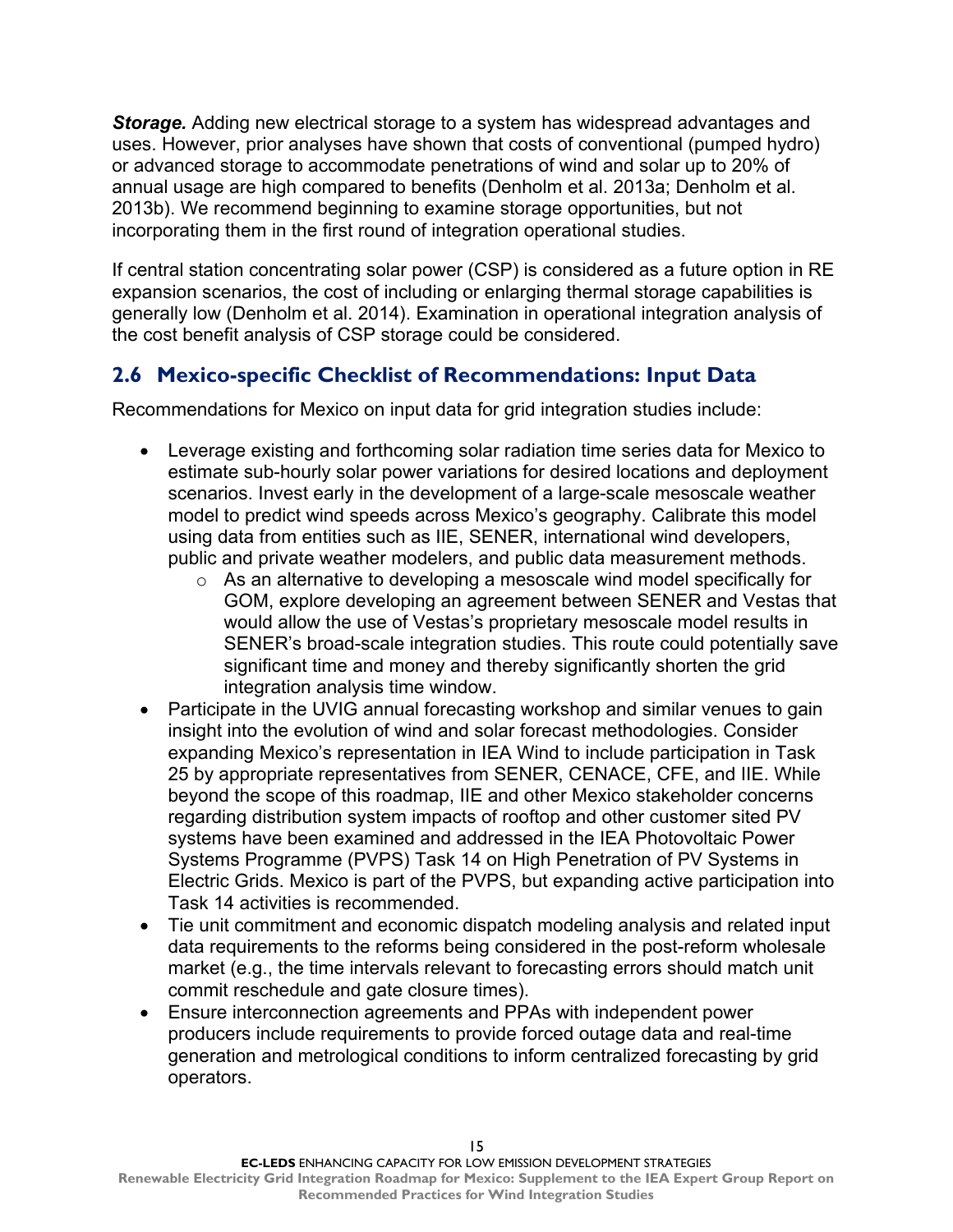***Storage.*** Adding new electrical storage to a system has widespread advantages and uses. However, prior analyses have shown that costs of conventional (pumped hydro) or advanced storage to accommodate penetrations of wind and solar up to 20% of annual usage are high compared to benefits (Denholm et al. 2013a; Denholm et al. 2013b). We recommend beginning to examine storage opportunities, but not incorporating them in the first round of integration operational studies.

If central station concentrating solar power (CSP) is considered as a future option in RE expansion scenarios, the cost of including or enlarging thermal storage capabilities is generally low (Denholm et al. 2014). Examination in operational integration analysis of the cost benefit analysis of CSP storage could be considered.

## 2.6 Mexico-specific Checklist of Recommendations: Input Data

Recommendations for Mexico on input data for grid integration studies include:

- Leverage existing and forthcoming solar radiation time series data for Mexico to estimate sub-hourly solar power variations for desired locations and deployment scenarios. Invest early in the development of a large-scale mesoscale weather model to predict wind speeds across Mexico's geography. Calibrate this model using data from entities such as IIE, SENER, international wind developers, public and private weather modelers, and public data measurement methods.
  - As an alternative to developing a mesoscale wind model specifically for GOM, explore developing an agreement between SENER and Vestas that would allow the use of Vestas's proprietary mesoscale model results in SENER's broad-scale integration studies. This route could potentially save significant time and money and thereby significantly shorten the grid integration analysis time window.
- Participate in the UVIG annual forecasting workshop and similar venues to gain insight into the evolution of wind and solar forecast methodologies. Consider expanding Mexico's representation in IEA Wind to include participation in Task 25 by appropriate representatives from SENER, CENACE, CFE, and IIE. While beyond the scope of this roadmap, IIE and other Mexico stakeholder concerns regarding distribution system impacts of rooftop and other customer sited PV systems have been examined and addressed in the IEA Photovoltaic Power Systems Programme (PVPS) Task 14 on High Penetration of PV Systems in Electric Grids. Mexico is part of the PVPS, but expanding active participation into Task 14 activities is recommended.
- Tie unit commitment and economic dispatch modeling analysis and related input data requirements to the reforms being considered in the post-reform wholesale market (e.g., the time intervals relevant to forecasting errors should match unit commit reschedule and gate closure times).
- Ensure interconnection agreements and PPAs with independent power producers include requirements to provide forced outage data and real-time generation and metrological conditions to inform centralized forecasting by grid operators.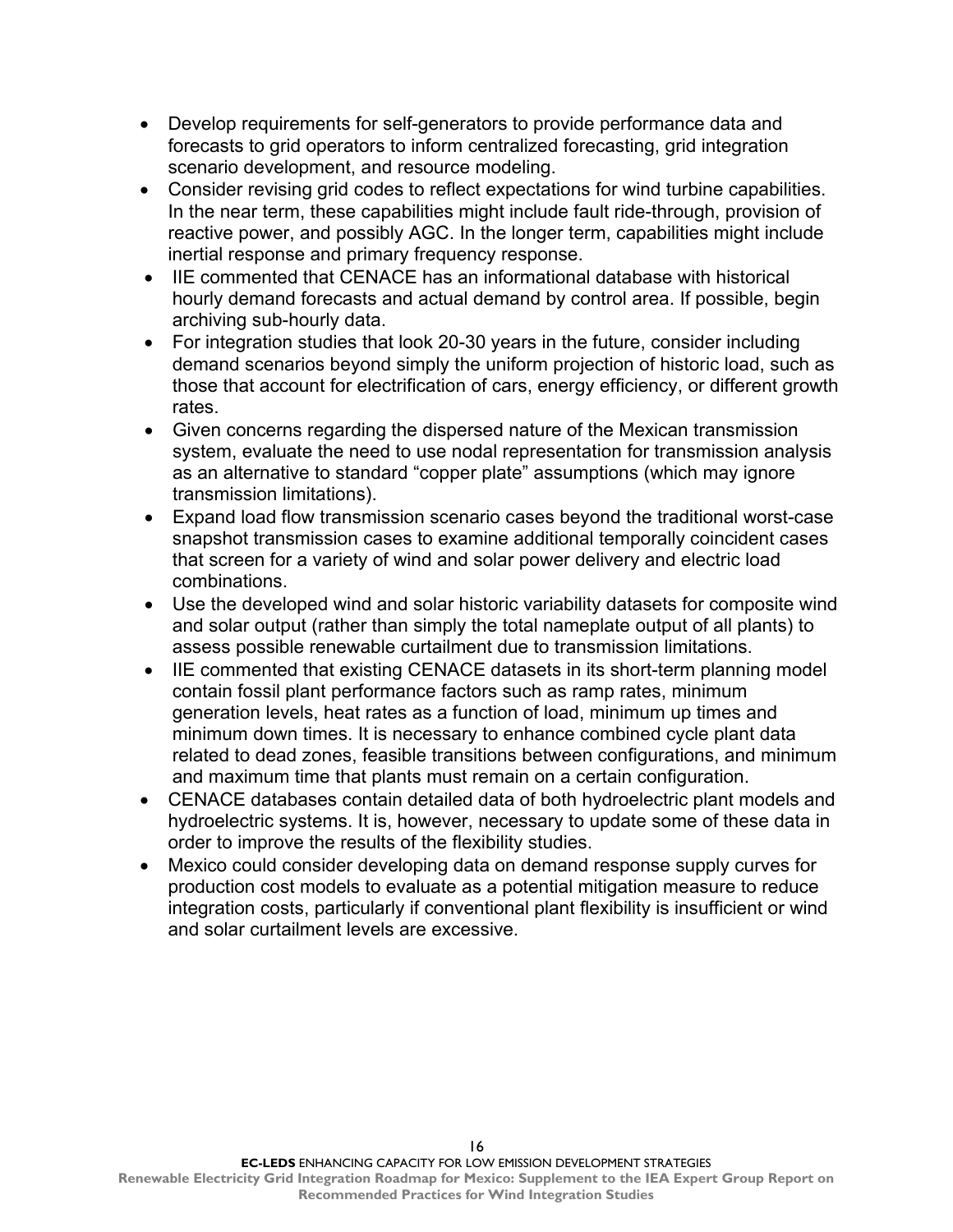- Develop requirements for self-generators to provide performance data and forecasts to grid operators to inform centralized forecasting, grid integration scenario development, and resource modeling.
- Consider revising grid codes to reflect expectations for wind turbine capabilities. In the near term, these capabilities might include fault ride-through, provision of reactive power, and possibly AGC. In the longer term, capabilities might include inertial response and primary frequency response.
- IIE commented that CENACE has an informational database with historical hourly demand forecasts and actual demand by control area. If possible, begin archiving sub-hourly data.
- For integration studies that look 20-30 years in the future, consider including demand scenarios beyond simply the uniform projection of historic load, such as those that account for electrification of cars, energy efficiency, or different growth rates.
- Given concerns regarding the dispersed nature of the Mexican transmission system, evaluate the need to use nodal representation for transmission analysis as an alternative to standard "copper plate" assumptions (which may ignore transmission limitations).
- Expand load flow transmission scenario cases beyond the traditional worst-case snapshot transmission cases to examine additional temporally coincident cases that screen for a variety of wind and solar power delivery and electric load combinations.
- Use the developed wind and solar historic variability datasets for composite wind and solar output (rather than simply the total nameplate output of all plants) to assess possible renewable curtailment due to transmission limitations.
- IIE commented that existing CENACE datasets in its short-term planning model contain fossil plant performance factors such as ramp rates, minimum generation levels, heat rates as a function of load, minimum up times and minimum down times. It is necessary to enhance combined cycle plant data related to dead zones, feasible transitions between configurations, and minimum and maximum time that plants must remain on a certain configuration.
- CENACE databases contain detailed data of both hydroelectric plant models and hydroelectric systems. It is, however, necessary to update some of these data in order to improve the results of the flexibility studies.
- Mexico could consider developing data on demand response supply curves for production cost models to evaluate as a potential mitigation measure to reduce integration costs, particularly if conventional plant flexibility is insufficient or wind and solar curtailment levels are excessive.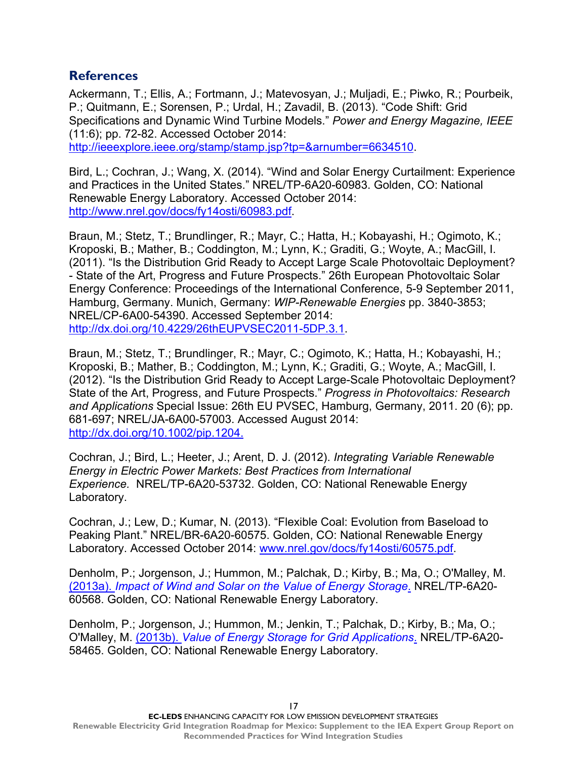## References

Ackermann, T.; Ellis, A.; Fortmann, J.; Matevosyan, J.; Muljadi, E.; Piwko, R.; Pourbeik, P.; Quitmann, E.; Sorensen, P.; Urdal, H.; Zavadil, B. (2013). "Code Shift: Grid Specifications and Dynamic Wind Turbine Models." *Power and Energy Magazine, IEEE* (11:6); pp. 72-82. Accessed October 2014: http://ieeexplore.ieee.org/stamp/stamp.jsp?tp=&arnumber=6634510.

Bird, L.; Cochran, J.; Wang, X. (2014). "Wind and Solar Energy Curtailment: Experience and Practices in the United States." NREL/TP-6A20-60983. Golden, CO: National Renewable Energy Laboratory. Accessed October 2014: http://www.nrel.gov/docs/fy14osti/60983.pdf.

Braun, M.; Stetz, T.; Brundlinger, R.; Mayr, C.; Hatta, H.; Kobayashi, H.; Ogimoto, K.; Kroposki, B.; Mather, B.; Coddington, M.; Lynn, K.; Graditi, G.; Woyte, A.; MacGill, I. (2011). "Is the Distribution Grid Ready to Accept Large Scale Photovoltaic Deployment? - State of the Art, Progress and Future Prospects." 26th European Photovoltaic Solar Energy Conference: Proceedings of the International Conference, 5-9 September 2011, Hamburg, Germany. Munich, Germany: *WIP-Renewable Energies* pp. 3840-3853; NREL/CP-6A00-54390. Accessed September 2014: http://dx.doi.org/10.4229/26thEUPVSEC2011-5DP.3.1.

Braun, M.; Stetz, T.; Brundlinger, R.; Mayr, C.; Ogimoto, K.; Hatta, H.; Kobayashi, H.; Kroposki, B.; Mather, B.; Coddington, M.; Lynn, K.; Graditi, G.; Woyte, A.; MacGill, I. (2012). "Is the Distribution Grid Ready to Accept Large-Scale Photovoltaic Deployment? State of the Art, Progress, and Future Prospects." *Progress in Photovoltaics: Research and Applications* Special Issue: 26th EU PVSEC, Hamburg, Germany, 2011. 20 (6); pp. 681-697; NREL/JA-6A00-57003. Accessed August 2014: http://dx.doi.org/10.1002/pip.1204.

Cochran, J.; Bird, L.; Heeter, J.; Arent, D. J. (2012). *Integrating Variable Renewable Energy in Electric Power Markets: Best Practices from International Experience.* NREL/TP-6A20-53732. Golden, CO: National Renewable Energy Laboratory.

Cochran, J.; Lew, D.; Kumar, N. (2013). "Flexible Coal: Evolution from Baseload to Peaking Plant." NREL/BR-6A20-60575. Golden, CO: National Renewable Energy Laboratory. Accessed October 2014: www.nrel.gov/docs/fy14osti/60575.pdf.

Denholm, P.; Jorgenson, J.; Hummon, M.; Palchak, D.; Kirby, B.; Ma, O.; O'Malley, M. (2013a). *Impact of Wind and Solar on the Value of Energy Storage*. NREL/TP-6A20-60568. Golden, CO: National Renewable Energy Laboratory.

Denholm, P.; Jorgenson, J.; Hummon, M.; Jenkin, T.; Palchak, D.; Kirby, B.; Ma, O.; O'Malley, M. (2013b). *Value of Energy Storage for Grid Applications*. NREL/TP-6A20-58465. Golden, CO: National Renewable Energy Laboratory.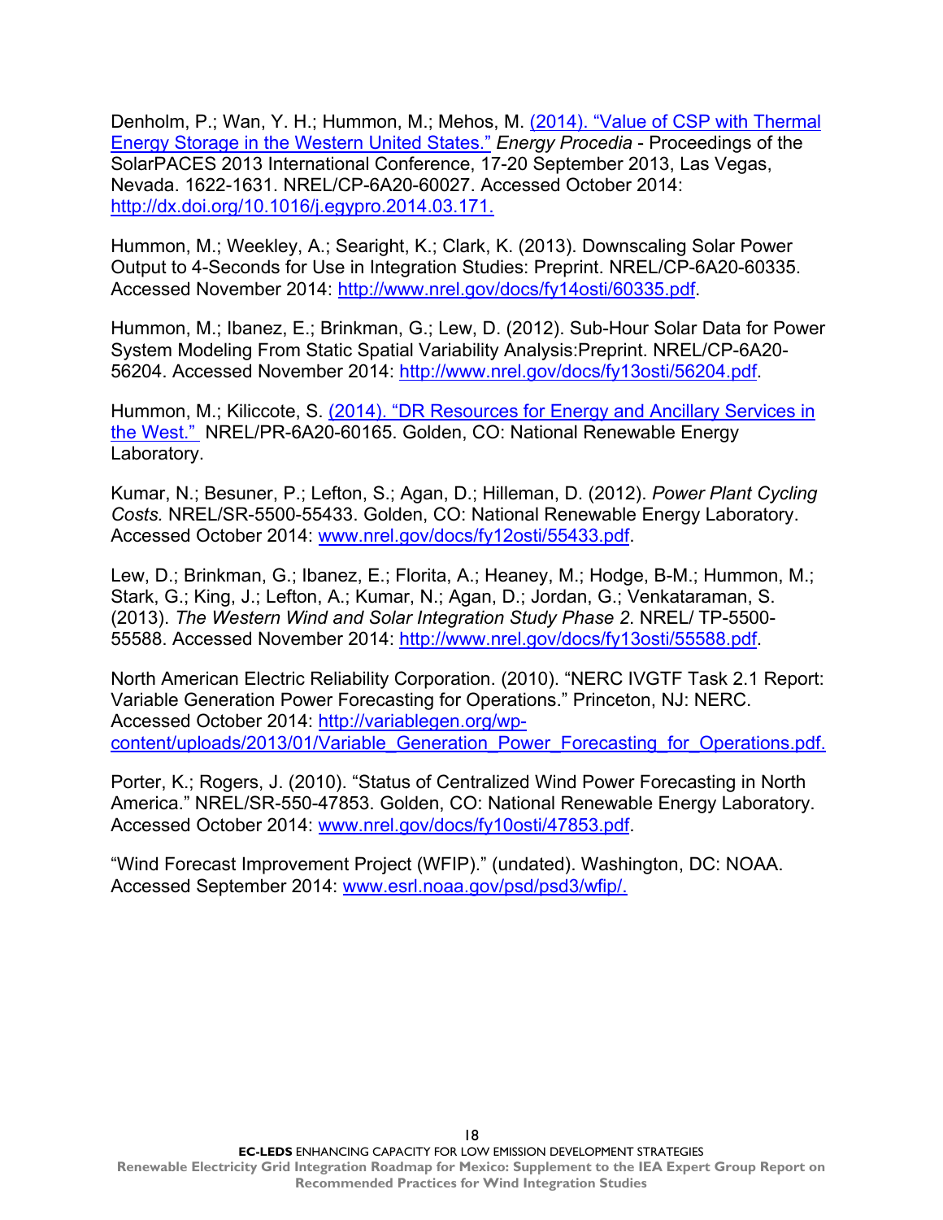Denholm, P.; Wan, Y. H.; Hummon, M.; Mehos, M. (2014). "Value of CSP with Thermal Energy Storage in the Western United States." *Energy Procedia* - Proceedings of the SolarPACES 2013 International Conference, 17-20 September 2013, Las Vegas, Nevada. 1622-1631. NREL/CP-6A20-60027. Accessed October 2014: http://dx.doi.org/10.1016/j.egypro.2014.03.171.

Hummon, M.; Weekley, A.; Searight, K.; Clark, K. (2013). Downscaling Solar Power Output to 4-Seconds for Use in Integration Studies: Preprint. NREL/CP-6A20-60335. Accessed November 2014: http://www.nrel.gov/docs/fy14osti/60335.pdf.

Hummon, M.; Ibanez, E.; Brinkman, G.; Lew, D. (2012). Sub-Hour Solar Data for Power System Modeling From Static Spatial Variability Analysis:Preprint. NREL/CP-6A20-56204. Accessed November 2014: http://www.nrel.gov/docs/fy13osti/56204.pdf.

Hummon, M.; Kiliccote, S. (2014). "DR Resources for Energy and Ancillary Services in the West." NREL/PR-6A20-60165. Golden, CO: National Renewable Energy Laboratory.

Kumar, N.; Besuner, P.; Lefton, S.; Agan, D.; Hilleman, D. (2012). *Power Plant Cycling Costs.* NREL/SR-5500-55433. Golden, CO: National Renewable Energy Laboratory. Accessed October 2014: www.nrel.gov/docs/fy12osti/55433.pdf.

Lew, D.; Brinkman, G.; Ibanez, E.; Florita, A.; Heaney, M.; Hodge, B-M.; Hummon, M.; Stark, G.; King, J.; Lefton, A.; Kumar, N.; Agan, D.; Jordan, G.; Venkataraman, S. (2013). *The Western Wind and Solar Integration Study Phase 2*. NREL/ TP-5500-55588. Accessed November 2014: http://www.nrel.gov/docs/fy13osti/55588.pdf.

North American Electric Reliability Corporation. (2010). "NERC IVGTF Task 2.1 Report: Variable Generation Power Forecasting for Operations." Princeton, NJ: NERC. Accessed October 2014: http://variablegen.org/wp-content/uploads/2013/01/Variable_Generation_Power_Forecasting_for_Operations.pdf.

Porter, K.; Rogers, J. (2010). "Status of Centralized Wind Power Forecasting in North America." NREL/SR-550-47853. Golden, CO: National Renewable Energy Laboratory. Accessed October 2014: www.nrel.gov/docs/fy10osti/47853.pdf.

"Wind Forecast Improvement Project (WFIP)." (undated). Washington, DC: NOAA. Accessed September 2014: www.esrl.noaa.gov/psd/psd3/wfip/.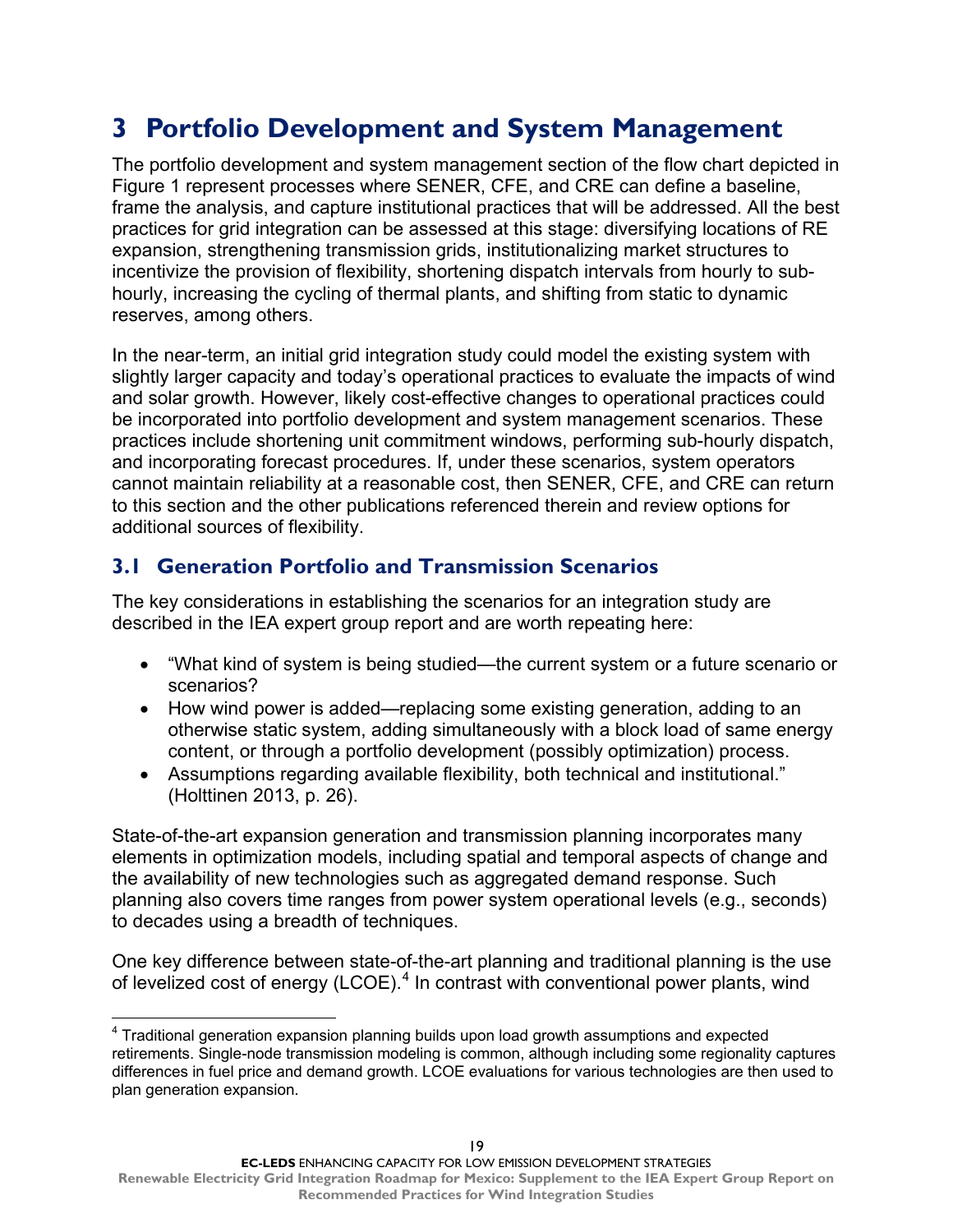# 3 Portfolio Development and System Management

The portfolio development and system management section of the flow chart depicted in Figure 1 represent processes where SENER, CFE, and CRE can define a baseline, frame the analysis, and capture institutional practices that will be addressed. All the best practices for grid integration can be assessed at this stage: diversifying locations of RE expansion, strengthening transmission grids, institutionalizing market structures to incentivize the provision of flexibility, shortening dispatch intervals from hourly to sub-hourly, increasing the cycling of thermal plants, and shifting from static to dynamic reserves, among others.

In the near-term, an initial grid integration study could model the existing system with slightly larger capacity and today's operational practices to evaluate the impacts of wind and solar growth. However, likely cost-effective changes to operational practices could be incorporated into portfolio development and system management scenarios. These practices include shortening unit commitment windows, performing sub-hourly dispatch, and incorporating forecast procedures. If, under these scenarios, system operators cannot maintain reliability at a reasonable cost, then SENER, CFE, and CRE can return to this section and the other publications referenced therein and review options for additional sources of flexibility.

## 3.1 Generation Portfolio and Transmission Scenarios

The key considerations in establishing the scenarios for an integration study are described in the IEA expert group report and are worth repeating here:

- "What kind of system is being studied—the current system or a future scenario or scenarios?
- How wind power is added—replacing some existing generation, adding to an otherwise static system, adding simultaneously with a block load of same energy content, or through a portfolio development (possibly optimization) process.
- Assumptions regarding available flexibility, both technical and institutional." (Holttinen 2013, p. 26).

State-of-the-art expansion generation and transmission planning incorporates many elements in optimization models, including spatial and temporal aspects of change and the availability of new technologies such as aggregated demand response. Such planning also covers time ranges from power system operational levels (e.g., seconds) to decades using a breadth of techniques.

One key difference between state-of-the-art planning and traditional planning is the use of levelized cost of energy (LCOE).[4] In contrast with conventional power plants, wind

[4] Traditional generation expansion planning builds upon load growth assumptions and expected retirements. Single-node transmission modeling is common, although including some regionality captures differences in fuel price and demand growth. LCOE evaluations for various technologies are then used to plan generation expansion.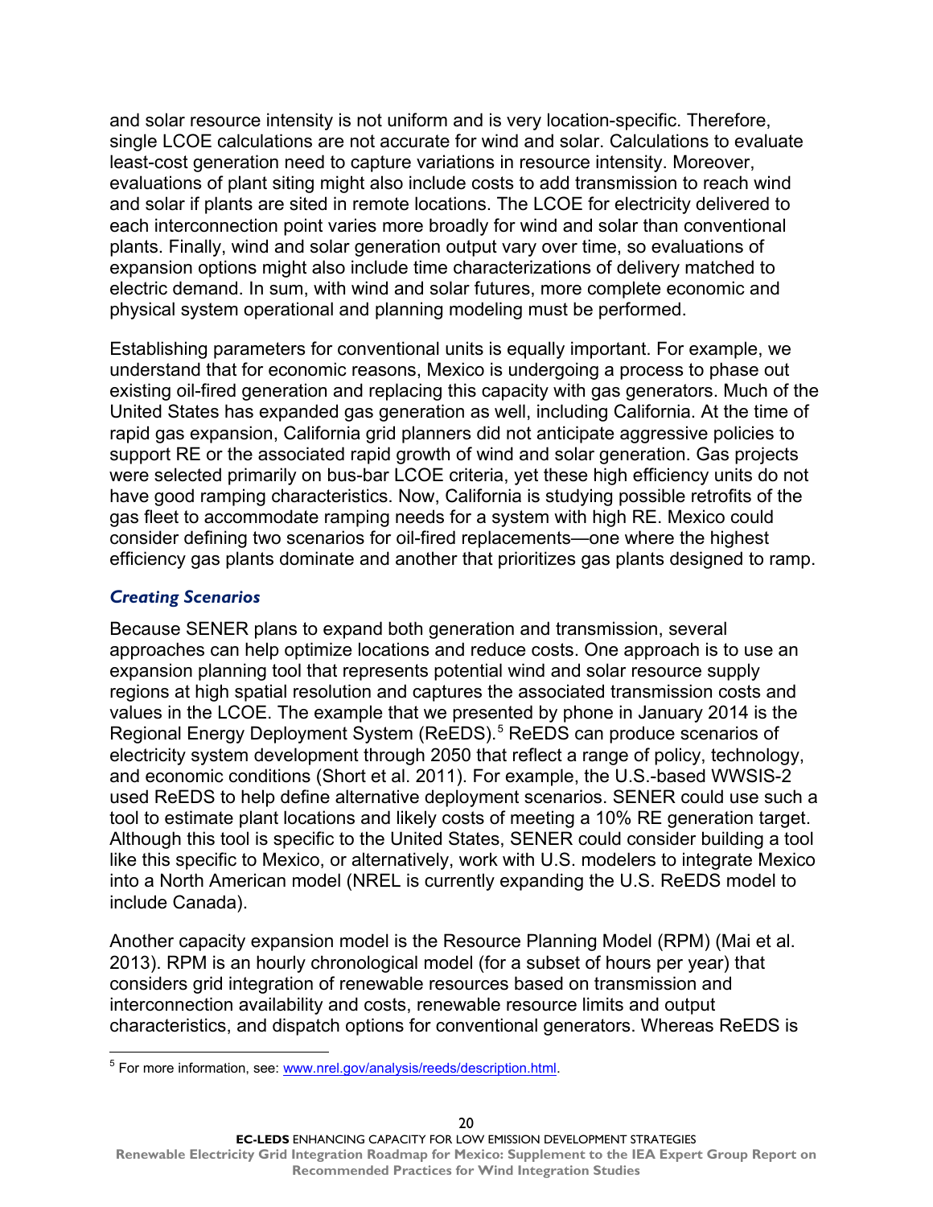and solar resource intensity is not uniform and is very location-specific. Therefore, single LCOE calculations are not accurate for wind and solar. Calculations to evaluate least-cost generation need to capture variations in resource intensity. Moreover, evaluations of plant siting might also include costs to add transmission to reach wind and solar if plants are sited in remote locations. The LCOE for electricity delivered to each interconnection point varies more broadly for wind and solar than conventional plants. Finally, wind and solar generation output vary over time, so evaluations of expansion options might also include time characterizations of delivery matched to electric demand. In sum, with wind and solar futures, more complete economic and physical system operational and planning modeling must be performed.

Establishing parameters for conventional units is equally important. For example, we understand that for economic reasons, Mexico is undergoing a process to phase out existing oil-fired generation and replacing this capacity with gas generators. Much of the United States has expanded gas generation as well, including California. At the time of rapid gas expansion, California grid planners did not anticipate aggressive policies to support RE or the associated rapid growth of wind and solar generation. Gas projects were selected primarily on bus-bar LCOE criteria, yet these high efficiency units do not have good ramping characteristics. Now, California is studying possible retrofits of the gas fleet to accommodate ramping needs for a system with high RE. Mexico could consider defining two scenarios for oil-fired replacements—one where the highest efficiency gas plants dominate and another that prioritizes gas plants designed to ramp.

### *Creating Scenarios*

Because SENER plans to expand both generation and transmission, several approaches can help optimize locations and reduce costs. One approach is to use an expansion planning tool that represents potential wind and solar resource supply regions at high spatial resolution and captures the associated transmission costs and values in the LCOE. The example that we presented by phone in January 2014 is the Regional Energy Deployment System (ReEDS).[5] ReEDS can produce scenarios of electricity system development through 2050 that reflect a range of policy, technology, and economic conditions (Short et al. 2011). For example, the U.S.-based WWSIS-2 used ReEDS to help define alternative deployment scenarios. SENER could use such a tool to estimate plant locations and likely costs of meeting a 10% RE generation target. Although this tool is specific to the United States, SENER could consider building a tool like this specific to Mexico, or alternatively, work with U.S. modelers to integrate Mexico into a North American model (NREL is currently expanding the U.S. ReEDS model to include Canada).

Another capacity expansion model is the Resource Planning Model (RPM) (Mai et al. 2013). RPM is an hourly chronological model (for a subset of hours per year) that considers grid integration of renewable resources based on transmission and interconnection availability and costs, renewable resource limits and output characteristics, and dispatch options for conventional generators. Whereas ReEDS is

[5] For more information, see: www.nrel.gov/analysis/reeds/description.html.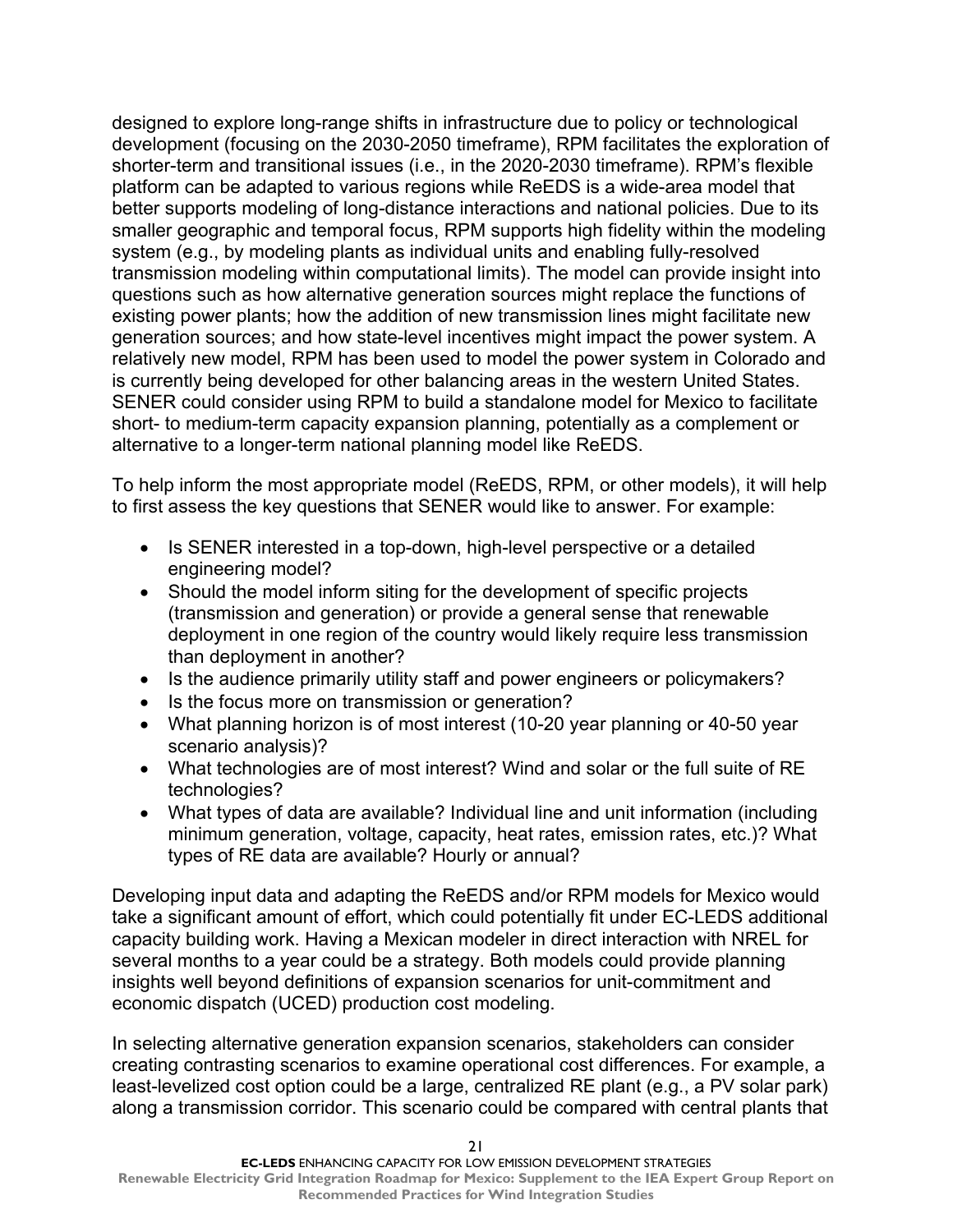designed to explore long-range shifts in infrastructure due to policy or technological development (focusing on the 2030-2050 timeframe), RPM facilitates the exploration of shorter-term and transitional issues (i.e., in the 2020-2030 timeframe). RPM's flexible platform can be adapted to various regions while ReEDS is a wide-area model that better supports modeling of long-distance interactions and national policies. Due to its smaller geographic and temporal focus, RPM supports high fidelity within the modeling system (e.g., by modeling plants as individual units and enabling fully-resolved transmission modeling within computational limits). The model can provide insight into questions such as how alternative generation sources might replace the functions of existing power plants; how the addition of new transmission lines might facilitate new generation sources; and how state-level incentives might impact the power system. A relatively new model, RPM has been used to model the power system in Colorado and is currently being developed for other balancing areas in the western United States. SENER could consider using RPM to build a standalone model for Mexico to facilitate short- to medium-term capacity expansion planning, potentially as a complement or alternative to a longer-term national planning model like ReEDS.

To help inform the most appropriate model (ReEDS, RPM, or other models), it will help to first assess the key questions that SENER would like to answer. For example:

- Is SENER interested in a top-down, high-level perspective or a detailed engineering model?
- Should the model inform siting for the development of specific projects (transmission and generation) or provide a general sense that renewable deployment in one region of the country would likely require less transmission than deployment in another?
- Is the audience primarily utility staff and power engineers or policymakers?
- Is the focus more on transmission or generation?
- What planning horizon is of most interest (10-20 year planning or 40-50 year scenario analysis)?
- What technologies are of most interest? Wind and solar or the full suite of RE technologies?
- What types of data are available? Individual line and unit information (including minimum generation, voltage, capacity, heat rates, emission rates, etc.)? What types of RE data are available? Hourly or annual?

Developing input data and adapting the ReEDS and/or RPM models for Mexico would take a significant amount of effort, which could potentially fit under EC-LEDS additional capacity building work. Having a Mexican modeler in direct interaction with NREL for several months to a year could be a strategy. Both models could provide planning insights well beyond definitions of expansion scenarios for unit-commitment and economic dispatch (UCED) production cost modeling.

In selecting alternative generation expansion scenarios, stakeholders can consider creating contrasting scenarios to examine operational cost differences. For example, a least-levelized cost option could be a large, centralized RE plant (e.g., a PV solar park) along a transmission corridor. This scenario could be compared with central plants that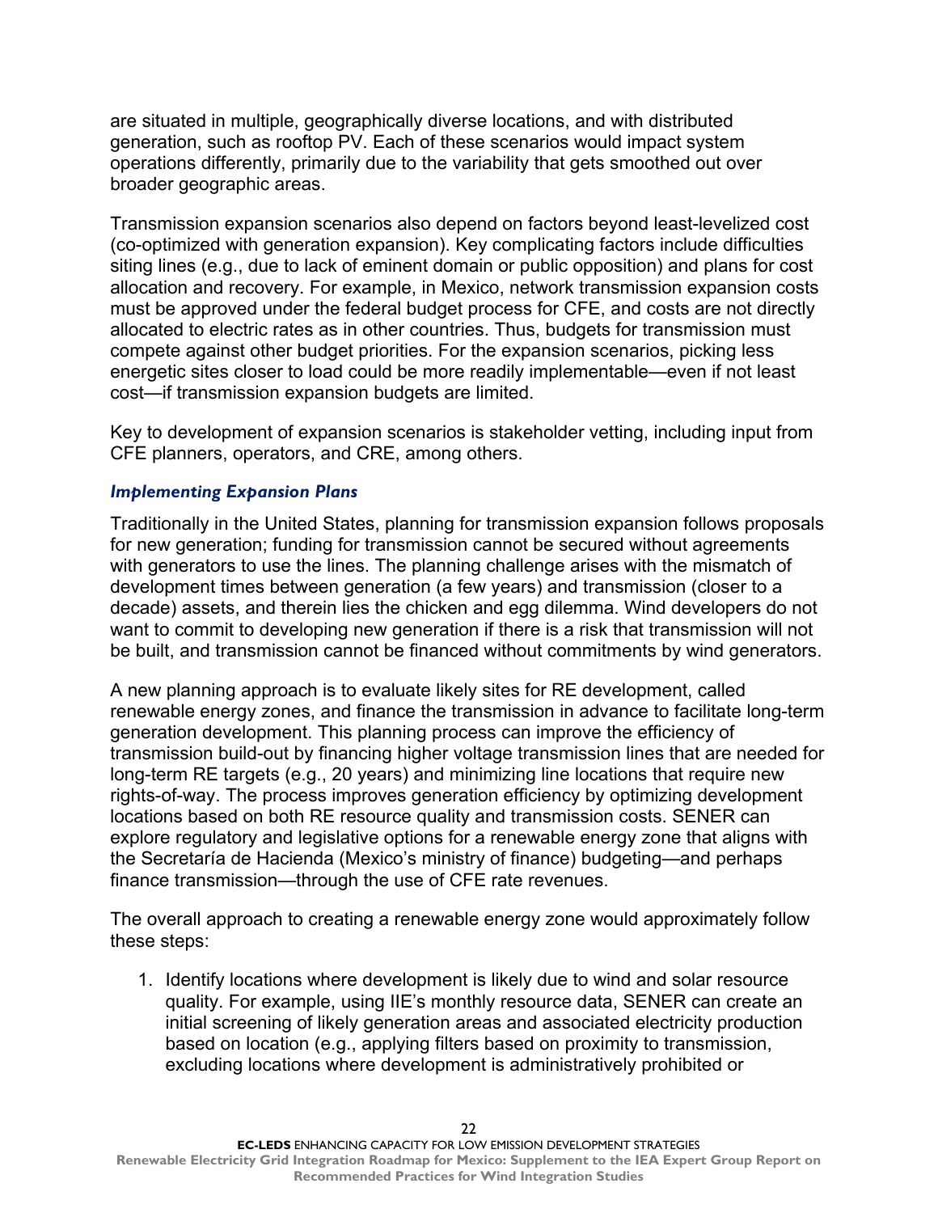are situated in multiple, geographically diverse locations, and with distributed generation, such as rooftop PV. Each of these scenarios would impact system operations differently, primarily due to the variability that gets smoothed out over broader geographic areas.

Transmission expansion scenarios also depend on factors beyond least-levelized cost (co-optimized with generation expansion). Key complicating factors include difficulties siting lines (e.g., due to lack of eminent domain or public opposition) and plans for cost allocation and recovery. For example, in Mexico, network transmission expansion costs must be approved under the federal budget process for CFE, and costs are not directly allocated to electric rates as in other countries. Thus, budgets for transmission must compete against other budget priorities. For the expansion scenarios, picking less energetic sites closer to load could be more readily implementable—even if not least cost—if transmission expansion budgets are limited.

Key to development of expansion scenarios is stakeholder vetting, including input from CFE planners, operators, and CRE, among others.

#### *Implementing Expansion Plans*

Traditionally in the United States, planning for transmission expansion follows proposals for new generation; funding for transmission cannot be secured without agreements with generators to use the lines. The planning challenge arises with the mismatch of development times between generation (a few years) and transmission (closer to a decade) assets, and therein lies the chicken and egg dilemma. Wind developers do not want to commit to developing new generation if there is a risk that transmission will not be built, and transmission cannot be financed without commitments by wind generators.

A new planning approach is to evaluate likely sites for RE development, called renewable energy zones, and finance the transmission in advance to facilitate long-term generation development. This planning process can improve the efficiency of transmission build-out by financing higher voltage transmission lines that are needed for long-term RE targets (e.g., 20 years) and minimizing line locations that require new rights-of-way. The process improves generation efficiency by optimizing development locations based on both RE resource quality and transmission costs. SENER can explore regulatory and legislative options for a renewable energy zone that aligns with the Secretaría de Hacienda (Mexico's ministry of finance) budgeting—and perhaps finance transmission—through the use of CFE rate revenues.

The overall approach to creating a renewable energy zone would approximately follow these steps:

1. Identify locations where development is likely due to wind and solar resource quality. For example, using IIE's monthly resource data, SENER can create an initial screening of likely generation areas and associated electricity production based on location (e.g., applying filters based on proximity to transmission, excluding locations where development is administratively prohibited or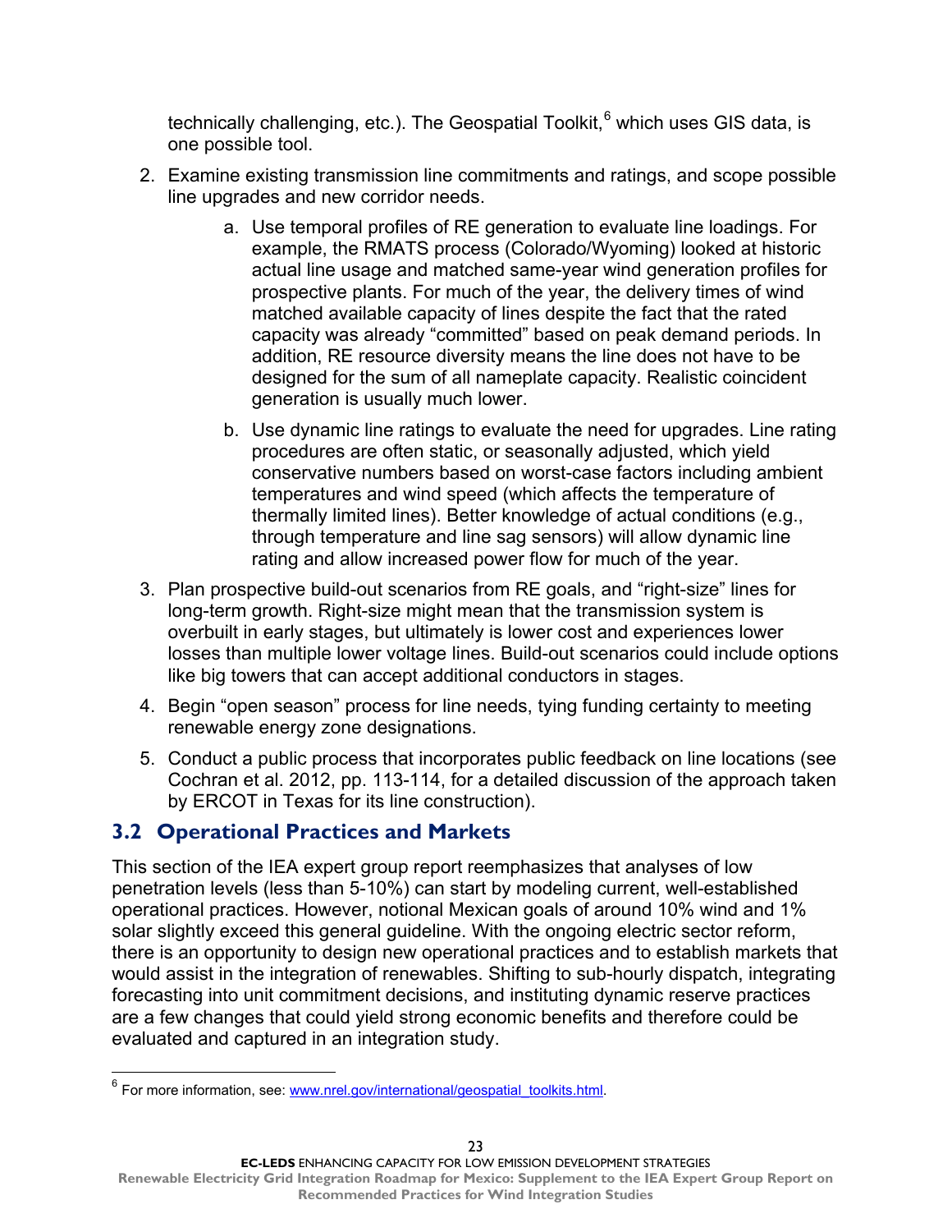technically challenging, etc.). The Geospatial Toolkit,[6] which uses GIS data, is one possible tool.

2. Examine existing transmission line commitments and ratings, and scope possible line upgrades and new corridor needs.
   a. Use temporal profiles of RE generation to evaluate line loadings. For example, the RMATS process (Colorado/Wyoming) looked at historic actual line usage and matched same-year wind generation profiles for prospective plants. For much of the year, the delivery times of wind matched available capacity of lines despite the fact that the rated capacity was already "committed" based on peak demand periods. In addition, RE resource diversity means the line does not have to be designed for the sum of all nameplate capacity. Realistic coincident generation is usually much lower.
   b. Use dynamic line ratings to evaluate the need for upgrades. Line rating procedures are often static, or seasonally adjusted, which yield conservative numbers based on worst-case factors including ambient temperatures and wind speed (which affects the temperature of thermally limited lines). Better knowledge of actual conditions (e.g., through temperature and line sag sensors) will allow dynamic line rating and allow increased power flow for much of the year.
3. Plan prospective build-out scenarios from RE goals, and "right-size" lines for long-term growth. Right-size might mean that the transmission system is overbuilt in early stages, but ultimately is lower cost and experiences lower losses than multiple lower voltage lines. Build-out scenarios could include options like big towers that can accept additional conductors in stages.
4. Begin "open season" process for line needs, tying funding certainty to meeting renewable energy zone designations.
5. Conduct a public process that incorporates public feedback on line locations (see Cochran et al. 2012, pp. 113-114, for a detailed discussion of the approach taken by ERCOT in Texas for its line construction).

## 3.2 Operational Practices and Markets

This section of the IEA expert group report reemphasizes that analyses of low penetration levels (less than 5-10%) can start by modeling current, well-established operational practices. However, notional Mexican goals of around 10% wind and 1% solar slightly exceed this general guideline. With the ongoing electric sector reform, there is an opportunity to design new operational practices and to establish markets that would assist in the integration of renewables. Shifting to sub-hourly dispatch, integrating forecasting into unit commitment decisions, and instituting dynamic reserve practices are a few changes that could yield strong economic benefits and therefore could be evaluated and captured in an integration study.

[6] For more information, see: www.nrel.gov/international/geospatial_toolkits.html.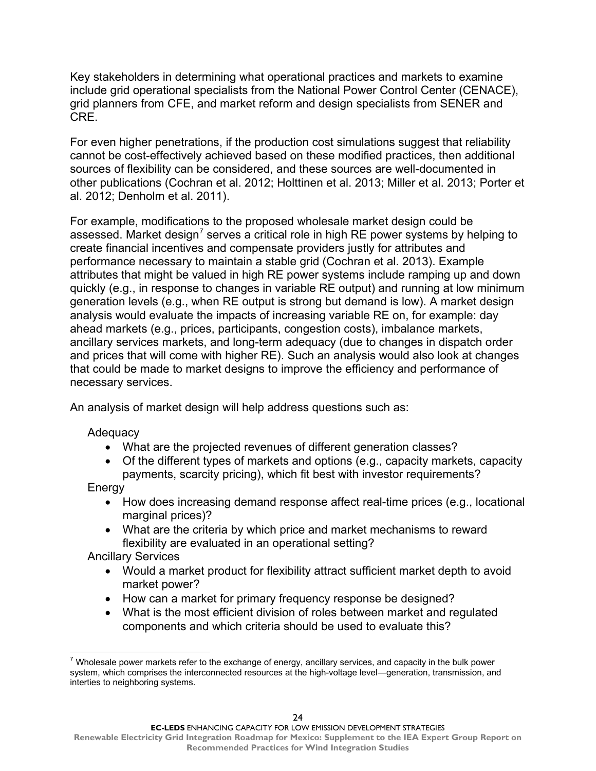Key stakeholders in determining what operational practices and markets to examine include grid operational specialists from the National Power Control Center (CENACE), grid planners from CFE, and market reform and design specialists from SENER and CRE.

For even higher penetrations, if the production cost simulations suggest that reliability cannot be cost-effectively achieved based on these modified practices, then additional sources of flexibility can be considered, and these sources are well-documented in other publications (Cochran et al. 2012; Holttinen et al. 2013; Miller et al. 2013; Porter et al. 2012; Denholm et al. 2011).

For example, modifications to the proposed wholesale market design could be assessed. Market design[7] serves a critical role in high RE power systems by helping to create financial incentives and compensate providers justly for attributes and performance necessary to maintain a stable grid (Cochran et al. 2013). Example attributes that might be valued in high RE power systems include ramping up and down quickly (e.g., in response to changes in variable RE output) and running at low minimum generation levels (e.g., when RE output is strong but demand is low). A market design analysis would evaluate the impacts of increasing variable RE on, for example: day ahead markets (e.g., prices, participants, congestion costs), imbalance markets, ancillary services markets, and long-term adequacy (due to changes in dispatch order and prices that will come with higher RE). Such an analysis would also look at changes that could be made to market designs to improve the efficiency and performance of necessary services.

An analysis of market design will help address questions such as:

Adequacy

- What are the projected revenues of different generation classes?
- Of the different types of markets and options (e.g., capacity markets, capacity payments, scarcity pricing), which fit best with investor requirements?

Energy

- How does increasing demand response affect real-time prices (e.g., locational marginal prices)?
- What are the criteria by which price and market mechanisms to reward flexibility are evaluated in an operational setting?

Ancillary Services

- Would a market product for flexibility attract sufficient market depth to avoid market power?
- How can a market for primary frequency response be designed?
- What is the most efficient division of roles between market and regulated components and which criteria should be used to evaluate this?

[7] Wholesale power markets refer to the exchange of energy, ancillary services, and capacity in the bulk power system, which comprises the interconnected resources at the high-voltage level—generation, transmission, and interties to neighboring systems.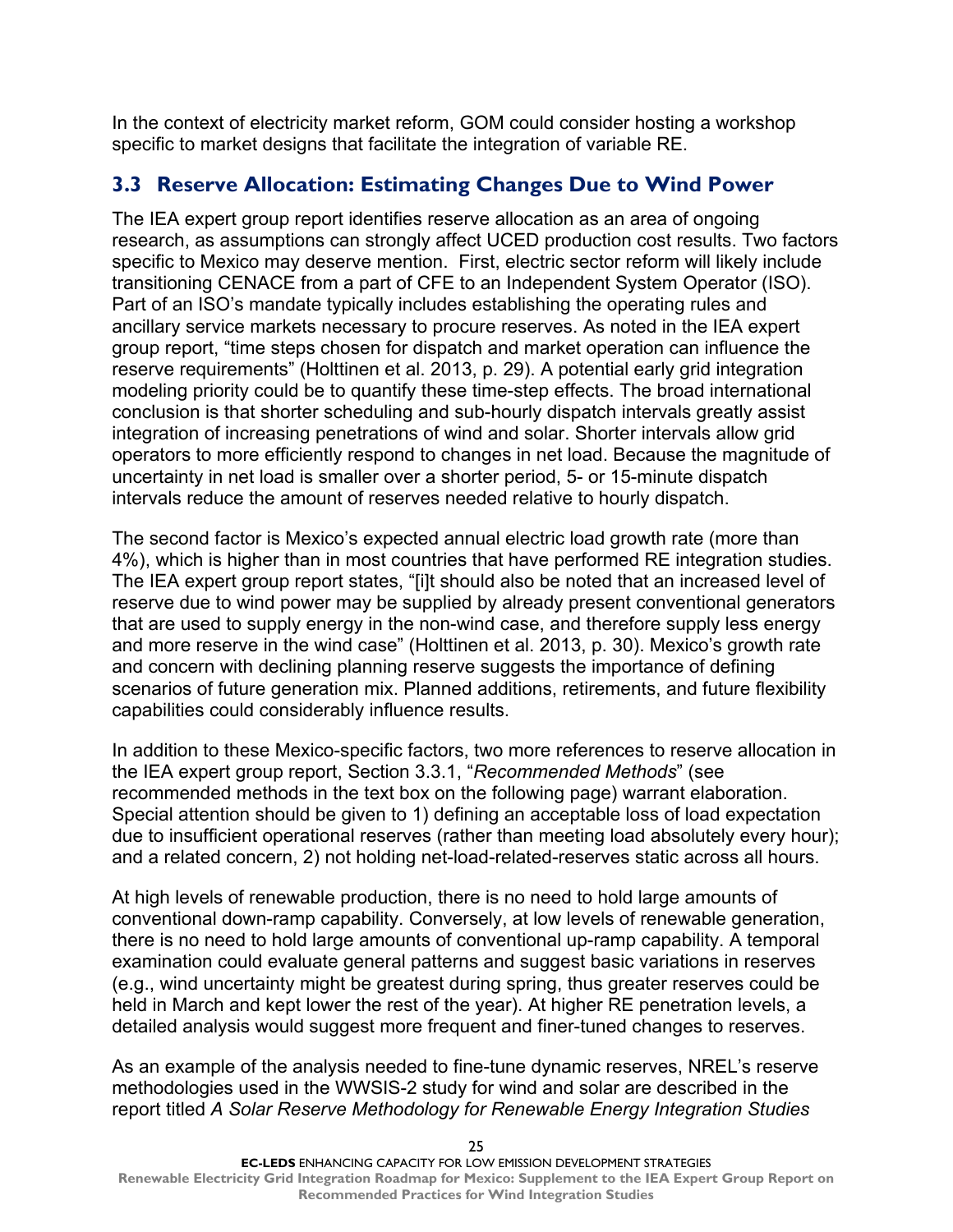In the context of electricity market reform, GOM could consider hosting a workshop specific to market designs that facilitate the integration of variable RE.

## 3.3 Reserve Allocation: Estimating Changes Due to Wind Power

The IEA expert group report identifies reserve allocation as an area of ongoing research, as assumptions can strongly affect UCED production cost results. Two factors specific to Mexico may deserve mention. First, electric sector reform will likely include transitioning CENACE from a part of CFE to an Independent System Operator (ISO). Part of an ISO's mandate typically includes establishing the operating rules and ancillary service markets necessary to procure reserves. As noted in the IEA expert group report, "time steps chosen for dispatch and market operation can influence the reserve requirements" (Holttinen et al. 2013, p. 29). A potential early grid integration modeling priority could be to quantify these time-step effects. The broad international conclusion is that shorter scheduling and sub-hourly dispatch intervals greatly assist integration of increasing penetrations of wind and solar. Shorter intervals allow grid operators to more efficiently respond to changes in net load. Because the magnitude of uncertainty in net load is smaller over a shorter period, 5- or 15-minute dispatch intervals reduce the amount of reserves needed relative to hourly dispatch.

The second factor is Mexico's expected annual electric load growth rate (more than 4%), which is higher than in most countries that have performed RE integration studies. The IEA expert group report states, "[i]t should also be noted that an increased level of reserve due to wind power may be supplied by already present conventional generators that are used to supply energy in the non-wind case, and therefore supply less energy and more reserve in the wind case" (Holttinen et al. 2013, p. 30). Mexico's growth rate and concern with declining planning reserve suggests the importance of defining scenarios of future generation mix. Planned additions, retirements, and future flexibility capabilities could considerably influence results.

In addition to these Mexico-specific factors, two more references to reserve allocation in the IEA expert group report, Section 3.3.1, "*Recommended Methods*" (see recommended methods in the text box on the following page) warrant elaboration. Special attention should be given to 1) defining an acceptable loss of load expectation due to insufficient operational reserves (rather than meeting load absolutely every hour); and a related concern, 2) not holding net-load-related-reserves static across all hours.

At high levels of renewable production, there is no need to hold large amounts of conventional down-ramp capability. Conversely, at low levels of renewable generation, there is no need to hold large amounts of conventional up-ramp capability. A temporal examination could evaluate general patterns and suggest basic variations in reserves (e.g., wind uncertainty might be greatest during spring, thus greater reserves could be held in March and kept lower the rest of the year). At higher RE penetration levels, a detailed analysis would suggest more frequent and finer-tuned changes to reserves.

As an example of the analysis needed to fine-tune dynamic reserves, NREL's reserve methodologies used in the WWSIS-2 study for wind and solar are described in the report titled *A Solar Reserve Methodology for Renewable Energy Integration Studies*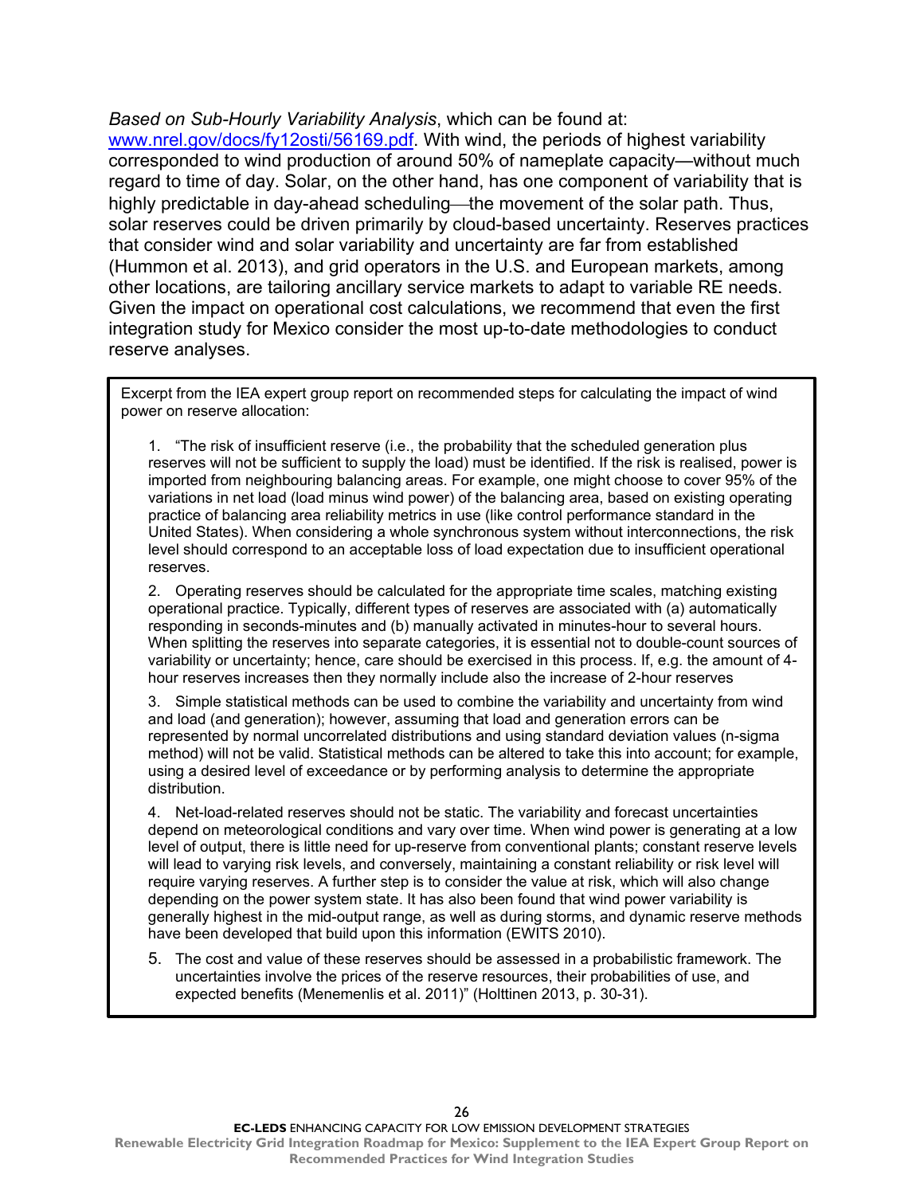*Based on Sub-Hourly Variability Analysis*, which can be found at: www.nrel.gov/docs/fy12osti/56169.pdf. With wind, the periods of highest variability corresponded to wind production of around 50% of nameplate capacity—without much regard to time of day. Solar, on the other hand, has one component of variability that is highly predictable in day-ahead scheduling—the movement of the solar path. Thus, solar reserves could be driven primarily by cloud-based uncertainty. Reserves practices that consider wind and solar variability and uncertainty are far from established (Hummon et al. 2013), and grid operators in the U.S. and European markets, among other locations, are tailoring ancillary service markets to adapt to variable RE needs. Given the impact on operational cost calculations, we recommend that even the first integration study for Mexico consider the most up-to-date methodologies to conduct reserve analyses.

> Excerpt from the IEA expert group report on recommended steps for calculating the impact of wind power on reserve allocation:
>
> 1. "The risk of insufficient reserve (i.e., the probability that the scheduled generation plus reserves will not be sufficient to supply the load) must be identified. If the risk is realised, power is imported from neighbouring balancing areas. For example, one might choose to cover 95% of the variations in net load (load minus wind power) of the balancing area, based on existing operating practice of balancing area reliability metrics in use (like control performance standard in the United States). When considering a whole synchronous system without interconnections, the risk level should correspond to an acceptable loss of load expectation due to insufficient operational reserves.
> 2. Operating reserves should be calculated for the appropriate time scales, matching existing operational practice. Typically, different types of reserves are associated with (a) automatically responding in seconds-minutes and (b) manually activated in minutes-hour to several hours. When splitting the reserves into separate categories, it is essential not to double-count sources of variability or uncertainty; hence, care should be exercised in this process. If, e.g. the amount of 4-hour reserves increases then they normally include also the increase of 2-hour reserves
> 3. Simple statistical methods can be used to combine the variability and uncertainty from wind and load (and generation); however, assuming that load and generation errors can be represented by normal uncorrelated distributions and using standard deviation values (n-sigma method) will not be valid. Statistical methods can be altered to take this into account; for example, using a desired level of exceedance or by performing analysis to determine the appropriate distribution.
> 4. Net-load-related reserves should not be static. The variability and forecast uncertainties depend on meteorological conditions and vary over time. When wind power is generating at a low level of output, there is little need for up-reserve from conventional plants; constant reserve levels will lead to varying risk levels, and conversely, maintaining a constant reliability or risk level will require varying reserves. A further step is to consider the value at risk, which will also change depending on the power system state. It has also been found that wind power variability is generally highest in the mid-output range, as well as during storms, and dynamic reserve methods have been developed that build upon this information (EWITS 2010).
> 5. The cost and value of these reserves should be assessed in a probabilistic framework. The uncertainties involve the prices of the reserve resources, their probabilities of use, and expected benefits (Menemenlis et al. 2011)" (Holttinen 2013, p. 30-31).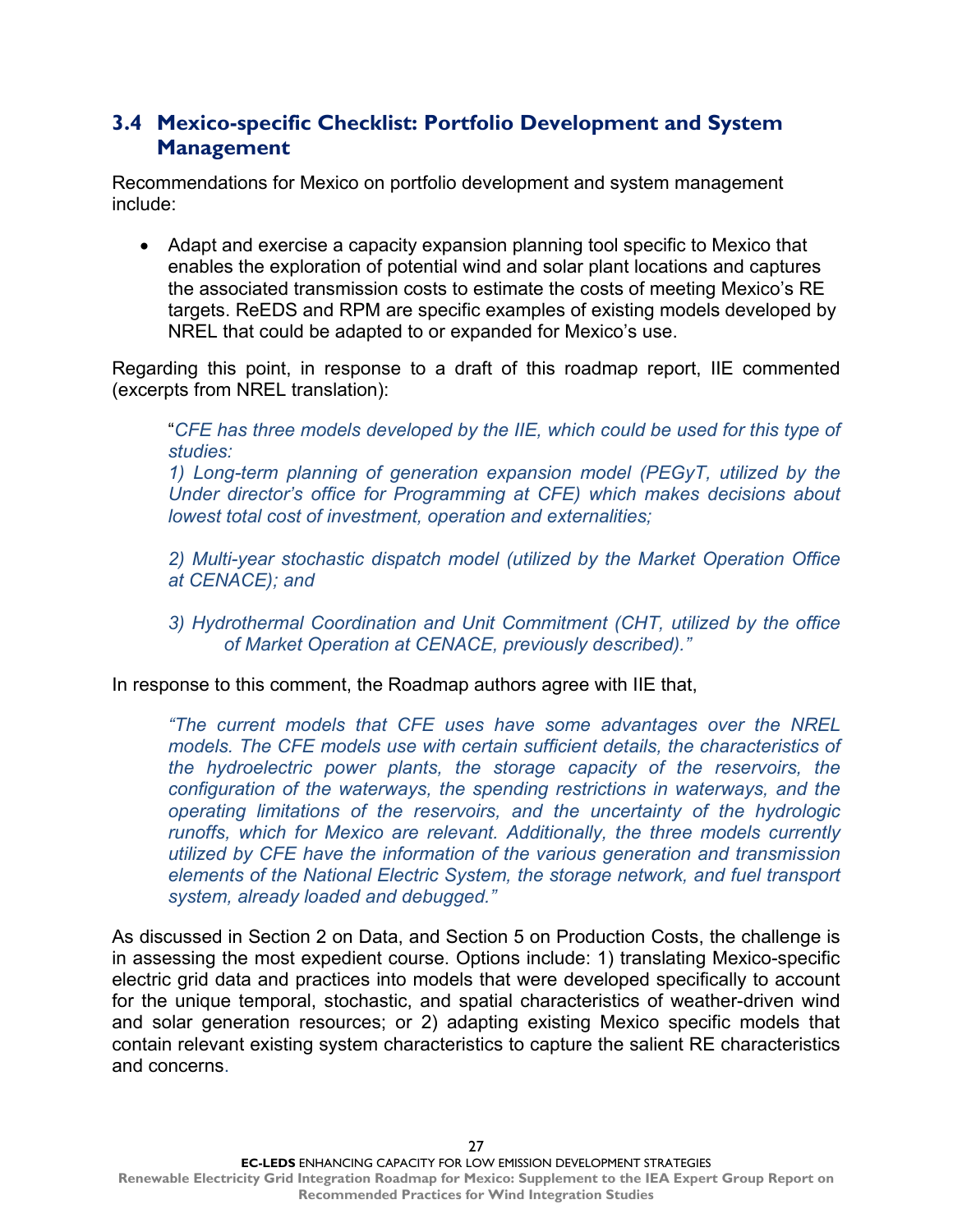## 3.4 Mexico-specific Checklist: Portfolio Development and System Management

Recommendations for Mexico on portfolio development and system management include:

- Adapt and exercise a capacity expansion planning tool specific to Mexico that enables the exploration of potential wind and solar plant locations and captures the associated transmission costs to estimate the costs of meeting Mexico's RE targets. ReEDS and RPM are specific examples of existing models developed by NREL that could be adapted to or expanded for Mexico's use.

Regarding this point, in response to a draft of this roadmap report, IIE commented (excerpts from NREL translation):

> "*CFE has three models developed by the IIE, which could be used for this type of studies:*
> *1) Long-term planning of generation expansion model (PEGyT, utilized by the Under director's office for Programming at CFE) which makes decisions about lowest total cost of investment, operation and externalities;*
>
> *2) Multi-year stochastic dispatch model (utilized by the Market Operation Office at CENACE); and*
>
> *3) Hydrothermal Coordination and Unit Commitment (CHT, utilized by the office of Market Operation at CENACE, previously described).*"

In response to this comment, the Roadmap authors agree with IIE that,

> *"The current models that CFE uses have some advantages over the NREL models. The CFE models use with certain sufficient details, the characteristics of the hydroelectric power plants, the storage capacity of the reservoirs, the configuration of the waterways, the spending restrictions in waterways, and the operating limitations of the reservoirs, and the uncertainty of the hydrologic runoffs, which for Mexico are relevant. Additionally, the three models currently utilized by CFE have the information of the various generation and transmission elements of the National Electric System, the storage network, and fuel transport system, already loaded and debugged."*

As discussed in Section 2 on Data, and Section 5 on Production Costs, the challenge is in assessing the most expedient course. Options include: 1) translating Mexico-specific electric grid data and practices into models that were developed specifically to account for the unique temporal, stochastic, and spatial characteristics of weather-driven wind and solar generation resources; or 2) adapting existing Mexico specific models that contain relevant existing system characteristics to capture the salient RE characteristics and concerns.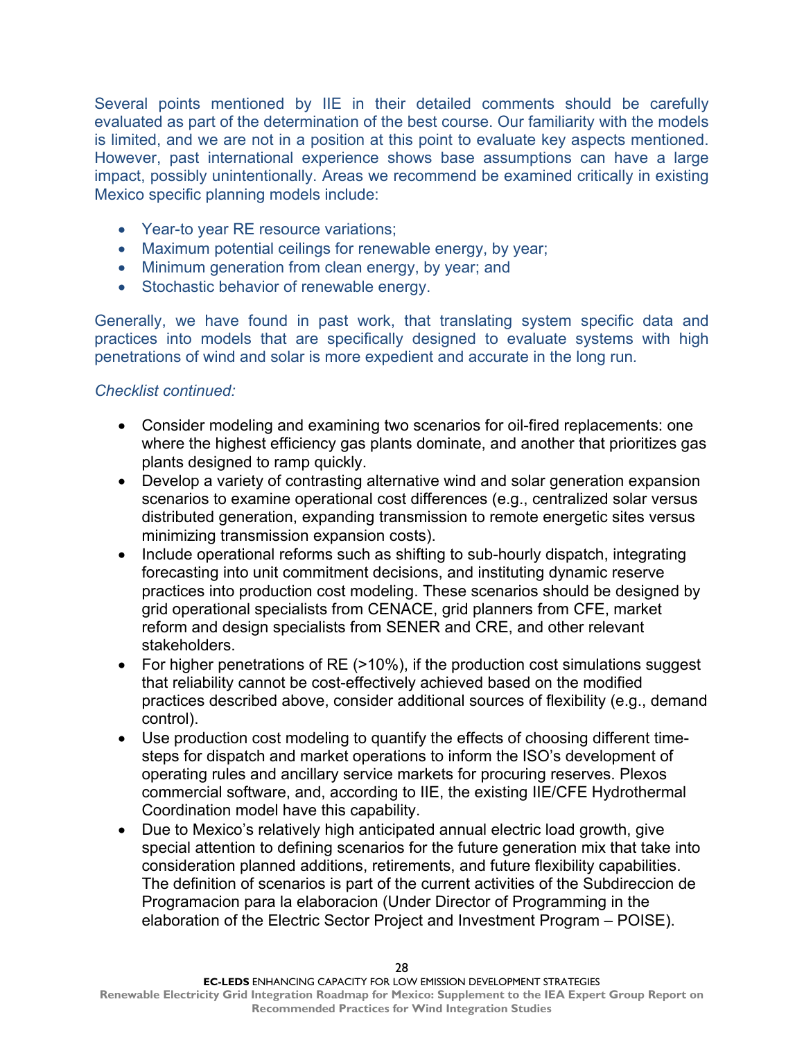Several points mentioned by IIE in their detailed comments should be carefully evaluated as part of the determination of the best course. Our familiarity with the models is limited, and we are not in a position at this point to evaluate key aspects mentioned. However, past international experience shows base assumptions can have a large impact, possibly unintentionally. Areas we recommend be examined critically in existing Mexico specific planning models include:

- Year-to year RE resource variations;
- Maximum potential ceilings for renewable energy, by year;
- Minimum generation from clean energy, by year; and
- Stochastic behavior of renewable energy.

Generally, we have found in past work, that translating system specific data and practices into models that are specifically designed to evaluate systems with high penetrations of wind and solar is more expedient and accurate in the long run.

*Checklist continued:*

- Consider modeling and examining two scenarios for oil-fired replacements: one where the highest efficiency gas plants dominate, and another that prioritizes gas plants designed to ramp quickly.
- Develop a variety of contrasting alternative wind and solar generation expansion scenarios to examine operational cost differences (e.g., centralized solar versus distributed generation, expanding transmission to remote energetic sites versus minimizing transmission expansion costs).
- Include operational reforms such as shifting to sub-hourly dispatch, integrating forecasting into unit commitment decisions, and instituting dynamic reserve practices into production cost modeling. These scenarios should be designed by grid operational specialists from CENACE, grid planners from CFE, market reform and design specialists from SENER and CRE, and other relevant stakeholders.
- For higher penetrations of RE (>10%), if the production cost simulations suggest that reliability cannot be cost-effectively achieved based on the modified practices described above, consider additional sources of flexibility (e.g., demand control).
- Use production cost modeling to quantify the effects of choosing different time-steps for dispatch and market operations to inform the ISO's development of operating rules and ancillary service markets for procuring reserves. Plexos commercial software, and, according to IIE, the existing IIE/CFE Hydrothermal Coordination model have this capability.
- Due to Mexico's relatively high anticipated annual electric load growth, give special attention to defining scenarios for the future generation mix that take into consideration planned additions, retirements, and future flexibility capabilities. The definition of scenarios is part of the current activities of the Subdireccion de Programacion para la elaboracion (Under Director of Programming in the elaboration of the Electric Sector Project and Investment Program – POISE).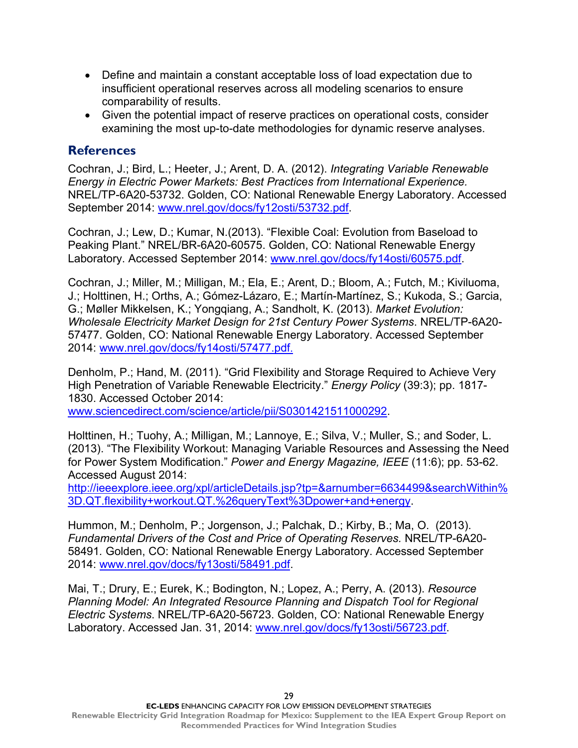- Define and maintain a constant acceptable loss of load expectation due to insufficient operational reserves across all modeling scenarios to ensure comparability of results.
- Given the potential impact of reserve practices on operational costs, consider examining the most up-to-date methodologies for dynamic reserve analyses.

## References

Cochran, J.; Bird, L.; Heeter, J.; Arent, D. A. (2012). *Integrating Variable Renewable Energy in Electric Power Markets: Best Practices from International Experience.* NREL/TP-6A20-53732. Golden, CO: National Renewable Energy Laboratory. Accessed September 2014: www.nrel.gov/docs/fy12osti/53732.pdf.

Cochran, J.; Lew, D.; Kumar, N.(2013). "Flexible Coal: Evolution from Baseload to Peaking Plant." NREL/BR-6A20-60575. Golden, CO: National Renewable Energy Laboratory. Accessed September 2014: www.nrel.gov/docs/fy14osti/60575.pdf.

Cochran, J.; Miller, M.; Milligan, M.; Ela, E.; Arent, D.; Bloom, A.; Futch, M.; Kiviluoma, J.; Holttinen, H.; Orths, A.; Gómez-Lázaro, E.; Martín-Martínez, S.; Kukoda, S.; Garcia, G.; Møller Mikkelsen, K.; Yongqiang, A.; Sandholt, K. (2013). *Market Evolution: Wholesale Electricity Market Design for 21st Century Power Systems*. NREL/TP-6A20-57477. Golden, CO: National Renewable Energy Laboratory. Accessed September 2014: www.nrel.gov/docs/fy14osti/57477.pdf.

Denholm, P.; Hand, M. (2011). "Grid Flexibility and Storage Required to Achieve Very High Penetration of Variable Renewable Electricity." *Energy Policy* (39:3); pp. 1817-1830. Accessed October 2014: www.sciencedirect.com/science/article/pii/S0301421511000292.

Holttinen, H.; Tuohy, A.; Milligan, M.; Lannoye, E.; Silva, V.; Muller, S.; and Soder, L. (2013). "The Flexibility Workout: Managing Variable Resources and Assessing the Need for Power System Modification." *Power and Energy Magazine, IEEE* (11:6); pp. 53-62. Accessed August 2014: http://ieeexplore.ieee.org/xpl/articleDetails.jsp?tp=&arnumber=6634499&searchWithin%3D.QT.flexibility+workout.QT.%26queryText%3Dpower+and+energy.

Hummon, M.; Denholm, P.; Jorgenson, J.; Palchak, D.; Kirby, B.; Ma, O. (2013). *Fundamental Drivers of the Cost and Price of Operating Reserves.* NREL/TP-6A20-58491. Golden, CO: National Renewable Energy Laboratory. Accessed September 2014: www.nrel.gov/docs/fy13osti/58491.pdf.

Mai, T.; Drury, E.; Eurek, K.; Bodington, N.; Lopez, A.; Perry, A. (2013). *Resource Planning Model: An Integrated Resource Planning and Dispatch Tool for Regional Electric Systems*. NREL/TP-6A20-56723. Golden, CO: National Renewable Energy Laboratory. Accessed Jan. 31, 2014: www.nrel.gov/docs/fy13osti/56723.pdf.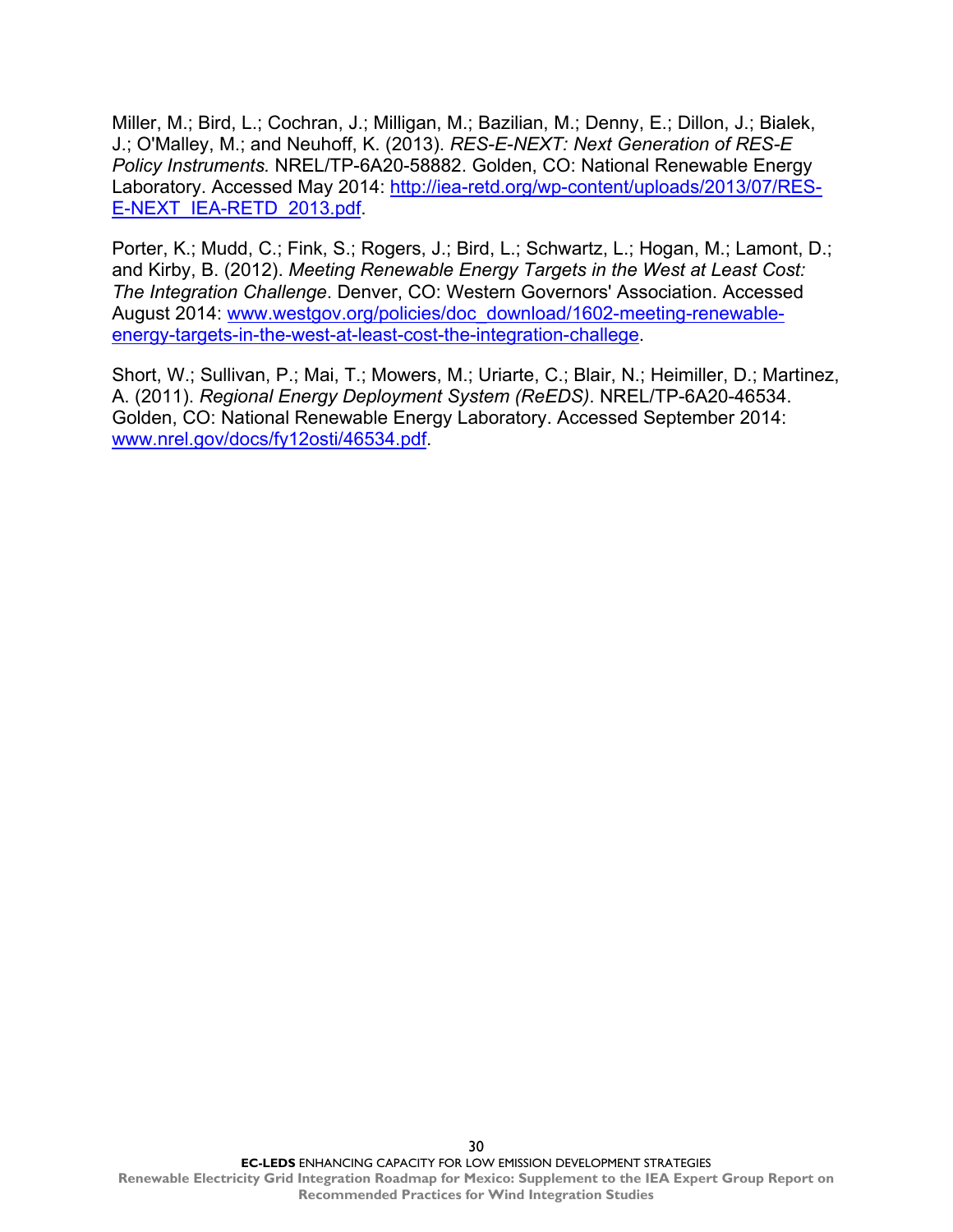Miller, M.; Bird, L.; Cochran, J.; Milligan, M.; Bazilian, M.; Denny, E.; Dillon, J.; Bialek, J.; O'Malley, M.; and Neuhoff, K. (2013). *RES-E-NEXT: Next Generation of RES-E Policy Instruments.* NREL/TP-6A20-58882. Golden, CO: National Renewable Energy Laboratory. Accessed May 2014: [http://iea-retd.org/wp-content/uploads/2013/07/RES-E-NEXT_IEA-RETD_2013.pdf](http://iea-retd.org/wp-content/uploads/2013/07/RES-E-NEXT_IEA-RETD_2013.pdf).

Porter, K.; Mudd, C.; Fink, S.; Rogers, J.; Bird, L.; Schwartz, L.; Hogan, M.; Lamont, D.; and Kirby, B. (2012). *Meeting Renewable Energy Targets in the West at Least Cost: The Integration Challenge*. Denver, CO: Western Governors' Association. Accessed August 2014: [www.westgov.org/policies/doc_download/1602-meeting-renewable-energy-targets-in-the-west-at-least-cost-the-integration-challege](www.westgov.org/policies/doc_download/1602-meeting-renewable-energy-targets-in-the-west-at-least-cost-the-integration-challege).

Short, W.; Sullivan, P.; Mai, T.; Mowers, M.; Uriarte, C.; Blair, N.; Heimiller, D.; Martinez, A. (2011). *Regional Energy Deployment System (ReEDS)*. NREL/TP-6A20-46534. Golden, CO: National Renewable Energy Laboratory. Accessed September 2014: [www.nrel.gov/docs/fy12osti/46534.pdf](www.nrel.gov/docs/fy12osti/46534.pdf).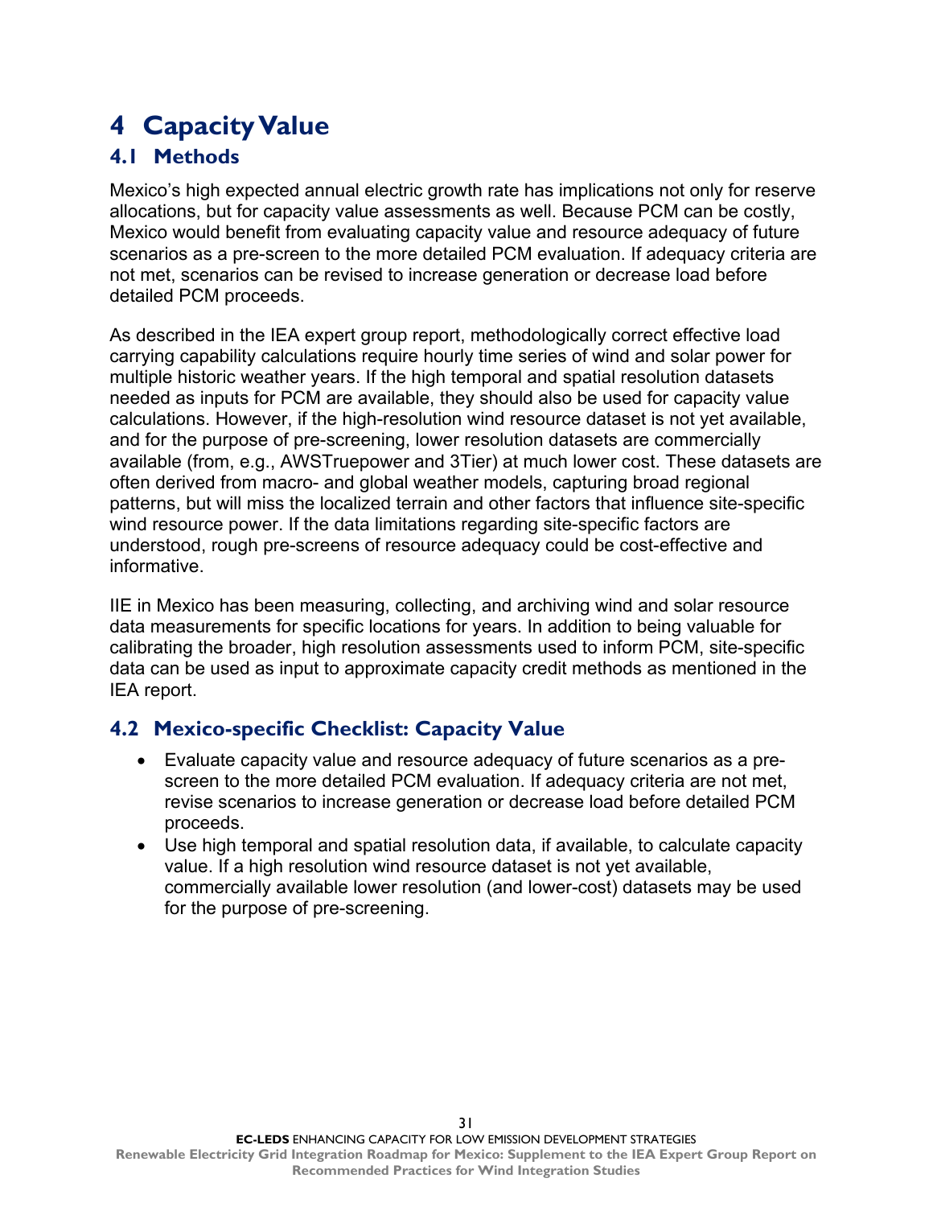# 4 Capacity Value

## 4.1 Methods

Mexico's high expected annual electric growth rate has implications not only for reserve allocations, but for capacity value assessments as well. Because PCM can be costly, Mexico would benefit from evaluating capacity value and resource adequacy of future scenarios as a pre-screen to the more detailed PCM evaluation. If adequacy criteria are not met, scenarios can be revised to increase generation or decrease load before detailed PCM proceeds.

As described in the IEA expert group report, methodologically correct effective load carrying capability calculations require hourly time series of wind and solar power for multiple historic weather years. If the high temporal and spatial resolution datasets needed as inputs for PCM are available, they should also be used for capacity value calculations. However, if the high-resolution wind resource dataset is not yet available, and for the purpose of pre-screening, lower resolution datasets are commercially available (from, e.g., AWSTruepower and 3Tier) at much lower cost. These datasets are often derived from macro- and global weather models, capturing broad regional patterns, but will miss the localized terrain and other factors that influence site-specific wind resource power. If the data limitations regarding site-specific factors are understood, rough pre-screens of resource adequacy could be cost-effective and informative.

IIE in Mexico has been measuring, collecting, and archiving wind and solar resource data measurements for specific locations for years. In addition to being valuable for calibrating the broader, high resolution assessments used to inform PCM, site-specific data can be used as input to approximate capacity credit methods as mentioned in the IEA report.

## 4.2 Mexico-specific Checklist: Capacity Value

- Evaluate capacity value and resource adequacy of future scenarios as a pre-screen to the more detailed PCM evaluation. If adequacy criteria are not met, revise scenarios to increase generation or decrease load before detailed PCM proceeds.
- Use high temporal and spatial resolution data, if available, to calculate capacity value. If a high resolution wind resource dataset is not yet available, commercially available lower resolution (and lower-cost) datasets may be used for the purpose of pre-screening.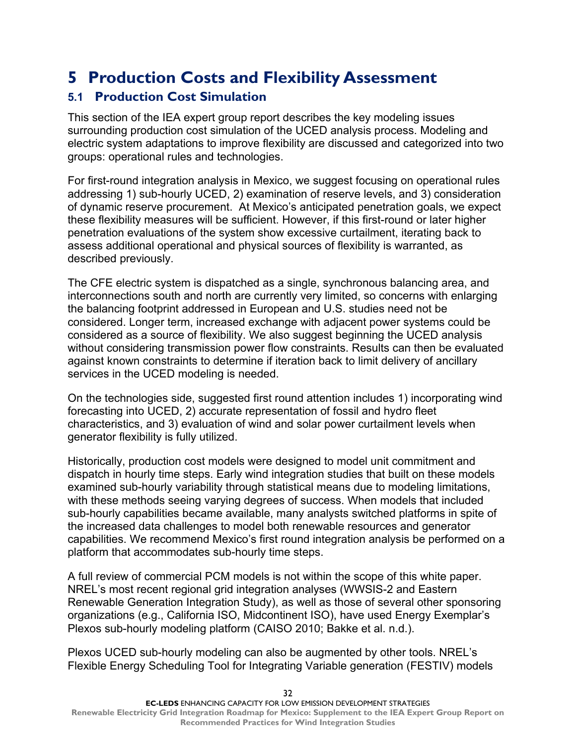# 5 Production Costs and Flexibility Assessment

## 5.1 Production Cost Simulation

This section of the IEA expert group report describes the key modeling issues surrounding production cost simulation of the UCED analysis process. Modeling and electric system adaptations to improve flexibility are discussed and categorized into two groups: operational rules and technologies.

For first-round integration analysis in Mexico, we suggest focusing on operational rules addressing 1) sub-hourly UCED, 2) examination of reserve levels, and 3) consideration of dynamic reserve procurement. At Mexico's anticipated penetration goals, we expect these flexibility measures will be sufficient. However, if this first-round or later higher penetration evaluations of the system show excessive curtailment, iterating back to assess additional operational and physical sources of flexibility is warranted, as described previously.

The CFE electric system is dispatched as a single, synchronous balancing area, and interconnections south and north are currently very limited, so concerns with enlarging the balancing footprint addressed in European and U.S. studies need not be considered. Longer term, increased exchange with adjacent power systems could be considered as a source of flexibility. We also suggest beginning the UCED analysis without considering transmission power flow constraints. Results can then be evaluated against known constraints to determine if iteration back to limit delivery of ancillary services in the UCED modeling is needed.

On the technologies side, suggested first round attention includes 1) incorporating wind forecasting into UCED, 2) accurate representation of fossil and hydro fleet characteristics, and 3) evaluation of wind and solar power curtailment levels when generator flexibility is fully utilized.

Historically, production cost models were designed to model unit commitment and dispatch in hourly time steps. Early wind integration studies that built on these models examined sub-hourly variability through statistical means due to modeling limitations, with these methods seeing varying degrees of success. When models that included sub-hourly capabilities became available, many analysts switched platforms in spite of the increased data challenges to model both renewable resources and generator capabilities. We recommend Mexico's first round integration analysis be performed on a platform that accommodates sub-hourly time steps.

A full review of commercial PCM models is not within the scope of this white paper. NREL's most recent regional grid integration analyses (WWSIS-2 and Eastern Renewable Generation Integration Study), as well as those of several other sponsoring organizations (e.g., California ISO, Midcontinent ISO), have used Energy Exemplar's Plexos sub-hourly modeling platform (CAISO 2010; Bakke et al. n.d.).

Plexos UCED sub-hourly modeling can also be augmented by other tools. NREL's Flexible Energy Scheduling Tool for Integrating Variable generation (FESTIV) models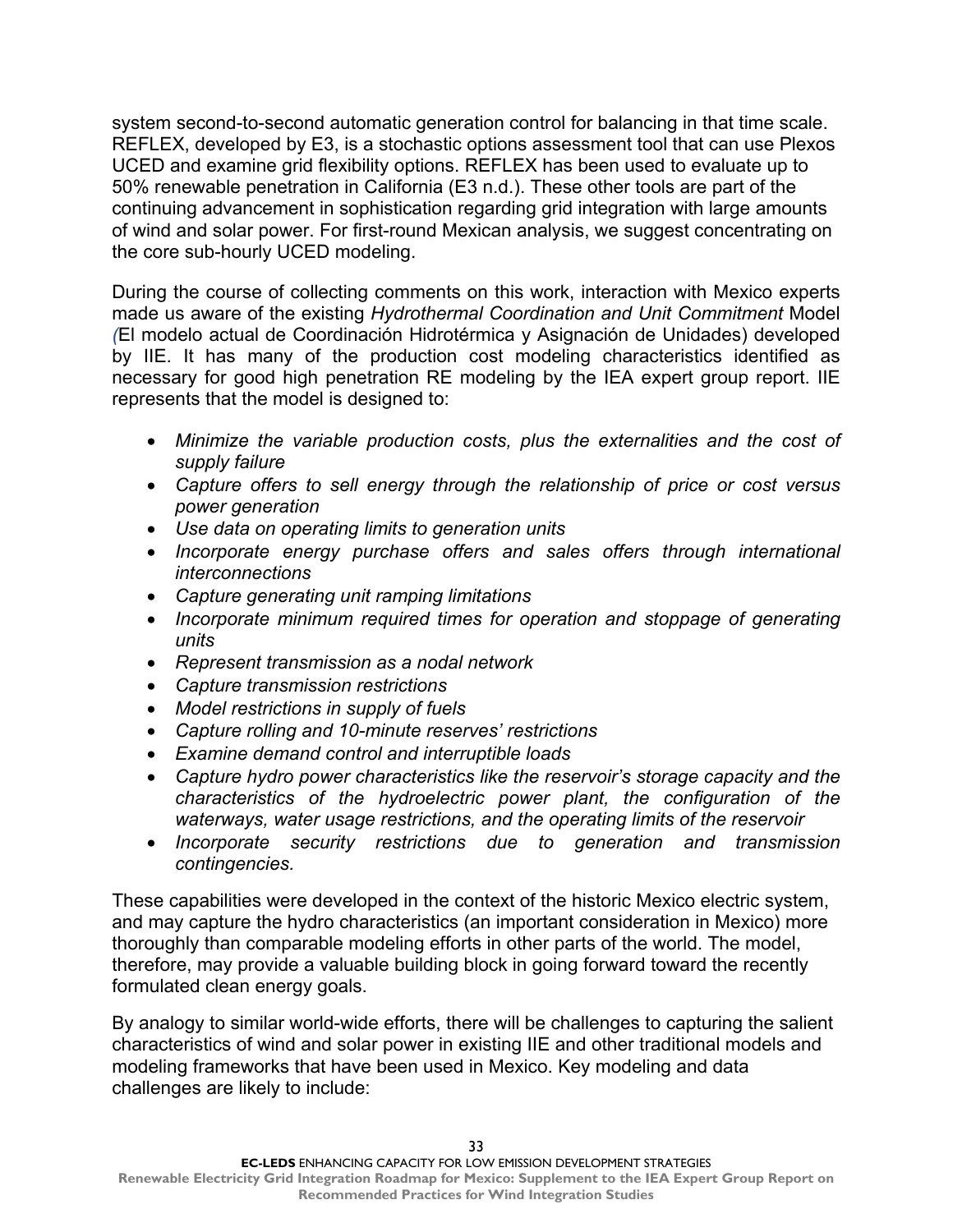system second-to-second automatic generation control for balancing in that time scale. REFLEX, developed by E3, is a stochastic options assessment tool that can use Plexos UCED and examine grid flexibility options. REFLEX has been used to evaluate up to 50% renewable penetration in California (E3 n.d.). These other tools are part of the continuing advancement in sophistication regarding grid integration with large amounts of wind and solar power. For first-round Mexican analysis, we suggest concentrating on the core sub-hourly UCED modeling.

During the course of collecting comments on this work, interaction with Mexico experts made us aware of the existing *Hydrothermal Coordination and Unit Commitment* Model (El modelo actual de Coordinación Hidrotérmica y Asignación de Unidades) developed by IIE. It has many of the production cost modeling characteristics identified as necessary for good high penetration RE modeling by the IEA expert group report. IIE represents that the model is designed to:

- *Minimize the variable production costs, plus the externalities and the cost of supply failure*
- *Capture offers to sell energy through the relationship of price or cost versus power generation*
- *Use data on operating limits to generation units*
- *Incorporate energy purchase offers and sales offers through international interconnections*
- *Capture generating unit ramping limitations*
- *Incorporate minimum required times for operation and stoppage of generating units*
- *Represent transmission as a nodal network*
- *Capture transmission restrictions*
- *Model restrictions in supply of fuels*
- *Capture rolling and 10-minute reserves' restrictions*
- *Examine demand control and interruptible loads*
- *Capture hydro power characteristics like the reservoir's storage capacity and the characteristics of the hydroelectric power plant, the configuration of the waterways, water usage restrictions, and the operating limits of the reservoir*
- *Incorporate security restrictions due to generation and transmission contingencies.*

These capabilities were developed in the context of the historic Mexico electric system, and may capture the hydro characteristics (an important consideration in Mexico) more thoroughly than comparable modeling efforts in other parts of the world. The model, therefore, may provide a valuable building block in going forward toward the recently formulated clean energy goals.

By analogy to similar world-wide efforts, there will be challenges to capturing the salient characteristics of wind and solar power in existing IIE and other traditional models and modeling frameworks that have been used in Mexico. Key modeling and data challenges are likely to include: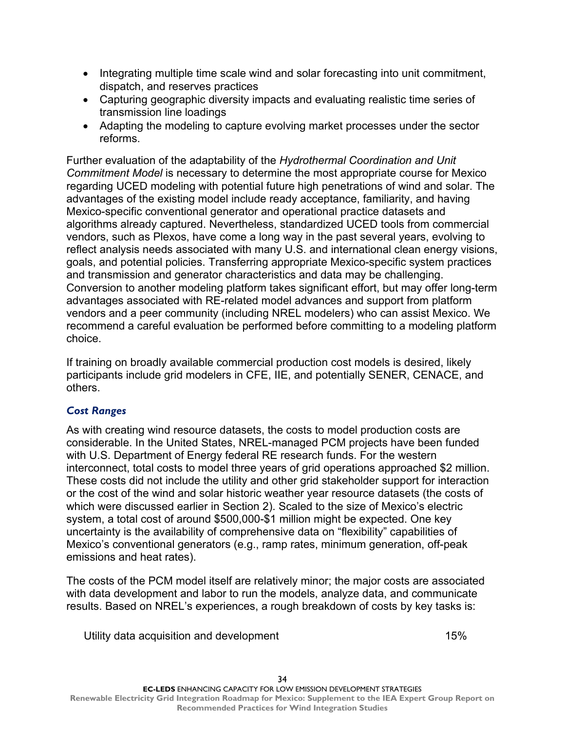- Integrating multiple time scale wind and solar forecasting into unit commitment, dispatch, and reserves practices
- Capturing geographic diversity impacts and evaluating realistic time series of transmission line loadings
- Adapting the modeling to capture evolving market processes under the sector reforms.

Further evaluation of the adaptability of the *Hydrothermal Coordination and Unit Commitment Model* is necessary to determine the most appropriate course for Mexico regarding UCED modeling with potential future high penetrations of wind and solar. The advantages of the existing model include ready acceptance, familiarity, and having Mexico-specific conventional generator and operational practice datasets and algorithms already captured. Nevertheless, standardized UCED tools from commercial vendors, such as Plexos, have come a long way in the past several years, evolving to reflect analysis needs associated with many U.S. and international clean energy visions, goals, and potential policies. Transferring appropriate Mexico-specific system practices and transmission and generator characteristics and data may be challenging. Conversion to another modeling platform takes significant effort, but may offer long-term advantages associated with RE-related model advances and support from platform vendors and a peer community (including NREL modelers) who can assist Mexico. We recommend a careful evaluation be performed before committing to a modeling platform choice.

If training on broadly available commercial production cost models is desired, likely participants include grid modelers in CFE, IIE, and potentially SENER, CENACE, and others.

### *Cost Ranges*

As with creating wind resource datasets, the costs to model production costs are considerable. In the United States, NREL-managed PCM projects have been funded with U.S. Department of Energy federal RE research funds. For the western interconnect, total costs to model three years of grid operations approached $2 million. These costs did not include the utility and other grid stakeholder support for interaction or the cost of the wind and solar historic weather year resource datasets (the costs of which were discussed earlier in Section 2). Scaled to the size of Mexico's electric system, a total cost of around $500,000-$1 million might be expected. One key uncertainty is the availability of comprehensive data on "flexibility" capabilities of Mexico's conventional generators (e.g., ramp rates, minimum generation, off-peak emissions and heat rates).

The costs of the PCM model itself are relatively minor; the major costs are associated with data development and labor to run the models, analyze data, and communicate results. Based on NREL's experiences, a rough breakdown of costs by key tasks is:

Utility data acquisition and development 15%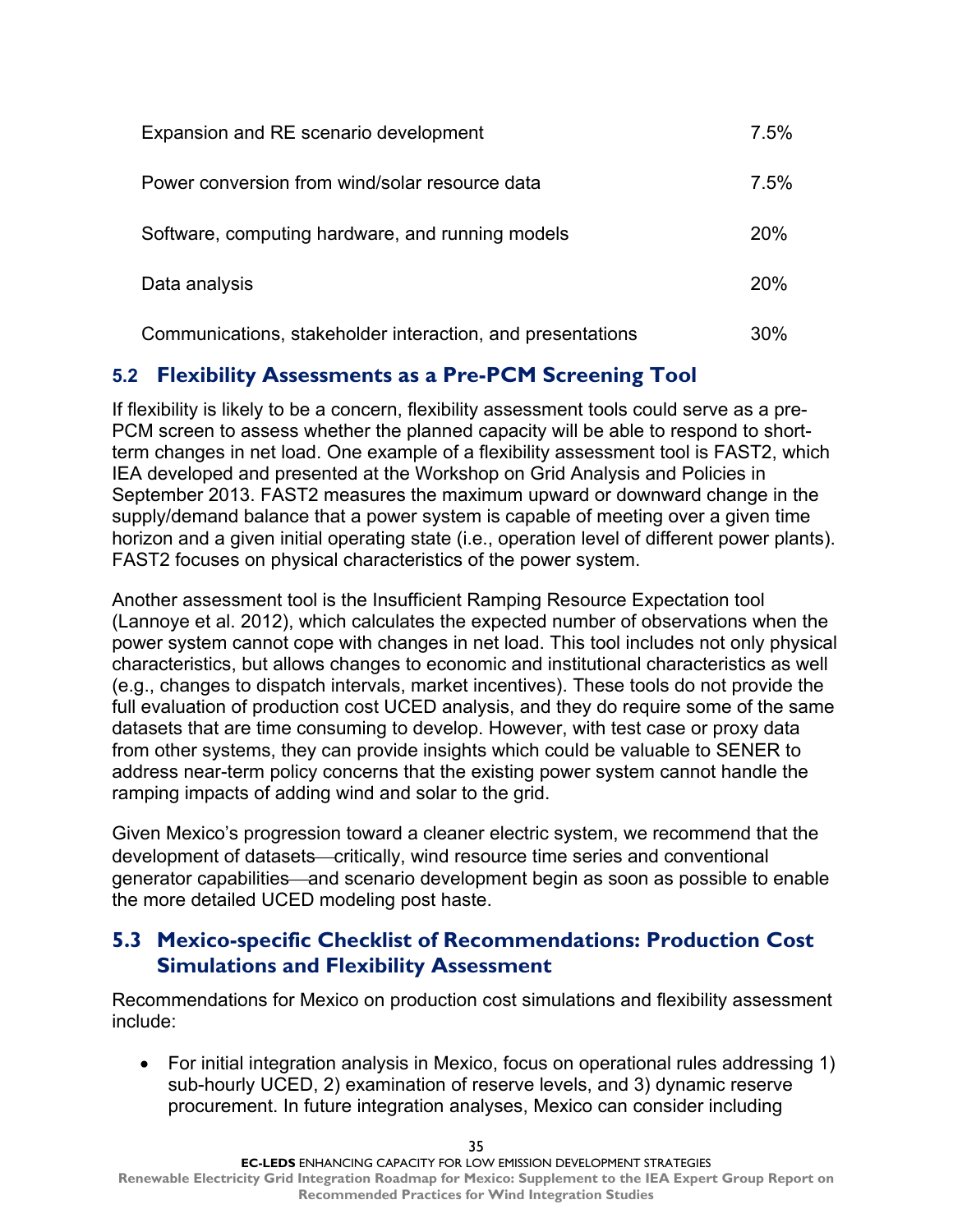| | |
|---|---|
| Expansion and RE scenario development | 7.5% |
| Power conversion from wind/solar resource data | 7.5% |
| Software, computing hardware, and running models | 20% |
| Data analysis | 20% |
| Communications, stakeholder interaction, and presentations | 30% |

## 5.2 Flexibility Assessments as a Pre-PCM Screening Tool

If flexibility is likely to be a concern, flexibility assessment tools could serve as a pre-PCM screen to assess whether the planned capacity will be able to respond to short-term changes in net load. One example of a flexibility assessment tool is FAST2, which IEA developed and presented at the Workshop on Grid Analysis and Policies in September 2013. FAST2 measures the maximum upward or downward change in the supply/demand balance that a power system is capable of meeting over a given time horizon and a given initial operating state (i.e., operation level of different power plants). FAST2 focuses on physical characteristics of the power system.

Another assessment tool is the Insufficient Ramping Resource Expectation tool (Lannoye et al. 2012), which calculates the expected number of observations when the power system cannot cope with changes in net load. This tool includes not only physical characteristics, but allows changes to economic and institutional characteristics as well (e.g., changes to dispatch intervals, market incentives). These tools do not provide the full evaluation of production cost UCED analysis, and they do require some of the same datasets that are time consuming to develop. However, with test case or proxy data from other systems, they can provide insights which could be valuable to SENER to address near-term policy concerns that the existing power system cannot handle the ramping impacts of adding wind and solar to the grid.

Given Mexico's progression toward a cleaner electric system, we recommend that the development of datasets—critically, wind resource time series and conventional generator capabilities—and scenario development begin as soon as possible to enable the more detailed UCED modeling post haste.

## 5.3 Mexico-specific Checklist of Recommendations: Production Cost Simulations and Flexibility Assessment

Recommendations for Mexico on production cost simulations and flexibility assessment include:

- For initial integration analysis in Mexico, focus on operational rules addressing 1) sub-hourly UCED, 2) examination of reserve levels, and 3) dynamic reserve procurement. In future integration analyses, Mexico can consider including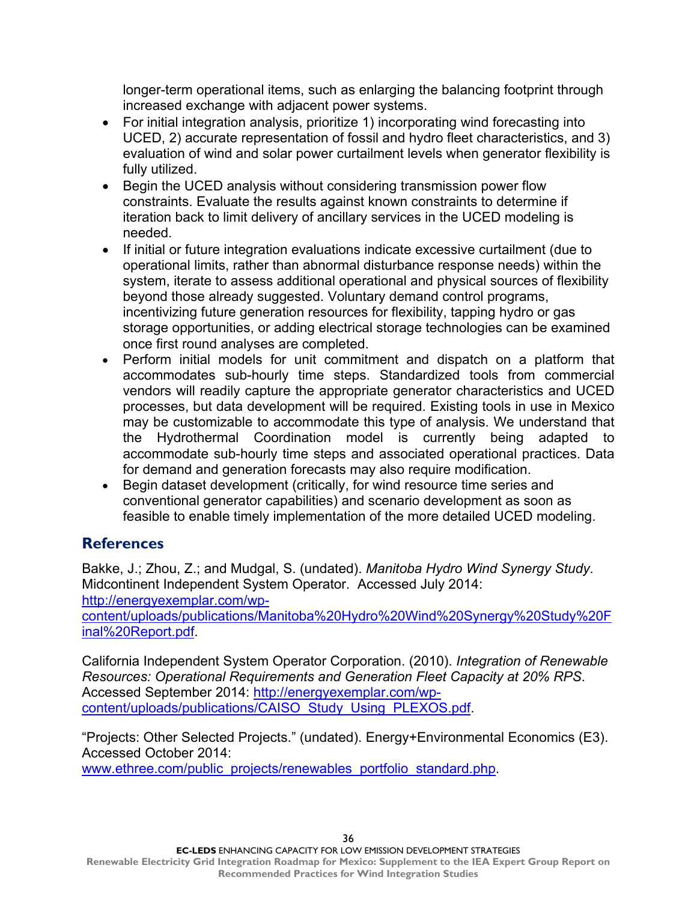longer-term operational items, such as enlarging the balancing footprint through increased exchange with adjacent power systems.

- For initial integration analysis, prioritize 1) incorporating wind forecasting into UCED, 2) accurate representation of fossil and hydro fleet characteristics, and 3) evaluation of wind and solar power curtailment levels when generator flexibility is fully utilized.
- Begin the UCED analysis without considering transmission power flow constraints. Evaluate the results against known constraints to determine if iteration back to limit delivery of ancillary services in the UCED modeling is needed.
- If initial or future integration evaluations indicate excessive curtailment (due to operational limits, rather than abnormal disturbance response needs) within the system, iterate to assess additional operational and physical sources of flexibility beyond those already suggested. Voluntary demand control programs, incentivizing future generation resources for flexibility, tapping hydro or gas storage opportunities, or adding electrical storage technologies can be examined once first round analyses are completed.
- Perform initial models for unit commitment and dispatch on a platform that accommodates sub-hourly time steps. Standardized tools from commercial vendors will readily capture the appropriate generator characteristics and UCED processes, but data development will be required. Existing tools in use in Mexico may be customizable to accommodate this type of analysis. We understand that the Hydrothermal Coordination model is currently being adapted to accommodate sub-hourly time steps and associated operational practices. Data for demand and generation forecasts may also require modification.
- Begin dataset development (critically, for wind resource time series and conventional generator capabilities) and scenario development as soon as feasible to enable timely implementation of the more detailed UCED modeling.

## References

Bakke, J.; Zhou, Z.; and Mudgal, S. (undated). *Manitoba Hydro Wind Synergy Study*. Midcontinent Independent System Operator. Accessed July 2014: http://energyexemplar.com/wp-content/uploads/publications/Manitoba%20Hydro%20Wind%20Synergy%20Study%20Final%20Report.pdf.

California Independent System Operator Corporation. (2010). *Integration of Renewable Resources: Operational Requirements and Generation Fleet Capacity at 20% RPS*. Accessed September 2014: http://energyexemplar.com/wp-content/uploads/publications/CAISO_Study_Using_PLEXOS.pdf.

"Projects: Other Selected Projects." (undated). Energy+Environmental Economics (E3). Accessed October 2014: www.ethree.com/public_projects/renewables_portfolio_standard.php.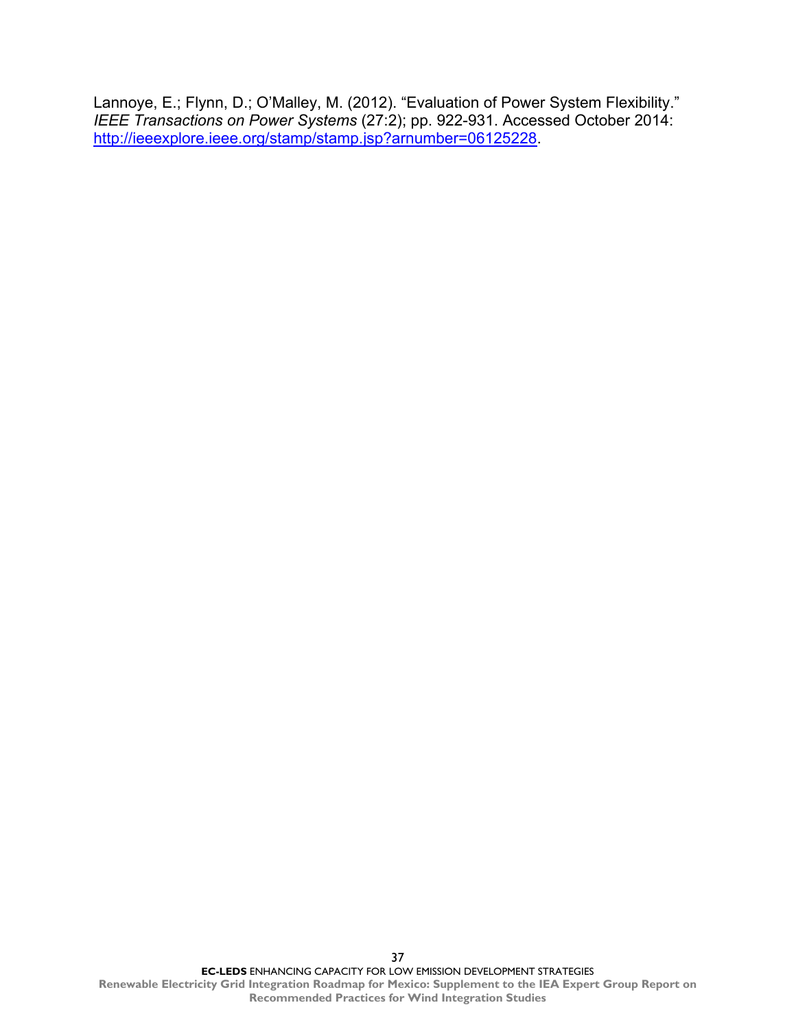Lannoye, E.; Flynn, D.; O'Malley, M. (2012). "Evaluation of Power System Flexibility." *IEEE Transactions on Power Systems* (27:2); pp. 922-931. Accessed October 2014: http://ieeexplore.ieee.org/stamp/stamp.jsp?arnumber=06125228.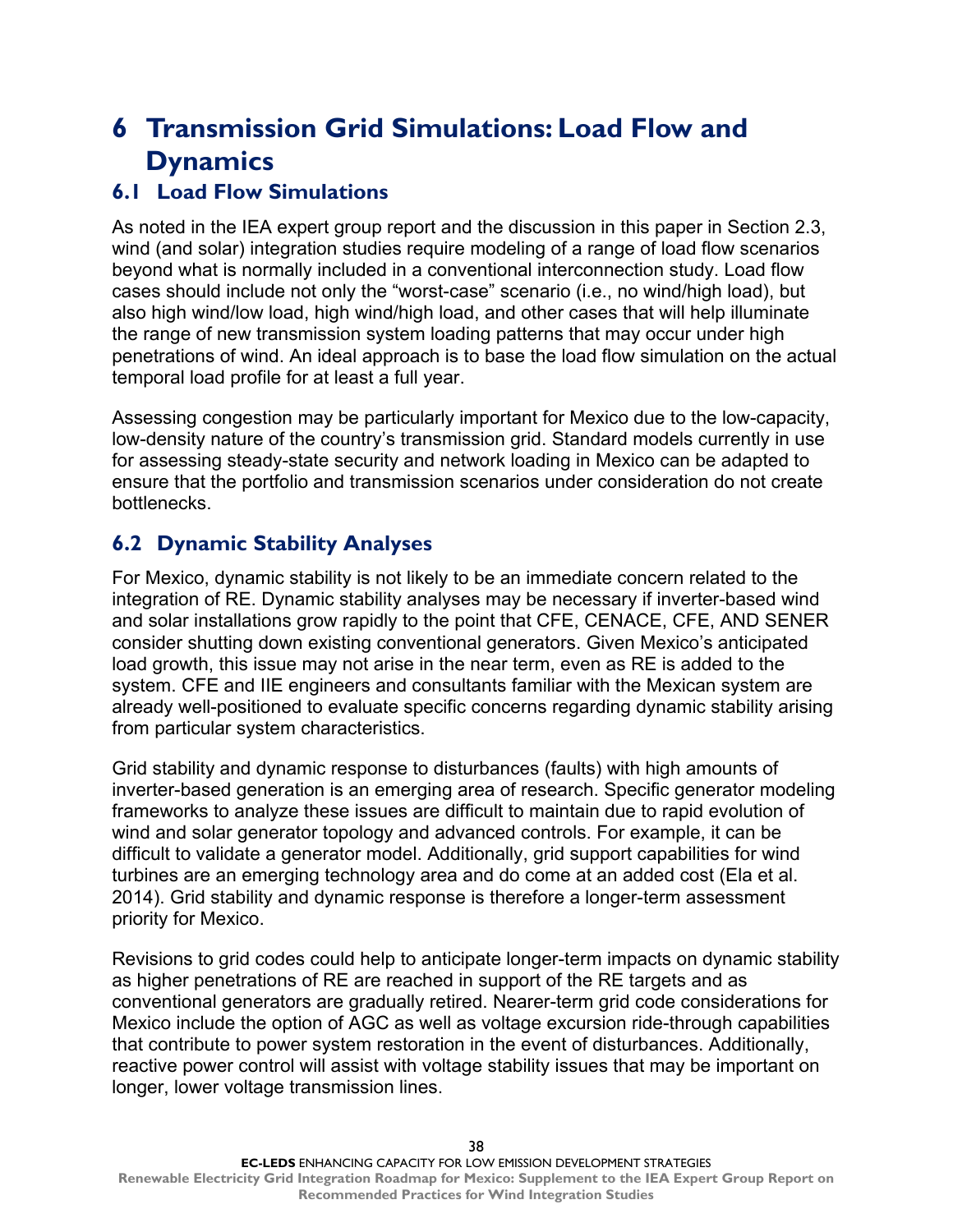# 6 Transmission Grid Simulations: Load Flow and Dynamics

## 6.1 Load Flow Simulations

As noted in the IEA expert group report and the discussion in this paper in Section 2.3, wind (and solar) integration studies require modeling of a range of load flow scenarios beyond what is normally included in a conventional interconnection study. Load flow cases should include not only the "worst-case" scenario (i.e., no wind/high load), but also high wind/low load, high wind/high load, and other cases that will help illuminate the range of new transmission system loading patterns that may occur under high penetrations of wind. An ideal approach is to base the load flow simulation on the actual temporal load profile for at least a full year.

Assessing congestion may be particularly important for Mexico due to the low-capacity, low-density nature of the country's transmission grid. Standard models currently in use for assessing steady-state security and network loading in Mexico can be adapted to ensure that the portfolio and transmission scenarios under consideration do not create bottlenecks.

## 6.2 Dynamic Stability Analyses

For Mexico, dynamic stability is not likely to be an immediate concern related to the integration of RE. Dynamic stability analyses may be necessary if inverter-based wind and solar installations grow rapidly to the point that CFE, CENACE, CFE, AND SENER consider shutting down existing conventional generators. Given Mexico's anticipated load growth, this issue may not arise in the near term, even as RE is added to the system. CFE and IIE engineers and consultants familiar with the Mexican system are already well-positioned to evaluate specific concerns regarding dynamic stability arising from particular system characteristics.

Grid stability and dynamic response to disturbances (faults) with high amounts of inverter-based generation is an emerging area of research. Specific generator modeling frameworks to analyze these issues are difficult to maintain due to rapid evolution of wind and solar generator topology and advanced controls. For example, it can be difficult to validate a generator model. Additionally, grid support capabilities for wind turbines are an emerging technology area and do come at an added cost (Ela et al. 2014). Grid stability and dynamic response is therefore a longer-term assessment priority for Mexico.

Revisions to grid codes could help to anticipate longer-term impacts on dynamic stability as higher penetrations of RE are reached in support of the RE targets and as conventional generators are gradually retired. Nearer-term grid code considerations for Mexico include the option of AGC as well as voltage excursion ride-through capabilities that contribute to power system restoration in the event of disturbances. Additionally, reactive power control will assist with voltage stability issues that may be important on longer, lower voltage transmission lines.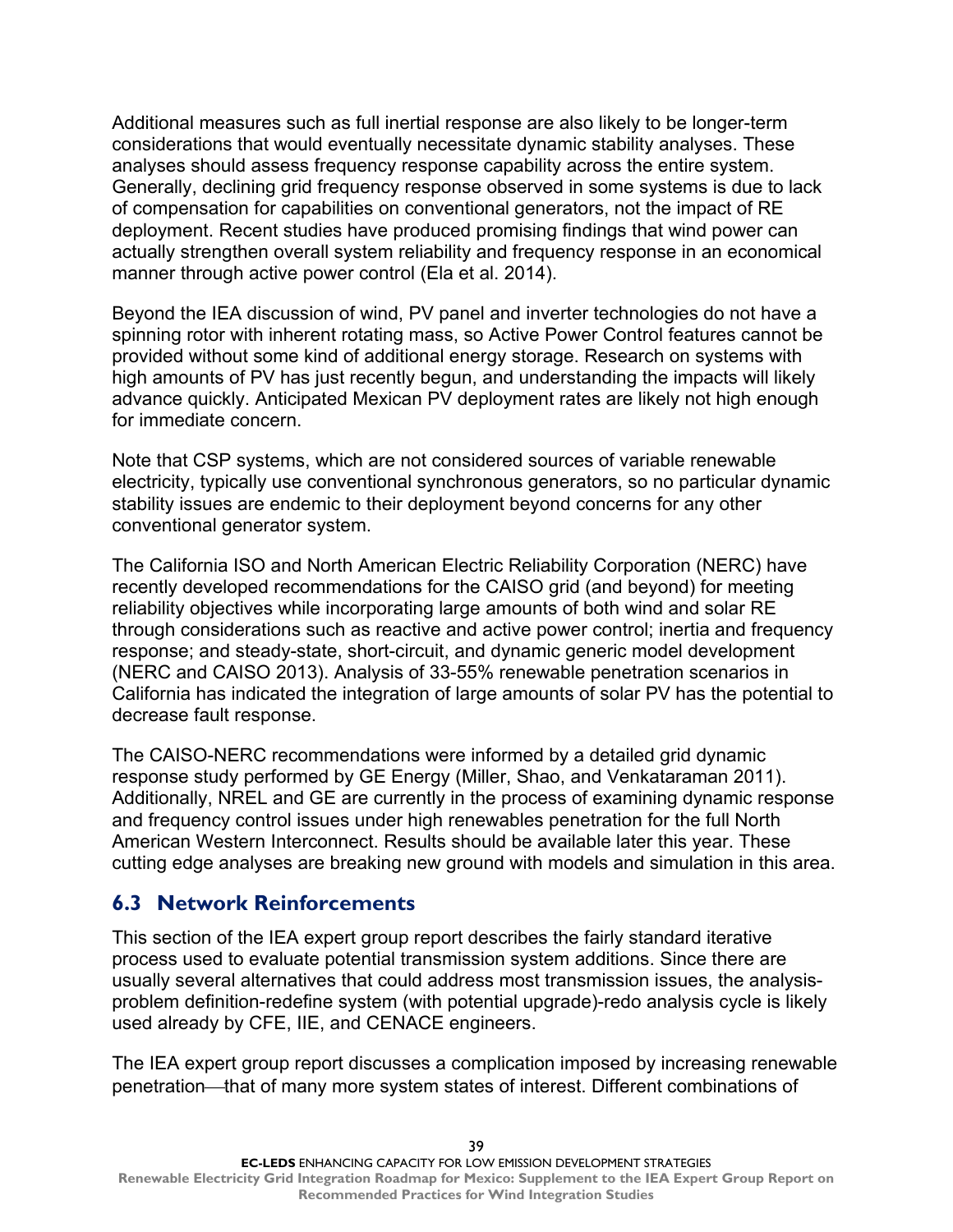Additional measures such as full inertial response are also likely to be longer-term considerations that would eventually necessitate dynamic stability analyses. These analyses should assess frequency response capability across the entire system. Generally, declining grid frequency response observed in some systems is due to lack of compensation for capabilities on conventional generators, not the impact of RE deployment. Recent studies have produced promising findings that wind power can actually strengthen overall system reliability and frequency response in an economical manner through active power control (Ela et al. 2014).

Beyond the IEA discussion of wind, PV panel and inverter technologies do not have a spinning rotor with inherent rotating mass, so Active Power Control features cannot be provided without some kind of additional energy storage. Research on systems with high amounts of PV has just recently begun, and understanding the impacts will likely advance quickly. Anticipated Mexican PV deployment rates are likely not high enough for immediate concern.

Note that CSP systems, which are not considered sources of variable renewable electricity, typically use conventional synchronous generators, so no particular dynamic stability issues are endemic to their deployment beyond concerns for any other conventional generator system.

The California ISO and North American Electric Reliability Corporation (NERC) have recently developed recommendations for the CAISO grid (and beyond) for meeting reliability objectives while incorporating large amounts of both wind and solar RE through considerations such as reactive and active power control; inertia and frequency response; and steady-state, short-circuit, and dynamic generic model development (NERC and CAISO 2013). Analysis of 33-55% renewable penetration scenarios in California has indicated the integration of large amounts of solar PV has the potential to decrease fault response.

The CAISO-NERC recommendations were informed by a detailed grid dynamic response study performed by GE Energy (Miller, Shao, and Venkataraman 2011). Additionally, NREL and GE are currently in the process of examining dynamic response and frequency control issues under high renewables penetration for the full North American Western Interconnect. Results should be available later this year. These cutting edge analyses are breaking new ground with models and simulation in this area.

## 6.3 Network Reinforcements

This section of the IEA expert group report describes the fairly standard iterative process used to evaluate potential transmission system additions. Since there are usually several alternatives that could address most transmission issues, the analysis-problem definition-redefine system (with potential upgrade)-redo analysis cycle is likely used already by CFE, IIE, and CENACE engineers.

The IEA expert group report discusses a complication imposed by increasing renewable penetration—that of many more system states of interest. Different combinations of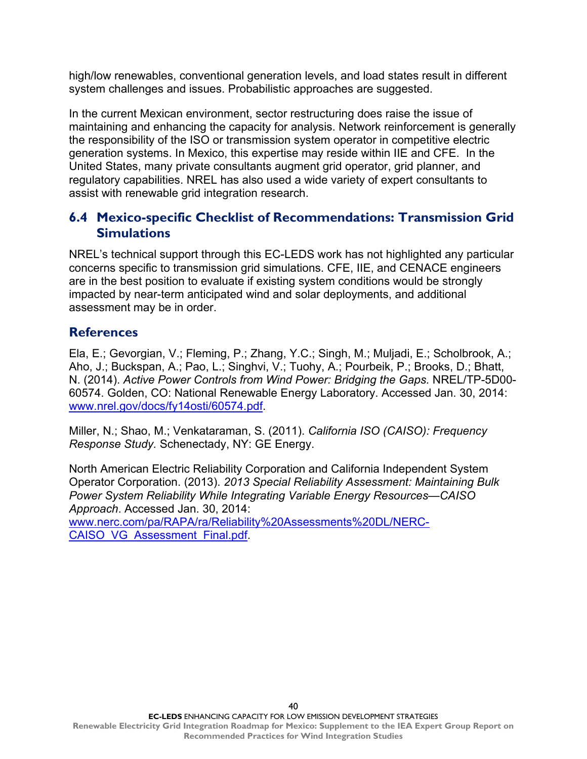high/low renewables, conventional generation levels, and load states result in different system challenges and issues. Probabilistic approaches are suggested.

In the current Mexican environment, sector restructuring does raise the issue of maintaining and enhancing the capacity for analysis. Network reinforcement is generally the responsibility of the ISO or transmission system operator in competitive electric generation systems. In Mexico, this expertise may reside within IIE and CFE. In the United States, many private consultants augment grid operator, grid planner, and regulatory capabilities. NREL has also used a wide variety of expert consultants to assist with renewable grid integration research.

## 6.4 Mexico-specific Checklist of Recommendations: Transmission Grid Simulations

NREL's technical support through this EC-LEDS work has not highlighted any particular concerns specific to transmission grid simulations. CFE, IIE, and CENACE engineers are in the best position to evaluate if existing system conditions would be strongly impacted by near-term anticipated wind and solar deployments, and additional assessment may be in order.

## References

Ela, E.; Gevorgian, V.; Fleming, P.; Zhang, Y.C.; Singh, M.; Muljadi, E.; Scholbrook, A.; Aho, J.; Buckspan, A.; Pao, L.; Singhvi, V.; Tuohy, A.; Pourbeik, P.; Brooks, D.; Bhatt, N. (2014). *Active Power Controls from Wind Power: Bridging the Gaps.* NREL/TP-5D00-60574. Golden, CO: National Renewable Energy Laboratory. Accessed Jan. 30, 2014: www.nrel.gov/docs/fy14osti/60574.pdf.

Miller, N.; Shao, M.; Venkataraman, S. (2011). *California ISO (CAISO): Frequency Response Study.* Schenectady, NY: GE Energy.

North American Electric Reliability Corporation and California Independent System Operator Corporation. (2013). *2013 Special Reliability Assessment: Maintaining Bulk Power System Reliability While Integrating Variable Energy Resources—CAISO Approach*. Accessed Jan. 30, 2014: www.nerc.com/pa/RAPA/ra/Reliability%20Assessments%20DL/NERC-CAISO_VG_Assessment_Final.pdf.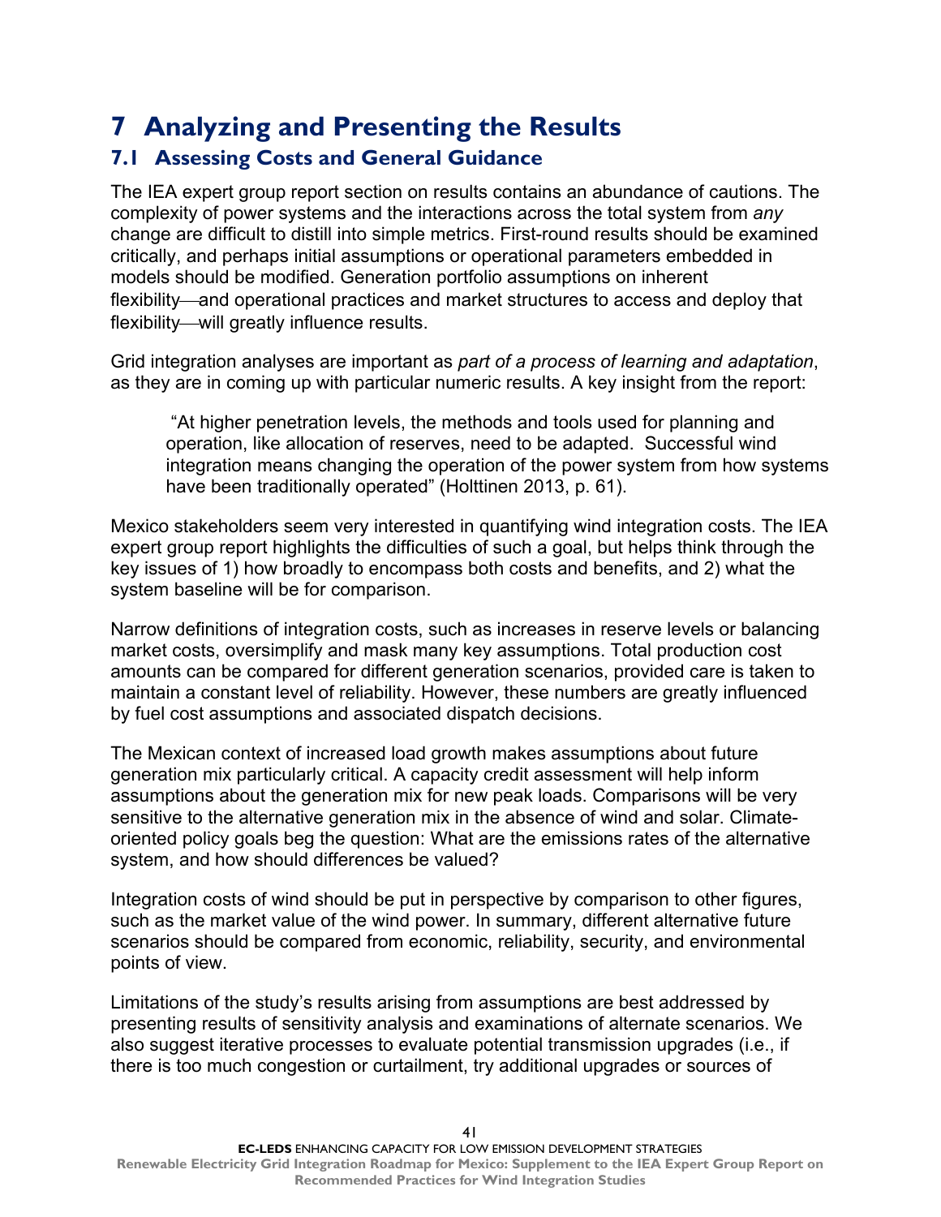# 7 Analyzing and Presenting the Results

## 7.1 Assessing Costs and General Guidance

The IEA expert group report section on results contains an abundance of cautions. The complexity of power systems and the interactions across the total system from *any* change are difficult to distill into simple metrics. First-round results should be examined critically, and perhaps initial assumptions or operational parameters embedded in models should be modified. Generation portfolio assumptions on inherent flexibility—and operational practices and market structures to access and deploy that flexibility—will greatly influence results.

Grid integration analyses are important as *part of a process of learning and adaptation*, as they are in coming up with particular numeric results. A key insight from the report:

> "At higher penetration levels, the methods and tools used for planning and operation, like allocation of reserves, need to be adapted. Successful wind integration means changing the operation of the power system from how systems have been traditionally operated" (Holttinen 2013, p. 61).

Mexico stakeholders seem very interested in quantifying wind integration costs. The IEA expert group report highlights the difficulties of such a goal, but helps think through the key issues of 1) how broadly to encompass both costs and benefits, and 2) what the system baseline will be for comparison.

Narrow definitions of integration costs, such as increases in reserve levels or balancing market costs, oversimplify and mask many key assumptions. Total production cost amounts can be compared for different generation scenarios, provided care is taken to maintain a constant level of reliability. However, these numbers are greatly influenced by fuel cost assumptions and associated dispatch decisions.

The Mexican context of increased load growth makes assumptions about future generation mix particularly critical. A capacity credit assessment will help inform assumptions about the generation mix for new peak loads. Comparisons will be very sensitive to the alternative generation mix in the absence of wind and solar. Climate-oriented policy goals beg the question: What are the emissions rates of the alternative system, and how should differences be valued?

Integration costs of wind should be put in perspective by comparison to other figures, such as the market value of the wind power. In summary, different alternative future scenarios should be compared from economic, reliability, security, and environmental points of view.

Limitations of the study's results arising from assumptions are best addressed by presenting results of sensitivity analysis and examinations of alternate scenarios. We also suggest iterative processes to evaluate potential transmission upgrades (i.e., if there is too much congestion or curtailment, try additional upgrades or sources of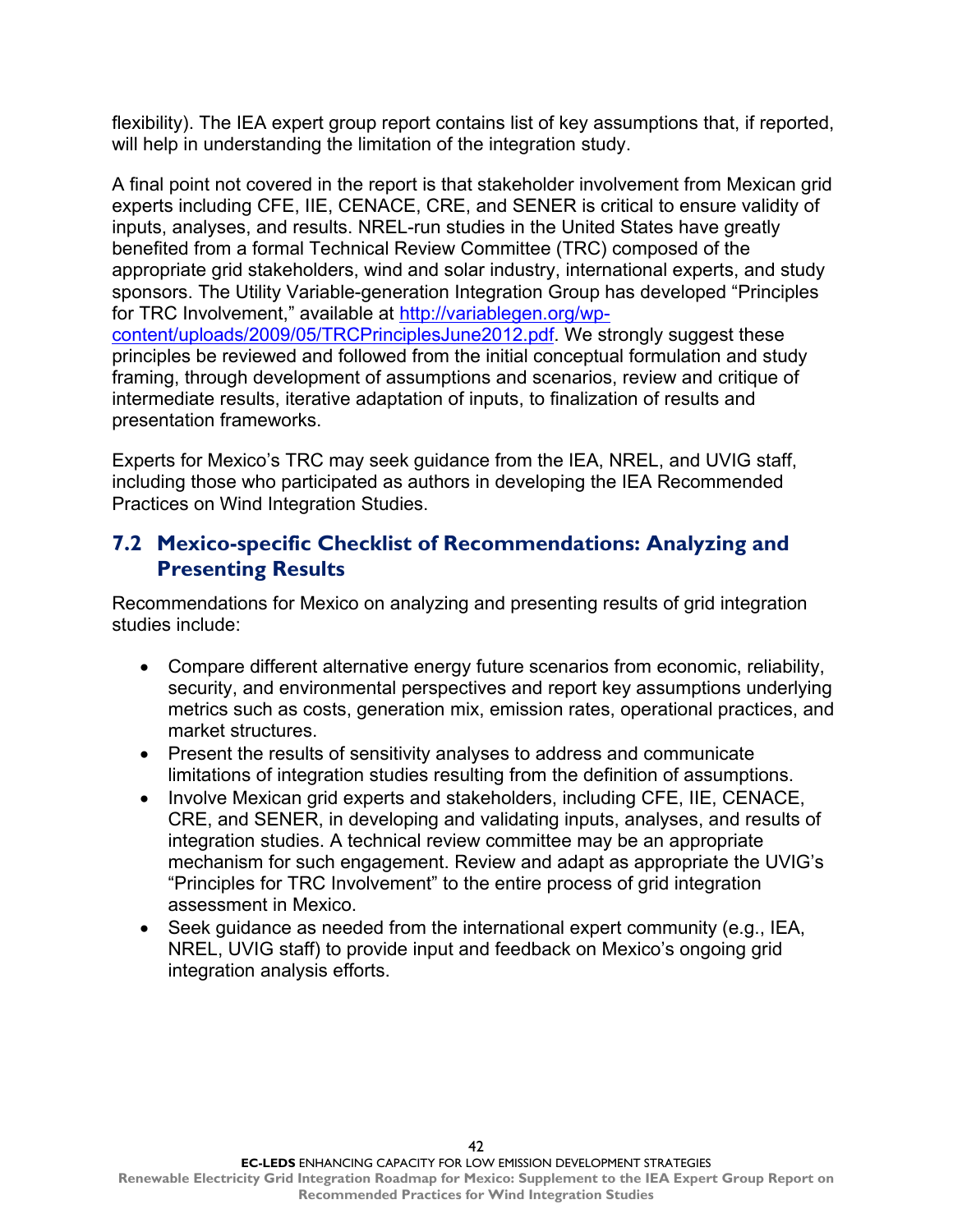flexibility). The IEA expert group report contains list of key assumptions that, if reported, will help in understanding the limitation of the integration study.

A final point not covered in the report is that stakeholder involvement from Mexican grid experts including CFE, IIE, CENACE, CRE, and SENER is critical to ensure validity of inputs, analyses, and results. NREL-run studies in the United States have greatly benefited from a formal Technical Review Committee (TRC) composed of the appropriate grid stakeholders, wind and solar industry, international experts, and study sponsors. The Utility Variable-generation Integration Group has developed "Principles for TRC Involvement," available at [http://variablegen.org/wp-content/uploads/2009/05/TRCPrinciplesJune2012.pdf](http://variablegen.org/wp-content/uploads/2009/05/TRCPrinciplesJune2012.pdf). We strongly suggest these principles be reviewed and followed from the initial conceptual formulation and study framing, through development of assumptions and scenarios, review and critique of intermediate results, iterative adaptation of inputs, to finalization of results and presentation frameworks.

Experts for Mexico's TRC may seek guidance from the IEA, NREL, and UVIG staff, including those who participated as authors in developing the IEA Recommended Practices on Wind Integration Studies.

## 7.2 Mexico-specific Checklist of Recommendations: Analyzing and Presenting Results

Recommendations for Mexico on analyzing and presenting results of grid integration studies include:

- Compare different alternative energy future scenarios from economic, reliability, security, and environmental perspectives and report key assumptions underlying metrics such as costs, generation mix, emission rates, operational practices, and market structures.
- Present the results of sensitivity analyses to address and communicate limitations of integration studies resulting from the definition of assumptions.
- Involve Mexican grid experts and stakeholders, including CFE, IIE, CENACE, CRE, and SENER, in developing and validating inputs, analyses, and results of integration studies. A technical review committee may be an appropriate mechanism for such engagement. Review and adapt as appropriate the UVIG's "Principles for TRC Involvement" to the entire process of grid integration assessment in Mexico.
- Seek guidance as needed from the international expert community (e.g., IEA, NREL, UVIG staff) to provide input and feedback on Mexico's ongoing grid integration analysis efforts.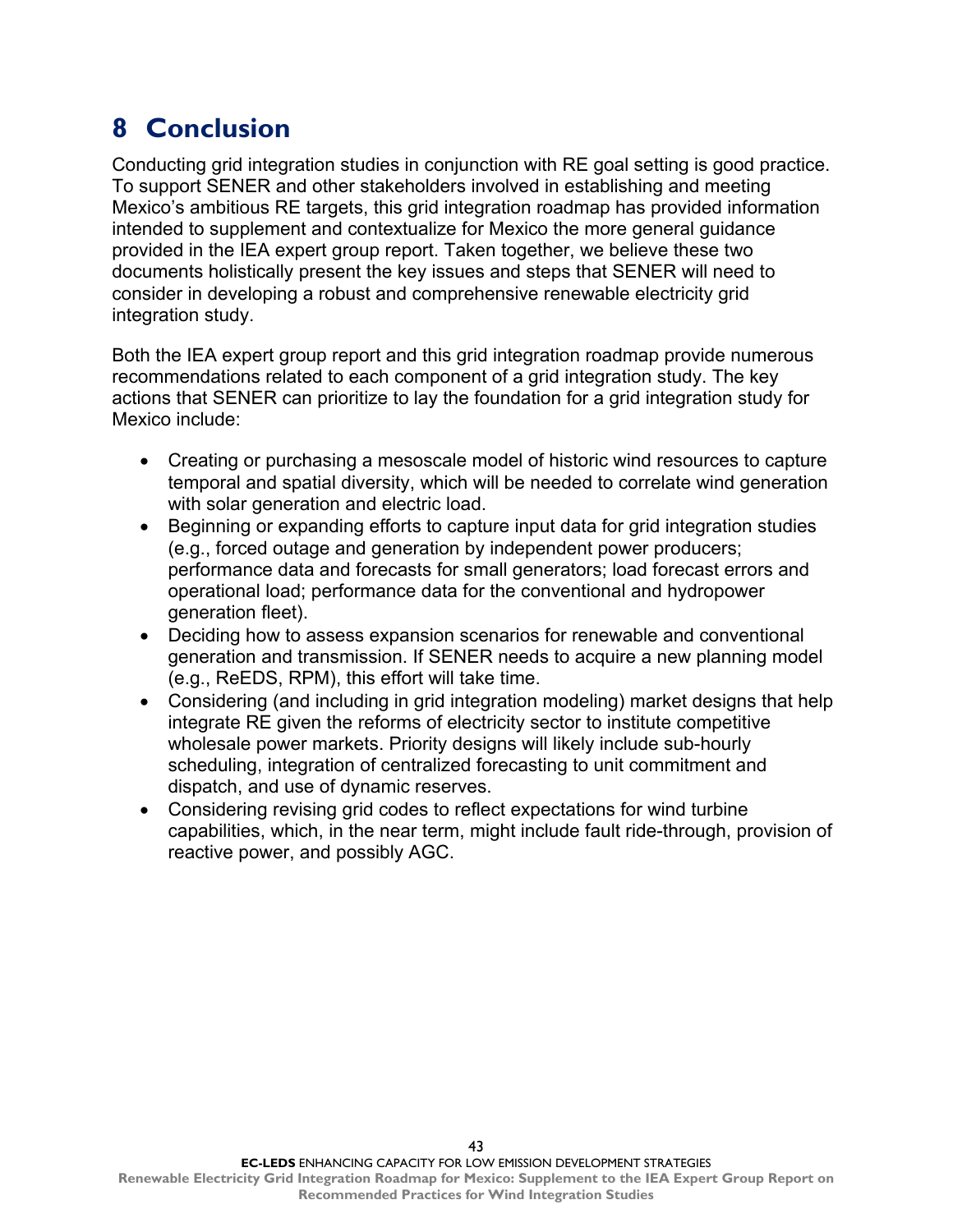# 8 Conclusion

Conducting grid integration studies in conjunction with RE goal setting is good practice. To support SENER and other stakeholders involved in establishing and meeting Mexico's ambitious RE targets, this grid integration roadmap has provided information intended to supplement and contextualize for Mexico the more general guidance provided in the IEA expert group report. Taken together, we believe these two documents holistically present the key issues and steps that SENER will need to consider in developing a robust and comprehensive renewable electricity grid integration study.

Both the IEA expert group report and this grid integration roadmap provide numerous recommendations related to each component of a grid integration study. The key actions that SENER can prioritize to lay the foundation for a grid integration study for Mexico include:

- Creating or purchasing a mesoscale model of historic wind resources to capture temporal and spatial diversity, which will be needed to correlate wind generation with solar generation and electric load.
- Beginning or expanding efforts to capture input data for grid integration studies (e.g., forced outage and generation by independent power producers; performance data and forecasts for small generators; load forecast errors and operational load; performance data for the conventional and hydropower generation fleet).
- Deciding how to assess expansion scenarios for renewable and conventional generation and transmission. If SENER needs to acquire a new planning model (e.g., ReEDS, RPM), this effort will take time.
- Considering (and including in grid integration modeling) market designs that help integrate RE given the reforms of electricity sector to institute competitive wholesale power markets. Priority designs will likely include sub-hourly scheduling, integration of centralized forecasting to unit commitment and dispatch, and use of dynamic reserves.
- Considering revising grid codes to reflect expectations for wind turbine capabilities, which, in the near term, might include fault ride-through, provision of reactive power, and possibly AGC.